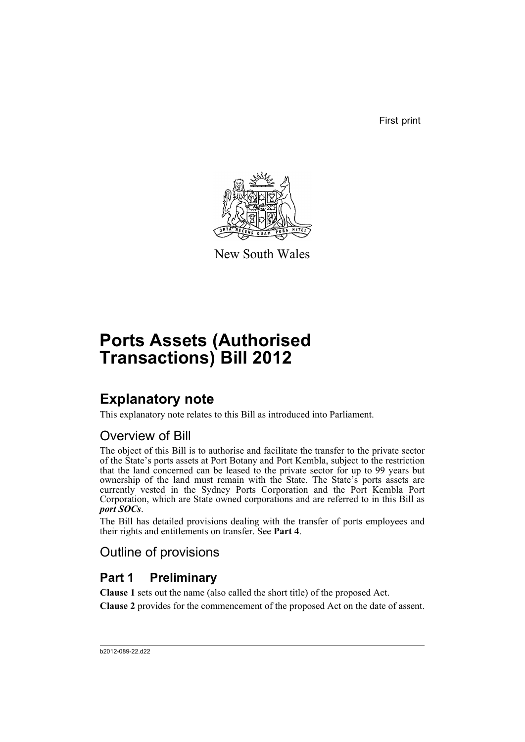First print

New South Wales

# Ports Assets (Authorised Transactions) Bill 2012

## Explanatory note

This explanatory note relates to this Bill as introduced into Parliament.

### Overview of Bill

The object of this Bill is to authorise and facilitate the transfer to the private sector of the State's ports assets at Port Botany and Port Kembla, subject to the restriction that the land concerned can be leased to the private sector for up to 99 years but ownership of the land must remain with the State. The State's ports assets are currently vested in the Sydney Ports Corporation and the Port Kembla Port Corporation, which are State owned corporations and are referred to in this Bill as ***port SOCs***.

The Bill has detailed provisions dealing with the transfer of ports employees and their rights and entitlements on transfer. See **Part 4**.

### Outline of provisions

## Part 1 Preliminary

**Clause 1** sets out the name (also called the short title) of the proposed Act.

**Clause 2** provides for the commencement of the proposed Act on the date of assent.

b2012-089-22.d22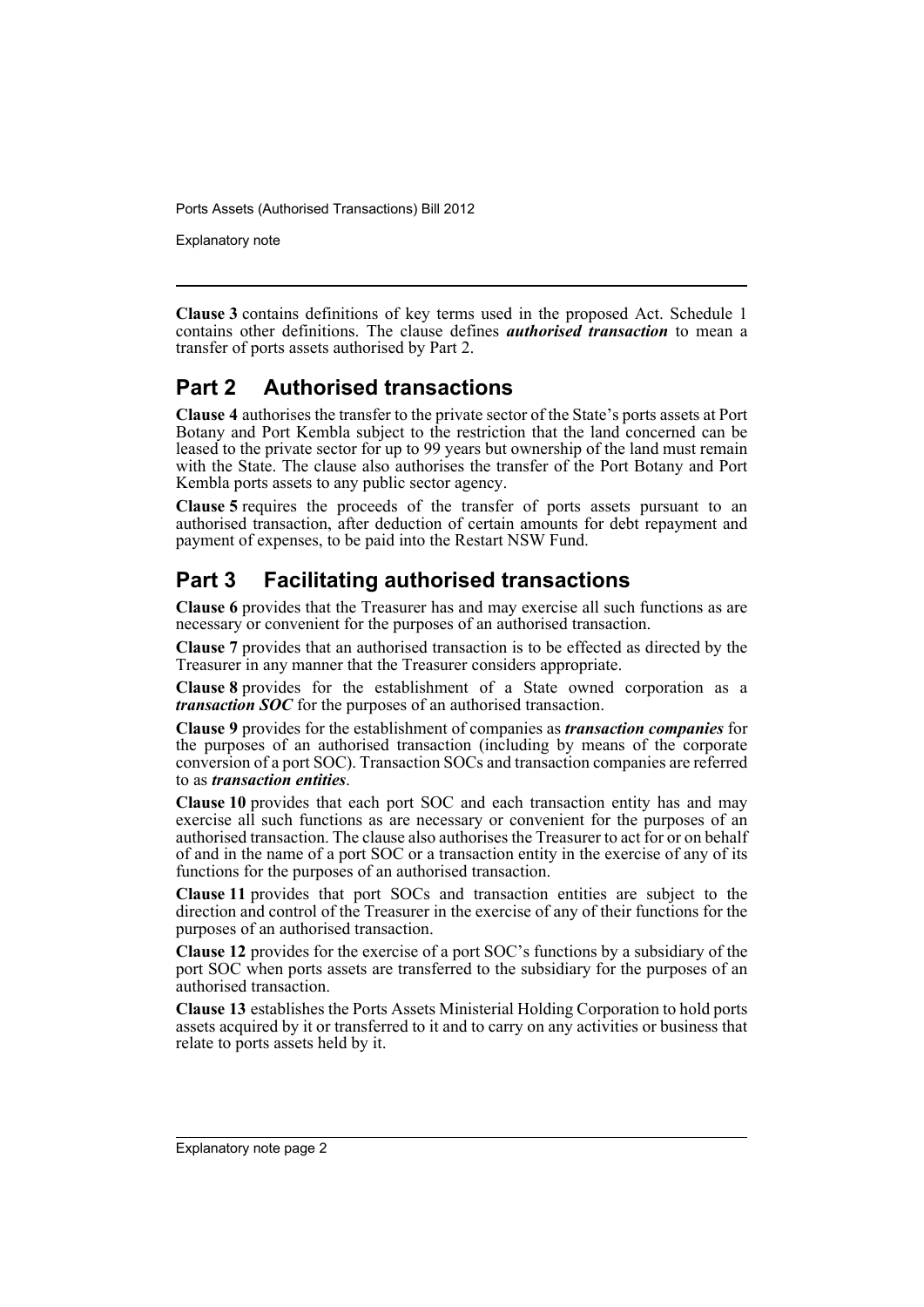**Clause 3** contains definitions of key terms used in the proposed Act. Schedule 1 contains other definitions. The clause defines ***authorised transaction*** to mean a transfer of ports assets authorised by Part 2.

## Part 2 Authorised transactions

**Clause 4** authorises the transfer to the private sector of the State's ports assets at Port Botany and Port Kembla subject to the restriction that the land concerned can be leased to the private sector for up to 99 years but ownership of the land must remain with the State. The clause also authorises the transfer of the Port Botany and Port Kembla ports assets to any public sector agency.

**Clause 5** requires the proceeds of the transfer of ports assets pursuant to an authorised transaction, after deduction of certain amounts for debt repayment and payment of expenses, to be paid into the Restart NSW Fund.

## Part 3 Facilitating authorised transactions

**Clause 6** provides that the Treasurer has and may exercise all such functions as are necessary or convenient for the purposes of an authorised transaction.

**Clause 7** provides that an authorised transaction is to be effected as directed by the Treasurer in any manner that the Treasurer considers appropriate.

**Clause 8** provides for the establishment of a State owned corporation as a ***transaction SOC*** for the purposes of an authorised transaction.

**Clause 9** provides for the establishment of companies as ***transaction companies*** for the purposes of an authorised transaction (including by means of the corporate conversion of a port SOC). Transaction SOCs and transaction companies are referred to as ***transaction entities***.

**Clause 10** provides that each port SOC and each transaction entity has and may exercise all such functions as are necessary or convenient for the purposes of an authorised transaction. The clause also authorises the Treasurer to act for or on behalf of and in the name of a port SOC or a transaction entity in the exercise of any of its functions for the purposes of an authorised transaction.

**Clause 11** provides that port SOCs and transaction entities are subject to the direction and control of the Treasurer in the exercise of any of their functions for the purposes of an authorised transaction.

**Clause 12** provides for the exercise of a port SOC's functions by a subsidiary of the port SOC when ports assets are transferred to the subsidiary for the purposes of an authorised transaction.

**Clause 13** establishes the Ports Assets Ministerial Holding Corporation to hold ports assets acquired by it or transferred to it and to carry on any activities or business that relate to ports assets held by it.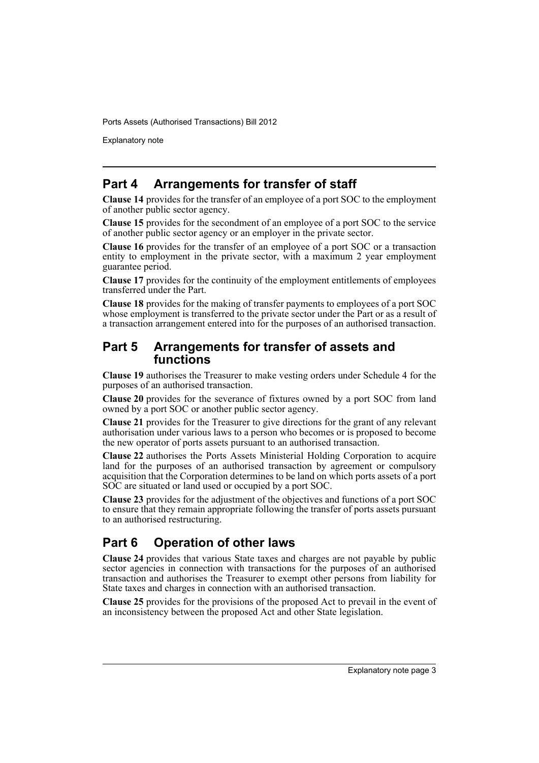## Part 4 Arrangements for transfer of staff

**Clause 14** provides for the transfer of an employee of a port SOC to the employment of another public sector agency.

**Clause 15** provides for the secondment of an employee of a port SOC to the service of another public sector agency or an employer in the private sector.

**Clause 16** provides for the transfer of an employee of a port SOC or a transaction entity to employment in the private sector, with a maximum 2 year employment guarantee period.

**Clause 17** provides for the continuity of the employment entitlements of employees transferred under the Part.

**Clause 18** provides for the making of transfer payments to employees of a port SOC whose employment is transferred to the private sector under the Part or as a result of a transaction arrangement entered into for the purposes of an authorised transaction.

## Part 5 Arrangements for transfer of assets and functions

**Clause 19** authorises the Treasurer to make vesting orders under Schedule 4 for the purposes of an authorised transaction.

**Clause 20** provides for the severance of fixtures owned by a port SOC from land owned by a port SOC or another public sector agency.

**Clause 21** provides for the Treasurer to give directions for the grant of any relevant authorisation under various laws to a person who becomes or is proposed to become the new operator of ports assets pursuant to an authorised transaction.

**Clause 22** authorises the Ports Assets Ministerial Holding Corporation to acquire land for the purposes of an authorised transaction by agreement or compulsory acquisition that the Corporation determines to be land on which ports assets of a port SOC are situated or land used or occupied by a port SOC.

**Clause 23** provides for the adjustment of the objectives and functions of a port SOC to ensure that they remain appropriate following the transfer of ports assets pursuant to an authorised restructuring.

## Part 6 Operation of other laws

**Clause 24** provides that various State taxes and charges are not payable by public sector agencies in connection with transactions for the purposes of an authorised transaction and authorises the Treasurer to exempt other persons from liability for State taxes and charges in connection with an authorised transaction.

**Clause 25** provides for the provisions of the proposed Act to prevail in the event of an inconsistency between the proposed Act and other State legislation.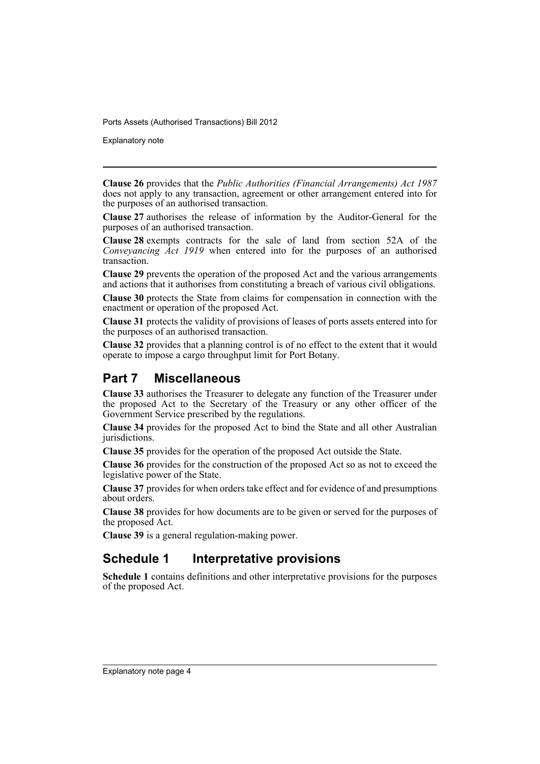**Clause 26** provides that the *Public Authorities (Financial Arrangements) Act 1987* does not apply to any transaction, agreement or other arrangement entered into for the purposes of an authorised transaction.

**Clause 27** authorises the release of information by the Auditor-General for the purposes of an authorised transaction.

**Clause 28** exempts contracts for the sale of land from section 52A of the *Conveyancing Act 1919* when entered into for the purposes of an authorised transaction.

**Clause 29** prevents the operation of the proposed Act and the various arrangements and actions that it authorises from constituting a breach of various civil obligations.

**Clause 30** protects the State from claims for compensation in connection with the enactment or operation of the proposed Act.

**Clause 31** protects the validity of provisions of leases of ports assets entered into for the purposes of an authorised transaction.

**Clause 32** provides that a planning control is of no effect to the extent that it would operate to impose a cargo throughput limit for Port Botany.

## Part 7 Miscellaneous

**Clause 33** authorises the Treasurer to delegate any function of the Treasurer under the proposed Act to the Secretary of the Treasury or any other officer of the Government Service prescribed by the regulations.

**Clause 34** provides for the proposed Act to bind the State and all other Australian jurisdictions.

**Clause 35** provides for the operation of the proposed Act outside the State.

**Clause 36** provides for the construction of the proposed Act so as not to exceed the legislative power of the State.

**Clause 37** provides for when orders take effect and for evidence of and presumptions about orders.

**Clause 38** provides for how documents are to be given or served for the purposes of the proposed Act.

**Clause 39** is a general regulation-making power.

## Schedule 1 Interpretative provisions

**Schedule 1** contains definitions and other interpretative provisions for the purposes of the proposed Act.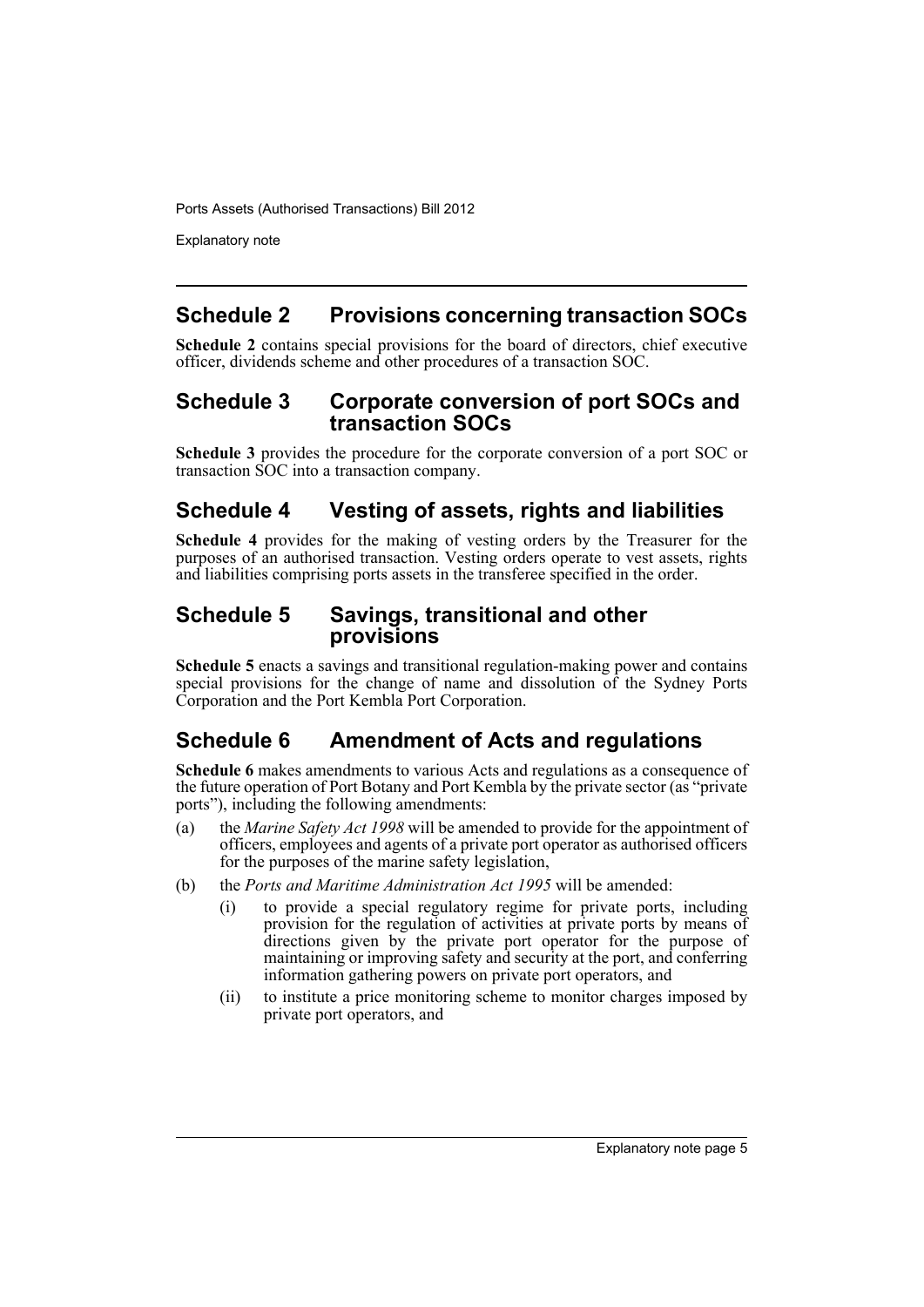## Schedule 2 Provisions concerning transaction SOCs

**Schedule 2** contains special provisions for the board of directors, chief executive officer, dividends scheme and other procedures of a transaction SOC.

## Schedule 3 Corporate conversion of port SOCs and transaction SOCs

**Schedule 3** provides the procedure for the corporate conversion of a port SOC or transaction SOC into a transaction company.

## Schedule 4 Vesting of assets, rights and liabilities

**Schedule 4** provides for the making of vesting orders by the Treasurer for the purposes of an authorised transaction. Vesting orders operate to vest assets, rights and liabilities comprising ports assets in the transferee specified in the order.

## Schedule 5 Savings, transitional and other provisions

**Schedule 5** enacts a savings and transitional regulation-making power and contains special provisions for the change of name and dissolution of the Sydney Ports Corporation and the Port Kembla Port Corporation.

## Schedule 6 Amendment of Acts and regulations

**Schedule 6** makes amendments to various Acts and regulations as a consequence of the future operation of Port Botany and Port Kembla by the private sector (as "private ports"), including the following amendments:

(a) the *Marine Safety Act 1998* will be amended to provide for the appointment of officers, employees and agents of a private port operator as authorised officers for the purposes of the marine safety legislation,

(b) the *Ports and Maritime Administration Act 1995* will be amended:

   (i) to provide a special regulatory regime for private ports, including provision for the regulation of activities at private ports by means of directions given by the private port operator for the purpose of maintaining or improving safety and security at the port, and conferring information gathering powers on private port operators, and

   (ii) to institute a price monitoring scheme to monitor charges imposed by private port operators, and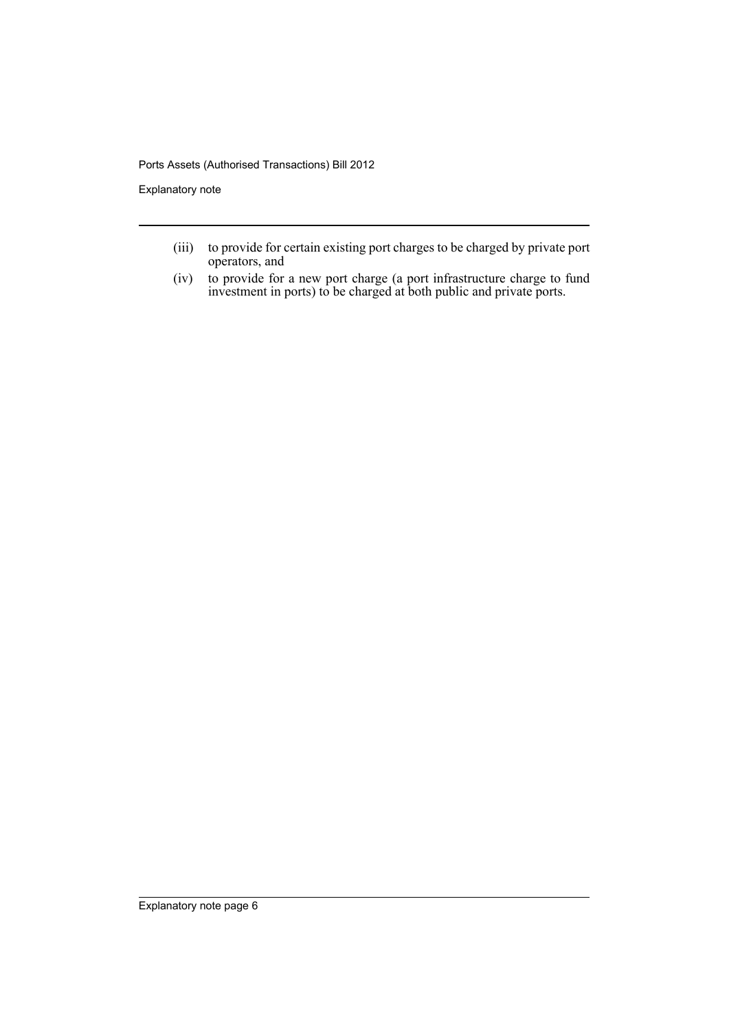(iii) to provide for certain existing port charges to be charged by private port operators, and

(iv) to provide for a new port charge (a port infrastructure charge to fund investment in ports) to be charged at both public and private ports.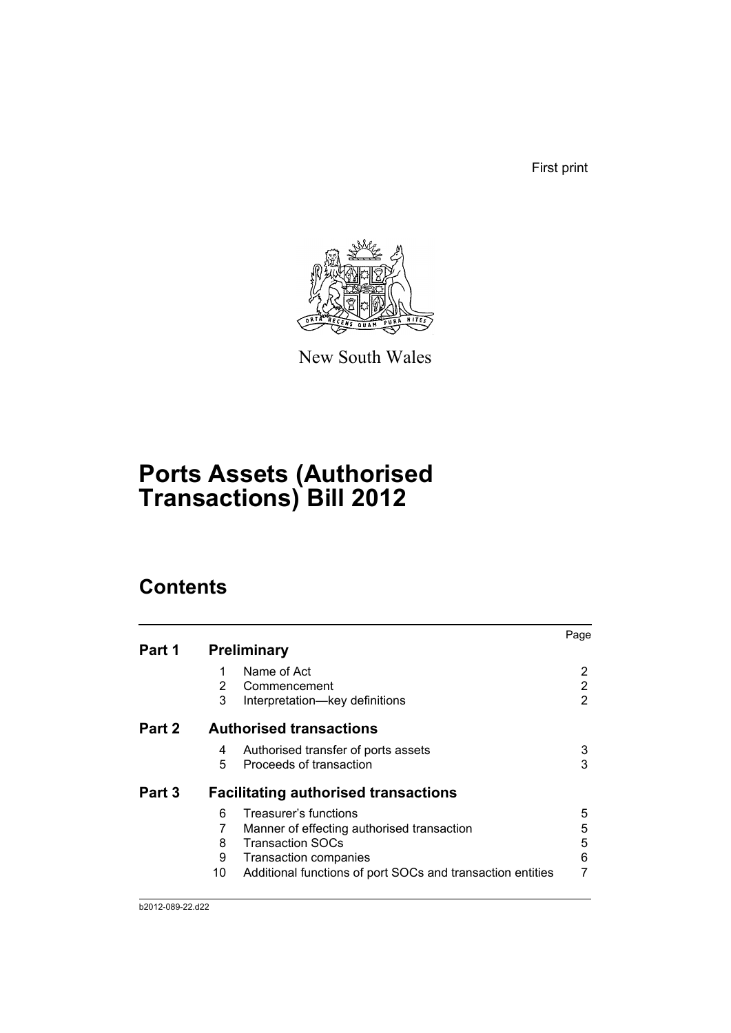First print

New South Wales

# Ports Assets (Authorised Transactions) Bill 2012

## Contents

| | | | Page |
|---|---|---|---|
| **Part 1** | **Preliminary** | | |
| | 1 | Name of Act | 2 |
| | 2 | Commencement | 2 |
| | 3 | Interpretation—key definitions | 2 |
| **Part 2** | **Authorised transactions** | | |
| | 4 | Authorised transfer of ports assets | 3 |
| | 5 | Proceeds of transaction | 3 |
| **Part 3** | **Facilitating authorised transactions** | | |
| | 6 | Treasurer's functions | 5 |
| | 7 | Manner of effecting authorised transaction | 5 |
| | 8 | Transaction SOCs | 5 |
| | 9 | Transaction companies | 6 |
| | 10 | Additional functions of port SOCs and transaction entities | 7 |

b2012-089-22.d22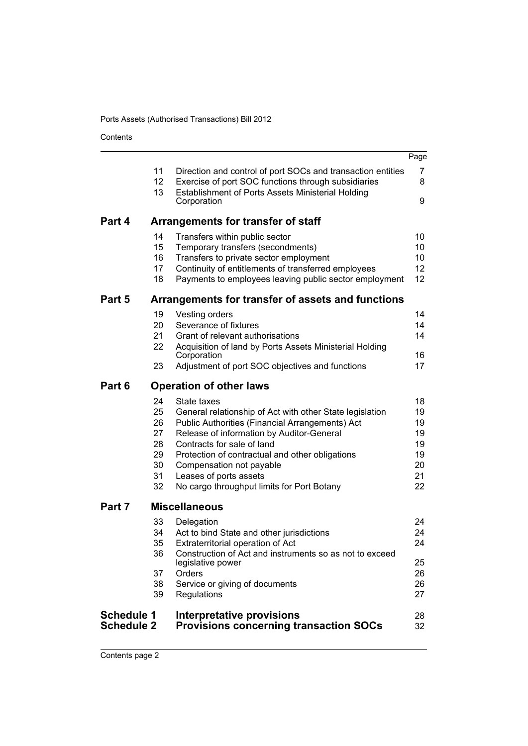| | | | Page |
|---|---|---|---|
| | 11 | Direction and control of port SOCs and transaction entities | 7 |
| | 12 | Exercise of port SOC functions through subsidiaries | 8 |
| | 13 | Establishment of Ports Assets Ministerial Holding Corporation | 9 |
| **Part 4** | | **Arrangements for transfer of staff** | |
| | 14 | Transfers within public sector | 10 |
| | 15 | Temporary transfers (secondments) | 10 |
| | 16 | Transfers to private sector employment | 10 |
| | 17 | Continuity of entitlements of transferred employees | 12 |
| | 18 | Payments to employees leaving public sector employment | 12 |
| **Part 5** | | **Arrangements for transfer of assets and functions** | |
| | 19 | Vesting orders | 14 |
| | 20 | Severance of fixtures | 14 |
| | 21 | Grant of relevant authorisations | 14 |
| | 22 | Acquisition of land by Ports Assets Ministerial Holding Corporation | 16 |
| | 23 | Adjustment of port SOC objectives and functions | 17 |
| **Part 6** | | **Operation of other laws** | |
| | 24 | State taxes | 18 |
| | 25 | General relationship of Act with other State legislation | 19 |
| | 26 | Public Authorities (Financial Arrangements) Act | 19 |
| | 27 | Release of information by Auditor-General | 19 |
| | 28 | Contracts for sale of land | 19 |
| | 29 | Protection of contractual and other obligations | 19 |
| | 30 | Compensation not payable | 20 |
| | 31 | Leases of ports assets | 21 |
| | 32 | No cargo throughput limits for Port Botany | 22 |
| **Part 7** | | **Miscellaneous** | |
| | 33 | Delegation | 24 |
| | 34 | Act to bind State and other jurisdictions | 24 |
| | 35 | Extraterritorial operation of Act | 24 |
| | 36 | Construction of Act and instruments so as not to exceed legislative power | 25 |
| | 37 | Orders | 26 |
| | 38 | Service or giving of documents | 26 |
| | 39 | Regulations | 27 |
| **Schedule 1** | | **Interpretative provisions** | 28 |
| **Schedule 2** | | **Provisions concerning transaction SOCs** | 32 |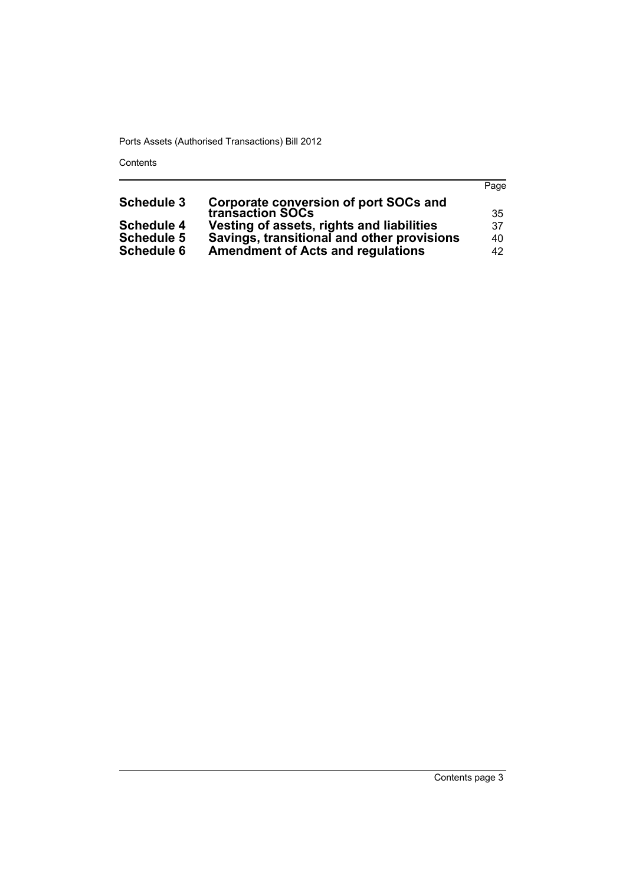| | | Page |
|---|---|---|
| **Schedule 3** | **Corporate conversion of port SOCs and transaction SOCs** | 35 |
| **Schedule 4** | **Vesting of assets, rights and liabilities** | 37 |
| **Schedule 5** | **Savings, transitional and other provisions** | 40 |
| **Schedule 6** | **Amendment of Acts and regulations** | 42 |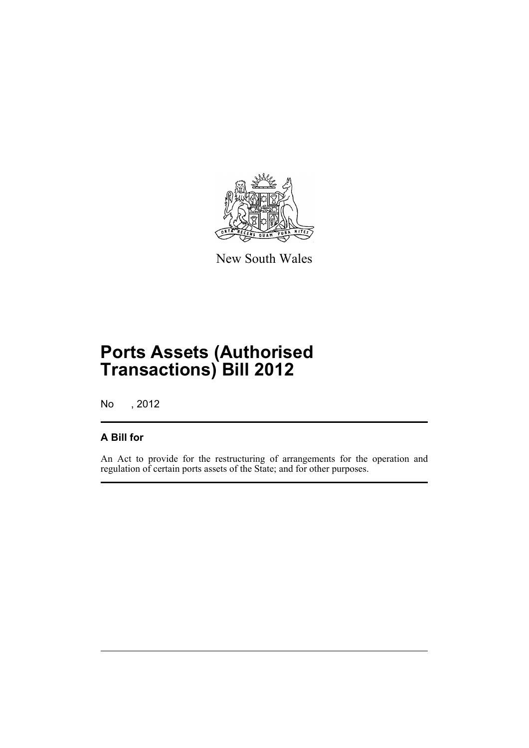New South Wales

# Ports Assets (Authorised Transactions) Bill 2012

No , 2012

## A Bill for

An Act to provide for the restructuring of arrangements for the operation and regulation of certain ports assets of the State; and for other purposes.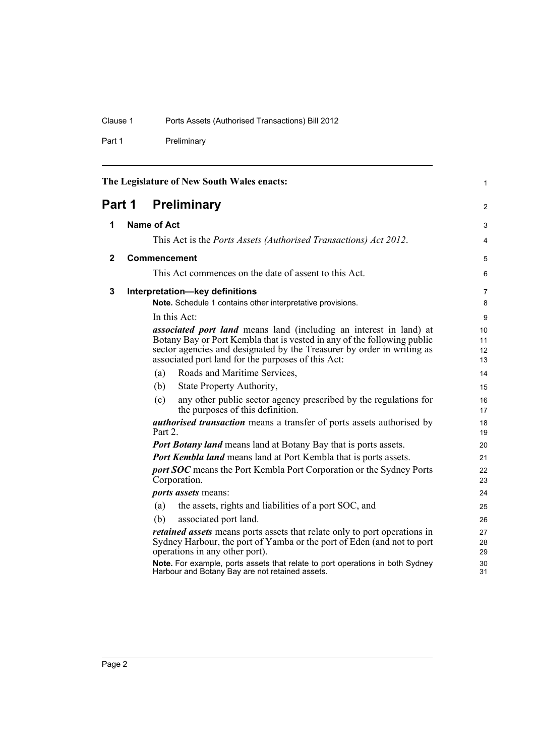The Legislature of New South Wales enacts:

# Part 1 Preliminary

## 1 Name of Act

This Act is the *Ports Assets (Authorised Transactions) Act 2012*.

## 2 Commencement

This Act commences on the date of assent to this Act.

## 3 Interpretation—key definitions

**Note.** Schedule 1 contains other interpretative provisions.

In this Act:

***associated port land*** means land (including an interest in land) at Botany Bay or Port Kembla that is vested in any of the following public sector agencies and designated by the Treasurer by order in writing as associated port land for the purposes of this Act:

(a) Roads and Maritime Services,

(b) State Property Authority,

(c) any other public sector agency prescribed by the regulations for the purposes of this definition.

***authorised transaction*** means a transfer of ports assets authorised by Part 2.

***Port Botany land*** means land at Botany Bay that is ports assets.

***Port Kembla land*** means land at Port Kembla that is ports assets.

***port SOC*** means the Port Kembla Port Corporation or the Sydney Ports Corporation.

***ports assets*** means:

(a) the assets, rights and liabilities of a port SOC, and

(b) associated port land.

***retained assets*** means ports assets that relate only to port operations in Sydney Harbour, the port of Yamba or the port of Eden (and not to port operations in any other port).

**Note.** For example, ports assets that relate to port operations in both Sydney Harbour and Botany Bay are not retained assets.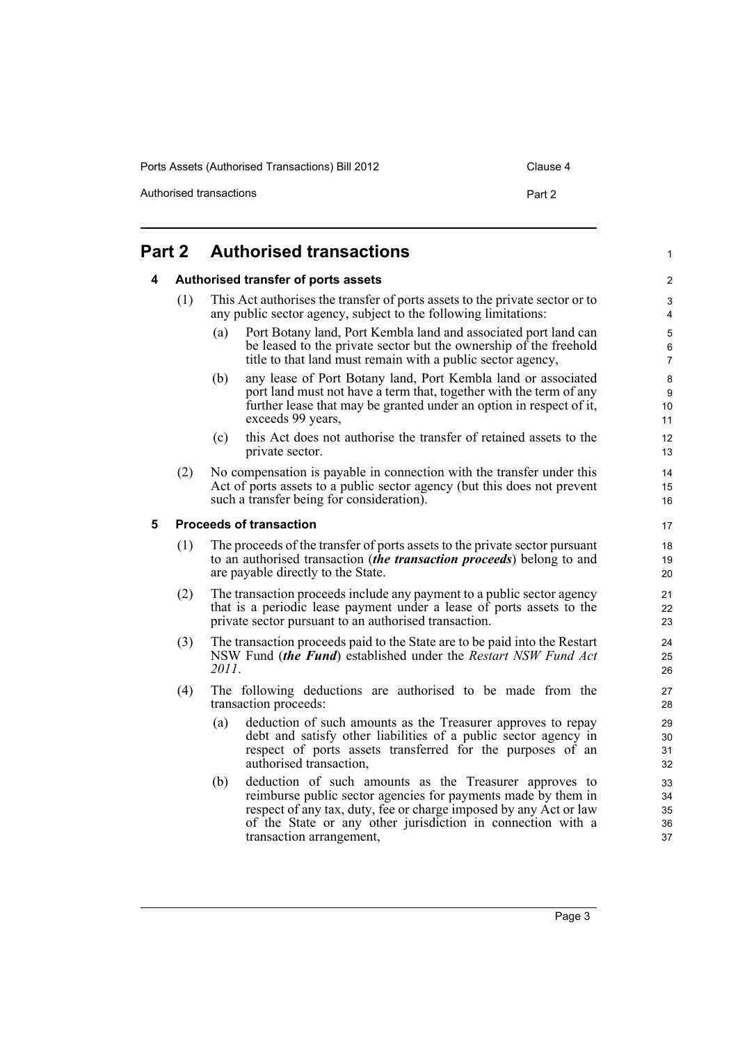## Part 2 Authorised transactions

### 4 Authorised transfer of ports assets

(1) This Act authorises the transfer of ports assets to the private sector or to any public sector agency, subject to the following limitations:

- (a) Port Botany land, Port Kembla land and associated port land can be leased to the private sector but the ownership of the freehold title to that land must remain with a public sector agency,
- (b) any lease of Port Botany land, Port Kembla land or associated port land must not have a term that, together with the term of any further lease that may be granted under an option in respect of it, exceeds 99 years,
- (c) this Act does not authorise the transfer of retained assets to the private sector.

(2) No compensation is payable in connection with the transfer under this Act of ports assets to a public sector agency (but this does not prevent such a transfer being for consideration).

### 5 Proceeds of transaction

(1) The proceeds of the transfer of ports assets to the private sector pursuant to an authorised transaction (***the transaction proceeds***) belong to and are payable directly to the State.

(2) The transaction proceeds include any payment to a public sector agency that is a periodic lease payment under a lease of ports assets to the private sector pursuant to an authorised transaction.

(3) The transaction proceeds paid to the State are to be paid into the Restart NSW Fund (***the Fund***) established under the *Restart NSW Fund Act 2011*.

(4) The following deductions are authorised to be made from the transaction proceeds:

- (a) deduction of such amounts as the Treasurer approves to repay debt and satisfy other liabilities of a public sector agency in respect of ports assets transferred for the purposes of an authorised transaction,
- (b) deduction of such amounts as the Treasurer approves to reimburse public sector agencies for payments made by them in respect of any tax, duty, fee or charge imposed by any Act or law of the State or any other jurisdiction in connection with a transaction arrangement,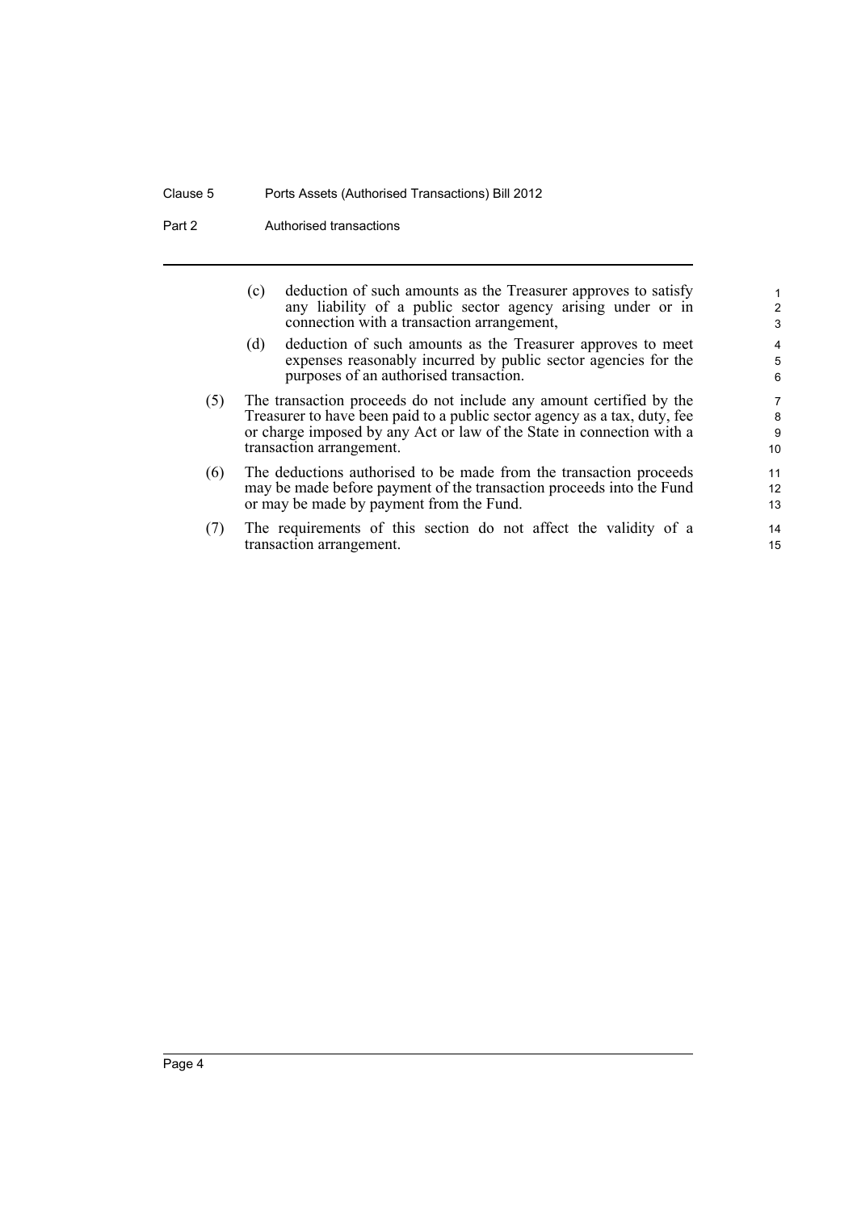(c) deduction of such amounts as the Treasurer approves to satisfy any liability of a public sector agency arising under or in connection with a transaction arrangement,

(d) deduction of such amounts as the Treasurer approves to meet expenses reasonably incurred by public sector agencies for the purposes of an authorised transaction.

(5) The transaction proceeds do not include any amount certified by the Treasurer to have been paid to a public sector agency as a tax, duty, fee or charge imposed by any Act or law of the State in connection with a transaction arrangement.

(6) The deductions authorised to be made from the transaction proceeds may be made before payment of the transaction proceeds into the Fund or may be made by payment from the Fund.

(7) The requirements of this section do not affect the validity of a transaction arrangement.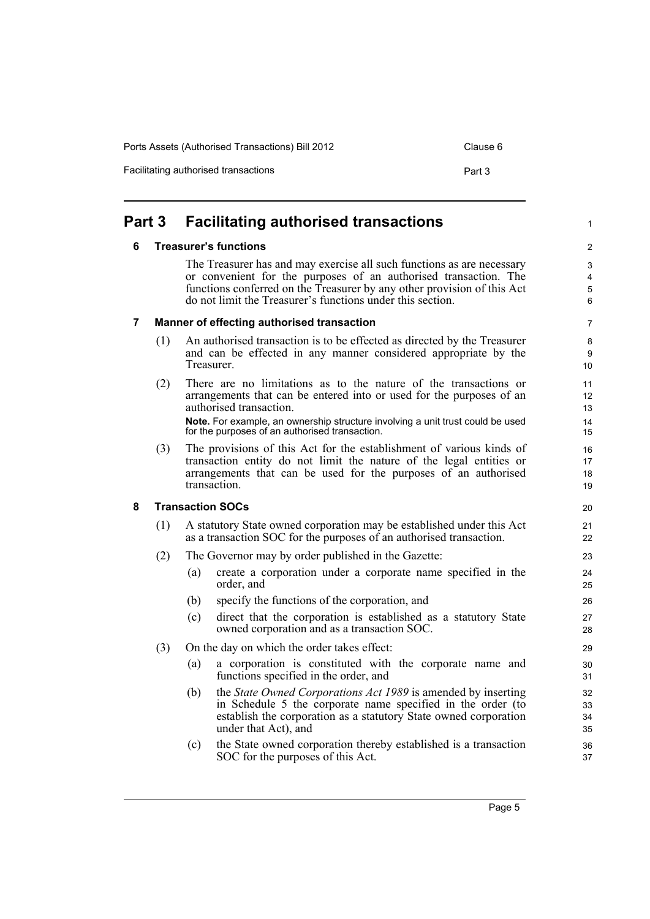## Part 3 Facilitating authorised transactions

### 6 Treasurer's functions

The Treasurer has and may exercise all such functions as are necessary or convenient for the purposes of an authorised transaction. The functions conferred on the Treasurer by any other provision of this Act do not limit the Treasurer's functions under this section.

### 7 Manner of effecting authorised transaction

(1) An authorised transaction is to be effected as directed by the Treasurer and can be effected in any manner considered appropriate by the Treasurer.

(2) There are no limitations as to the nature of the transactions or arrangements that can be entered into or used for the purposes of an authorised transaction.

**Note.** For example, an ownership structure involving a unit trust could be used for the purposes of an authorised transaction.

(3) The provisions of this Act for the establishment of various kinds of transaction entity do not limit the nature of the legal entities or arrangements that can be used for the purposes of an authorised transaction.

### 8 Transaction SOCs

(1) A statutory State owned corporation may be established under this Act as a transaction SOC for the purposes of an authorised transaction.

(2) The Governor may by order published in the Gazette:

- (a) create a corporation under a corporate name specified in the order, and
- (b) specify the functions of the corporation, and
- (c) direct that the corporation is established as a statutory State owned corporation and as a transaction SOC.

(3) On the day on which the order takes effect:

- (a) a corporation is constituted with the corporate name and functions specified in the order, and
- (b) the *State Owned Corporations Act 1989* is amended by inserting in Schedule 5 the corporate name specified in the order (to establish the corporation as a statutory State owned corporation under that Act), and
- (c) the State owned corporation thereby established is a transaction SOC for the purposes of this Act.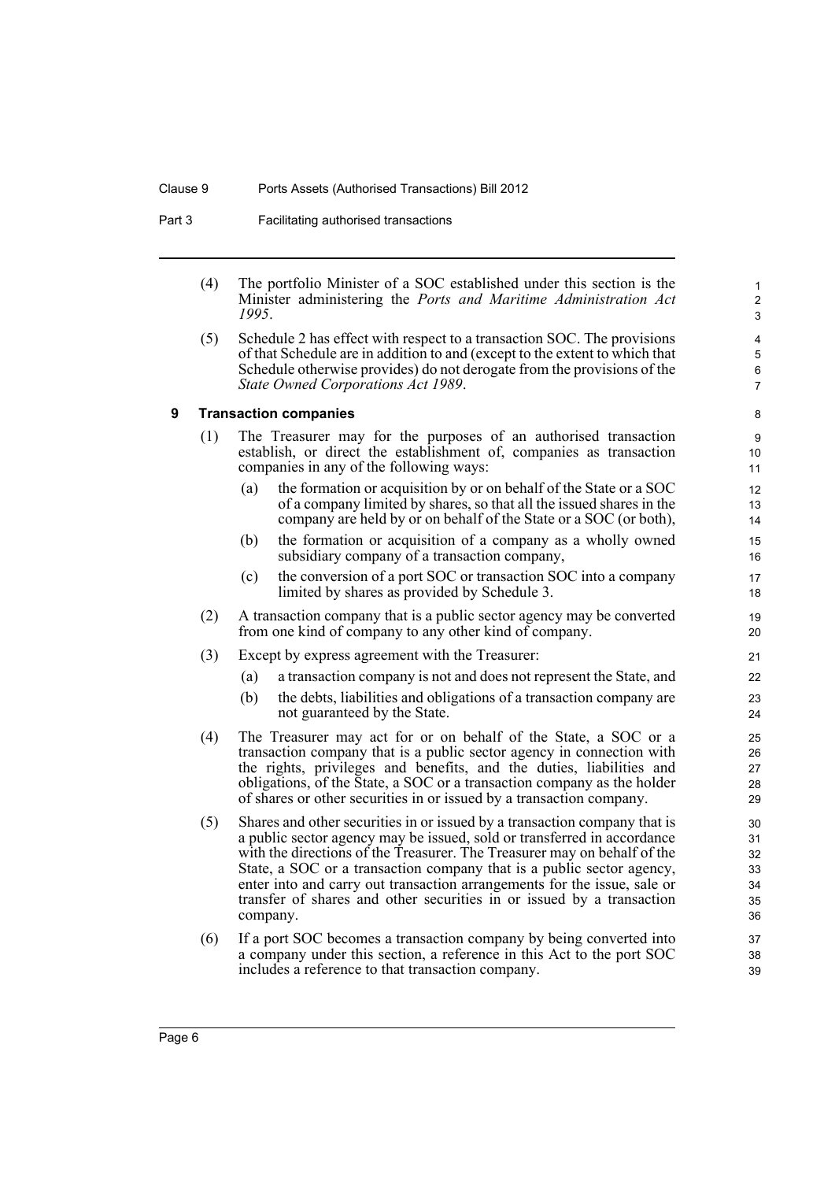(4) The portfolio Minister of a SOC established under this section is the Minister administering the *Ports and Maritime Administration Act 1995*.

(5) Schedule 2 has effect with respect to a transaction SOC. The provisions of that Schedule are in addition to and (except to the extent to which that Schedule otherwise provides) do not derogate from the provisions of the *State Owned Corporations Act 1989*.

## 9 Transaction companies

(1) The Treasurer may for the purposes of an authorised transaction establish, or direct the establishment of, companies as transaction companies in any of the following ways:

- (a) the formation or acquisition by or on behalf of the State or a SOC of a company limited by shares, so that all the issued shares in the company are held by or on behalf of the State or a SOC (or both),
- (b) the formation or acquisition of a company as a wholly owned subsidiary company of a transaction company,
- (c) the conversion of a port SOC or transaction SOC into a company limited by shares as provided by Schedule 3.

(2) A transaction company that is a public sector agency may be converted from one kind of company to any other kind of company.

(3) Except by express agreement with the Treasurer:

- (a) a transaction company is not and does not represent the State, and
- (b) the debts, liabilities and obligations of a transaction company are not guaranteed by the State.

(4) The Treasurer may act for or on behalf of the State, a SOC or a transaction company that is a public sector agency in connection with the rights, privileges and benefits, and the duties, liabilities and obligations, of the State, a SOC or a transaction company as the holder of shares or other securities in or issued by a transaction company.

(5) Shares and other securities in or issued by a transaction company that is a public sector agency may be issued, sold or transferred in accordance with the directions of the Treasurer. The Treasurer may on behalf of the State, a SOC or a transaction company that is a public sector agency, enter into and carry out transaction arrangements for the issue, sale or transfer of shares and other securities in or issued by a transaction company.

(6) If a port SOC becomes a transaction company by being converted into a company under this section, a reference in this Act to the port SOC includes a reference to that transaction company.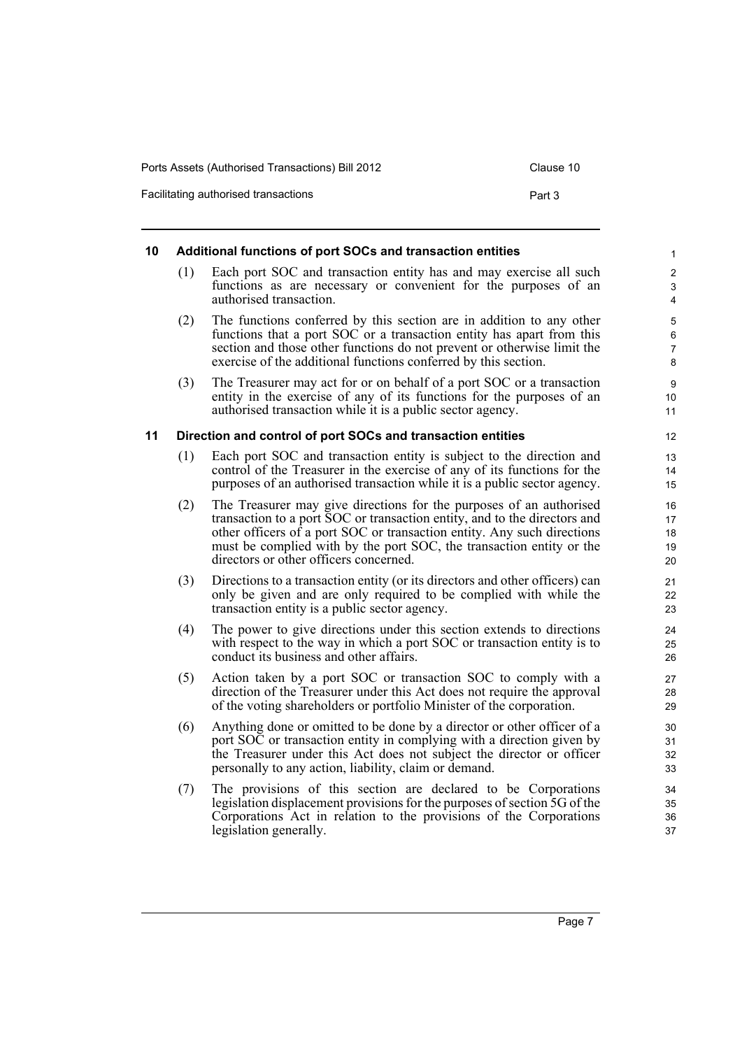## 10 Additional functions of port SOCs and transaction entities

(1) Each port SOC and transaction entity has and may exercise all such functions as are necessary or convenient for the purposes of an authorised transaction.

(2) The functions conferred by this section are in addition to any other functions that a port SOC or a transaction entity has apart from this section and those other functions do not prevent or otherwise limit the exercise of the additional functions conferred by this section.

(3) The Treasurer may act for or on behalf of a port SOC or a transaction entity in the exercise of any of its functions for the purposes of an authorised transaction while it is a public sector agency.

## 11 Direction and control of port SOCs and transaction entities

(1) Each port SOC and transaction entity is subject to the direction and control of the Treasurer in the exercise of any of its functions for the purposes of an authorised transaction while it is a public sector agency.

(2) The Treasurer may give directions for the purposes of an authorised transaction to a port SOC or transaction entity, and to the directors and other officers of a port SOC or transaction entity. Any such directions must be complied with by the port SOC, the transaction entity or the directors or other officers concerned.

(3) Directions to a transaction entity (or its directors and other officers) can only be given and are only required to be complied with while the transaction entity is a public sector agency.

(4) The power to give directions under this section extends to directions with respect to the way in which a port SOC or transaction entity is to conduct its business and other affairs.

(5) Action taken by a port SOC or transaction SOC to comply with a direction of the Treasurer under this Act does not require the approval of the voting shareholders or portfolio Minister of the corporation.

(6) Anything done or omitted to be done by a director or other officer of a port SOC or transaction entity in complying with a direction given by the Treasurer under this Act does not subject the director or officer personally to any action, liability, claim or demand.

(7) The provisions of this section are declared to be Corporations legislation displacement provisions for the purposes of section 5G of the Corporations Act in relation to the provisions of the Corporations legislation generally.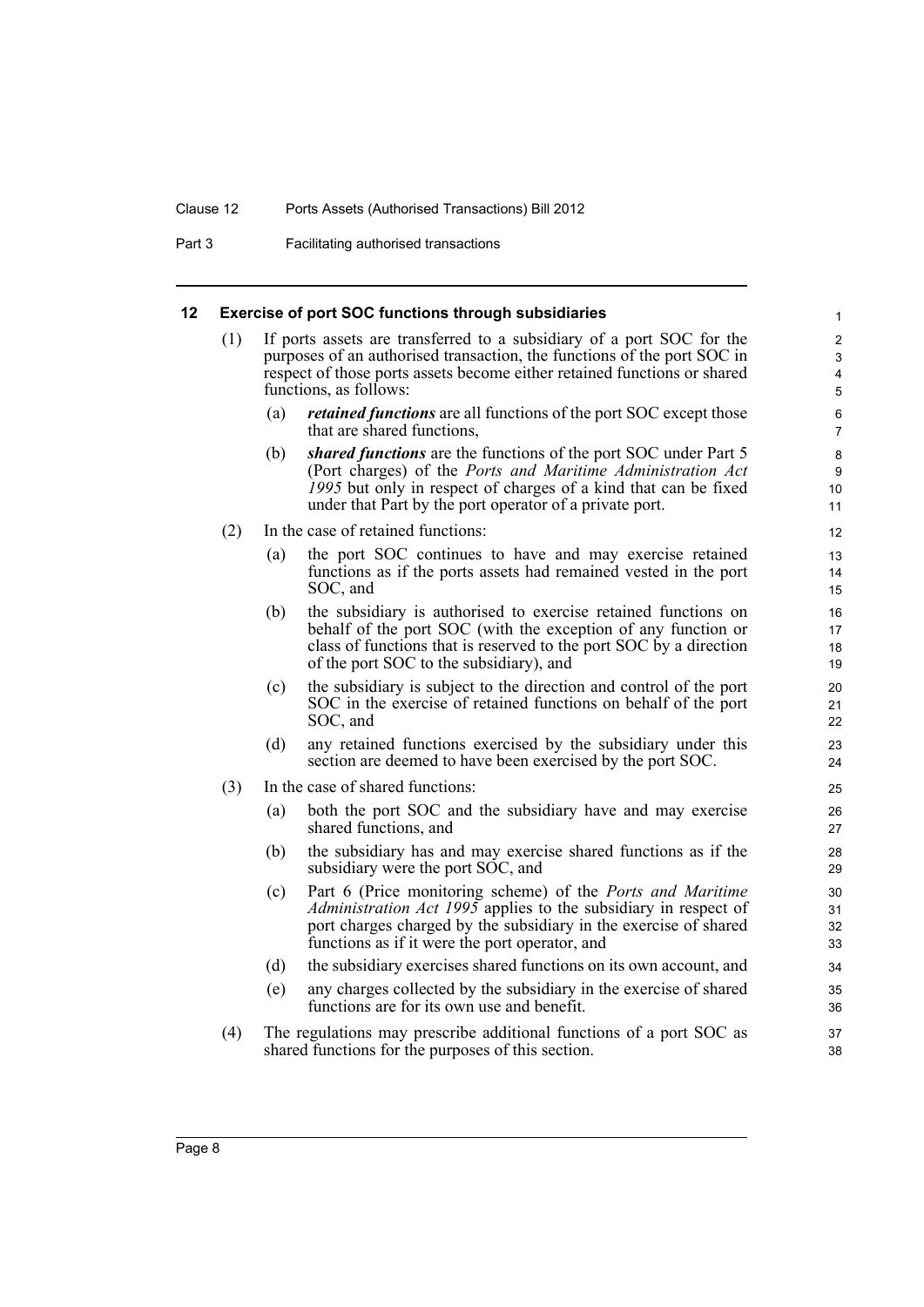## 12 Exercise of port SOC functions through subsidiaries

(1) If ports assets are transferred to a subsidiary of a port SOC for the purposes of an authorised transaction, the functions of the port SOC in respect of those ports assets become either retained functions or shared functions, as follows:

- (a) ***retained functions*** are all functions of the port SOC except those that are shared functions,
- (b) ***shared functions*** are the functions of the port SOC under Part 5 (Port charges) of the *Ports and Maritime Administration Act 1995* but only in respect of charges of a kind that can be fixed under that Part by the port operator of a private port.

(2) In the case of retained functions:

- (a) the port SOC continues to have and may exercise retained functions as if the ports assets had remained vested in the port SOC, and
- (b) the subsidiary is authorised to exercise retained functions on behalf of the port SOC (with the exception of any function or class of functions that is reserved to the port SOC by a direction of the port SOC to the subsidiary), and
- (c) the subsidiary is subject to the direction and control of the port SOC in the exercise of retained functions on behalf of the port SOC, and
- (d) any retained functions exercised by the subsidiary under this section are deemed to have been exercised by the port SOC.

(3) In the case of shared functions:

- (a) both the port SOC and the subsidiary have and may exercise shared functions, and
- (b) the subsidiary has and may exercise shared functions as if the subsidiary were the port SOC, and
- (c) Part 6 (Price monitoring scheme) of the *Ports and Maritime Administration Act 1995* applies to the subsidiary in respect of port charges charged by the subsidiary in the exercise of shared functions as if it were the port operator, and
- (d) the subsidiary exercises shared functions on its own account, and
- (e) any charges collected by the subsidiary in the exercise of shared functions are for its own use and benefit.

(4) The regulations may prescribe additional functions of a port SOC as shared functions for the purposes of this section.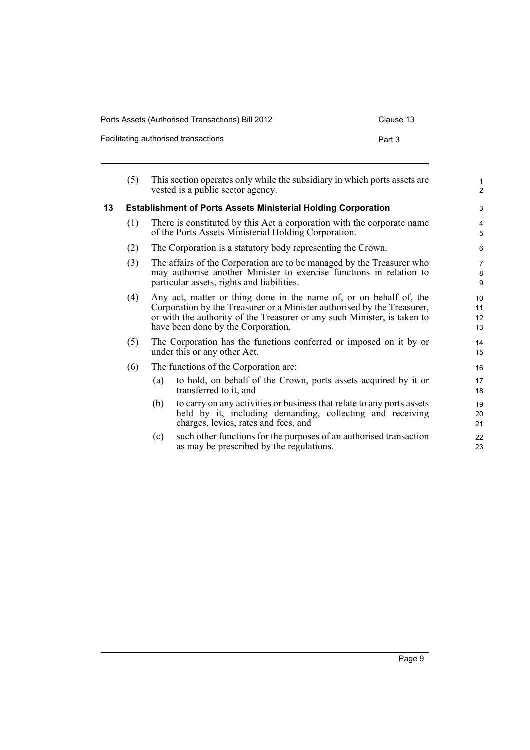(5) This section operates only while the subsidiary in which ports assets are vested is a public sector agency.

## 13 Establishment of Ports Assets Ministerial Holding Corporation

(1) There is constituted by this Act a corporation with the corporate name of the Ports Assets Ministerial Holding Corporation.

(2) The Corporation is a statutory body representing the Crown.

(3) The affairs of the Corporation are to be managed by the Treasurer who may authorise another Minister to exercise functions in relation to particular assets, rights and liabilities.

(4) Any act, matter or thing done in the name of, or on behalf of, the Corporation by the Treasurer or a Minister authorised by the Treasurer, or with the authority of the Treasurer or any such Minister, is taken to have been done by the Corporation.

(5) The Corporation has the functions conferred or imposed on it by or under this or any other Act.

(6) The functions of the Corporation are:

- (a) to hold, on behalf of the Crown, ports assets acquired by it or transferred to it, and
- (b) to carry on any activities or business that relate to any ports assets held by it, including demanding, collecting and receiving charges, levies, rates and fees, and
- (c) such other functions for the purposes of an authorised transaction as may be prescribed by the regulations.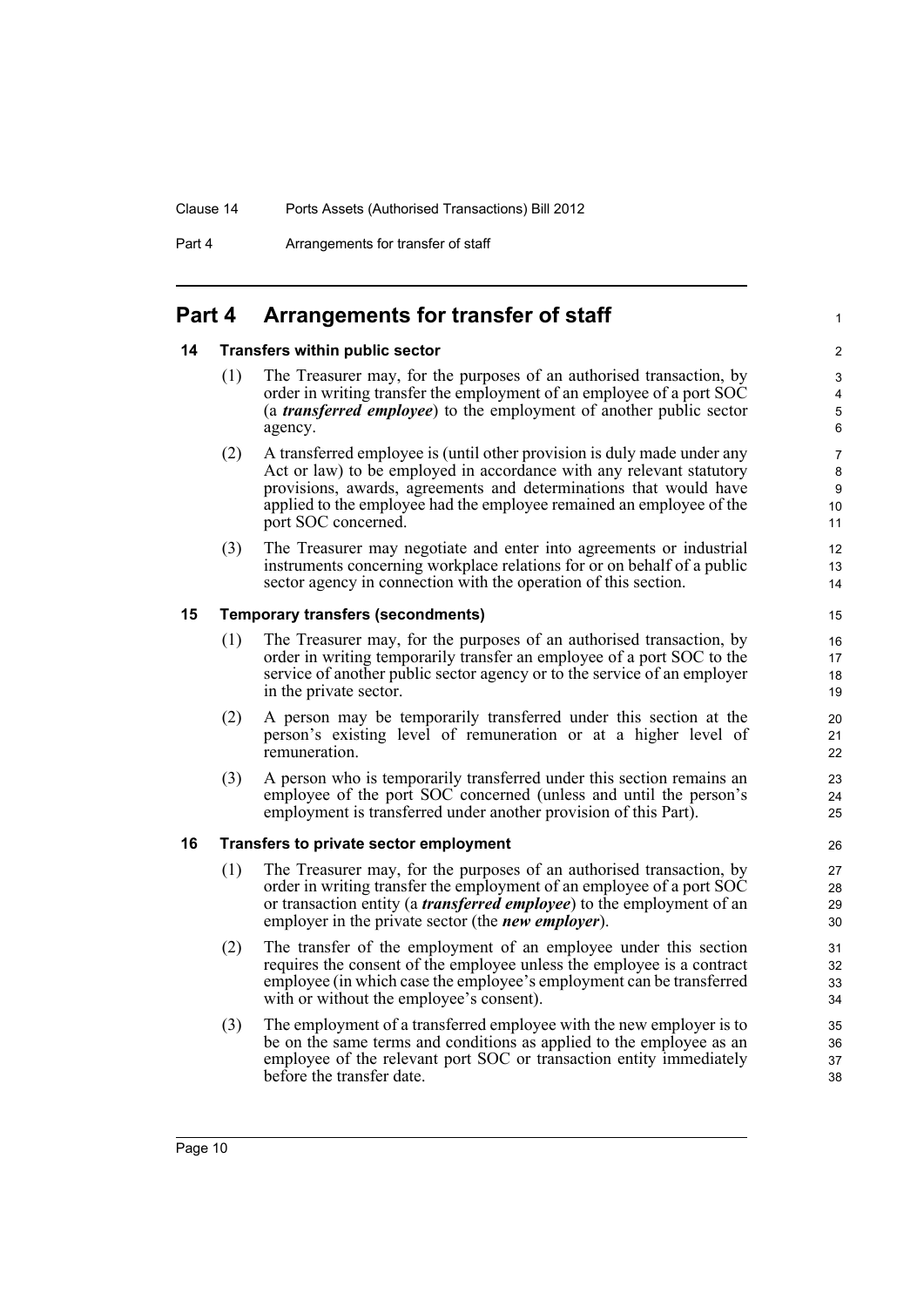# Part 4 Arrangements for transfer of staff

## 14 Transfers within public sector

(1) The Treasurer may, for the purposes of an authorised transaction, by order in writing transfer the employment of an employee of a port SOC (a ***transferred employee***) to the employment of another public sector agency.

(2) A transferred employee is (until other provision is duly made under any Act or law) to be employed in accordance with any relevant statutory provisions, awards, agreements and determinations that would have applied to the employee had the employee remained an employee of the port SOC concerned.

(3) The Treasurer may negotiate and enter into agreements or industrial instruments concerning workplace relations for or on behalf of a public sector agency in connection with the operation of this section.

## 15 Temporary transfers (secondments)

(1) The Treasurer may, for the purposes of an authorised transaction, by order in writing temporarily transfer an employee of a port SOC to the service of another public sector agency or to the service of an employer in the private sector.

(2) A person may be temporarily transferred under this section at the person's existing level of remuneration or at a higher level of remuneration.

(3) A person who is temporarily transferred under this section remains an employee of the port SOC concerned (unless and until the person's employment is transferred under another provision of this Part).

## 16 Transfers to private sector employment

(1) The Treasurer may, for the purposes of an authorised transaction, by order in writing transfer the employment of an employee of a port SOC or transaction entity (a ***transferred employee***) to the employment of an employer in the private sector (the ***new employer***).

(2) The transfer of the employment of an employee under this section requires the consent of the employee unless the employee is a contract employee (in which case the employee's employment can be transferred with or without the employee's consent).

(3) The employment of a transferred employee with the new employer is to be on the same terms and conditions as applied to the employee as an employee of the relevant port SOC or transaction entity immediately before the transfer date.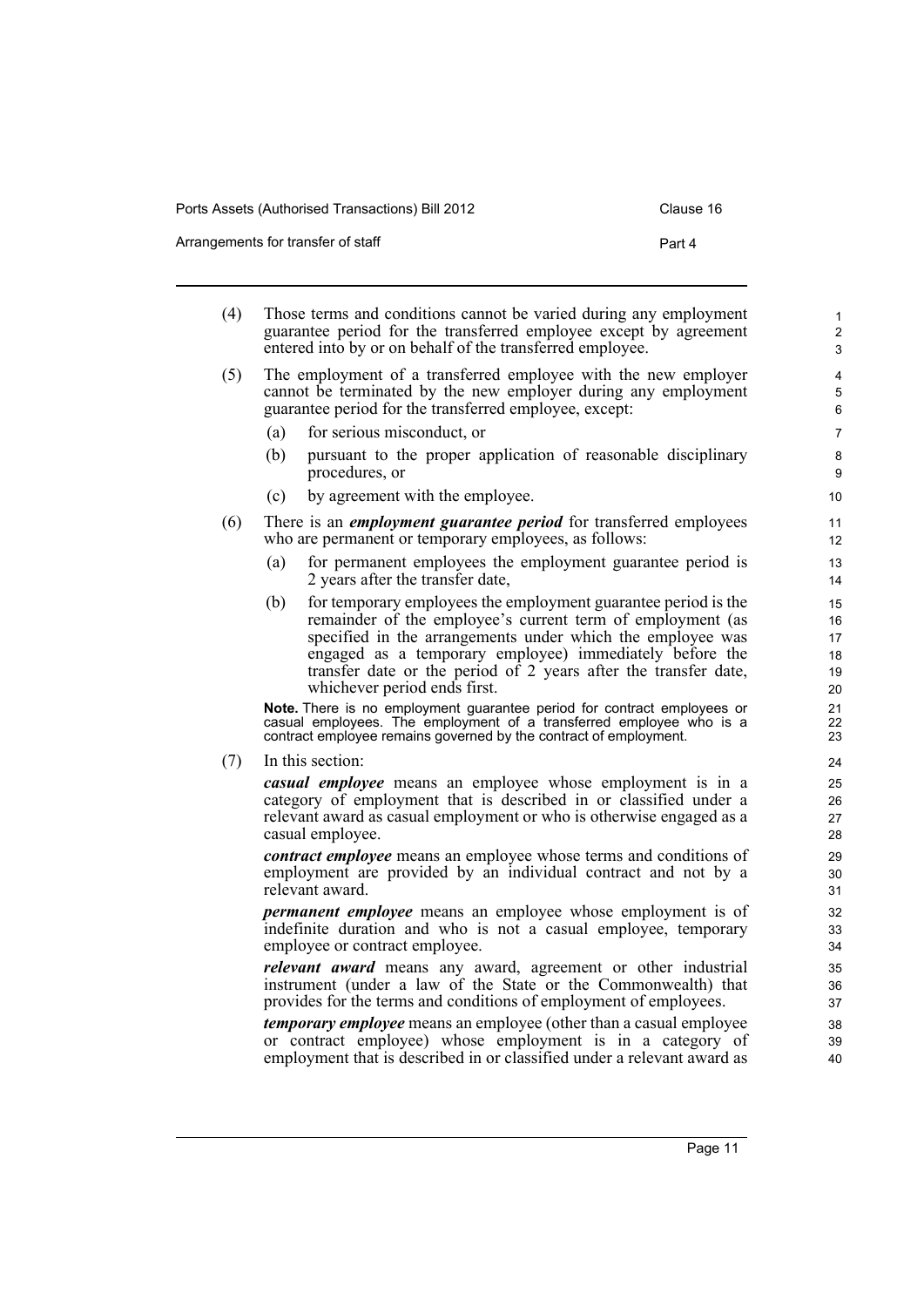(4) Those terms and conditions cannot be varied during any employment guarantee period for the transferred employee except by agreement entered into by or on behalf of the transferred employee.

(5) The employment of a transferred employee with the new employer cannot be terminated by the new employer during any employment guarantee period for the transferred employee, except:

- (a) for serious misconduct, or
- (b) pursuant to the proper application of reasonable disciplinary procedures, or
- (c) by agreement with the employee.

(6) There is an ***employment guarantee period*** for transferred employees who are permanent or temporary employees, as follows:

- (a) for permanent employees the employment guarantee period is 2 years after the transfer date,
- (b) for temporary employees the employment guarantee period is the remainder of the employee's current term of employment (as specified in the arrangements under which the employee was engaged as a temporary employee) immediately before the transfer date or the period of 2 years after the transfer date, whichever period ends first.

**Note.** There is no employment guarantee period for contract employees or casual employees. The employment of a transferred employee who is a contract employee remains governed by the contract of employment.

(7) In this section:

***casual employee*** means an employee whose employment is in a category of employment that is described in or classified under a relevant award as casual employment or who is otherwise engaged as a casual employee.

***contract employee*** means an employee whose terms and conditions of employment are provided by an individual contract and not by a relevant award.

***permanent employee*** means an employee whose employment is of indefinite duration and who is not a casual employee, temporary employee or contract employee.

***relevant award*** means any award, agreement or other industrial instrument (under a law of the State or the Commonwealth) that provides for the terms and conditions of employment of employees.

***temporary employee*** means an employee (other than a casual employee or contract employee) whose employment is in a category of employment that is described in or classified under a relevant award as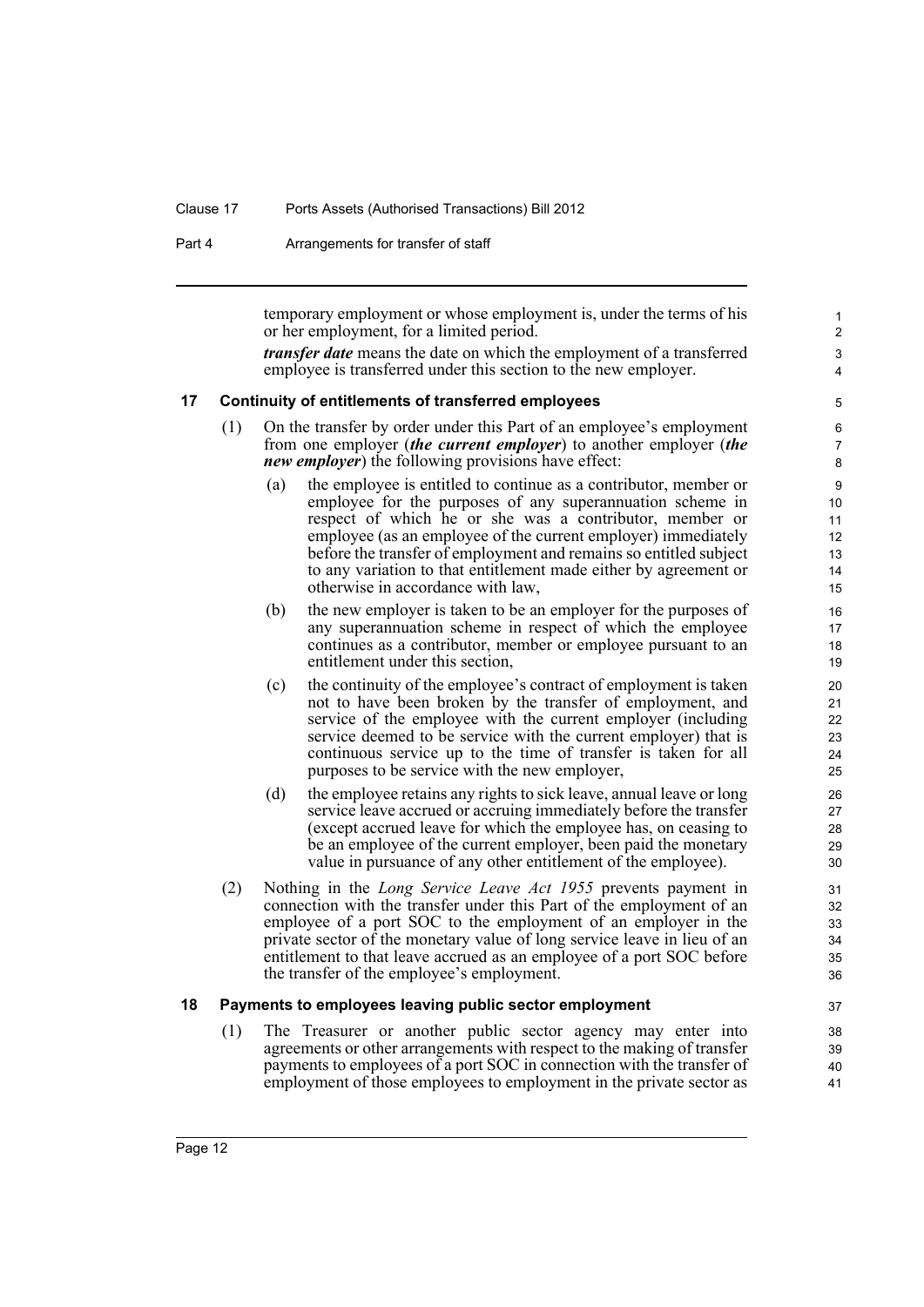temporary employment or whose employment is, under the terms of his or her employment, for a limited period.

***transfer date*** means the date on which the employment of a transferred employee is transferred under this section to the new employer.

## 17 Continuity of entitlements of transferred employees

(1) On the transfer by order under this Part of an employee's employment from one employer (***the current employer***) to another employer (***the new employer***) the following provisions have effect:

- (a) the employee is entitled to continue as a contributor, member or employee for the purposes of any superannuation scheme in respect of which he or she was a contributor, member or employee (as an employee of the current employer) immediately before the transfer of employment and remains so entitled subject to any variation to that entitlement made either by agreement or otherwise in accordance with law,
- (b) the new employer is taken to be an employer for the purposes of any superannuation scheme in respect of which the employee continues as a contributor, member or employee pursuant to an entitlement under this section,
- (c) the continuity of the employee's contract of employment is taken not to have been broken by the transfer of employment, and service of the employee with the current employer (including service deemed to be service with the current employer) that is continuous service up to the time of transfer is taken for all purposes to be service with the new employer,
- (d) the employee retains any rights to sick leave, annual leave or long service leave accrued or accruing immediately before the transfer (except accrued leave for which the employee has, on ceasing to be an employee of the current employer, been paid the monetary value in pursuance of any other entitlement of the employee).

(2) Nothing in the *Long Service Leave Act 1955* prevents payment in connection with the transfer under this Part of the employment of an employee of a port SOC to the employment of an employer in the private sector of the monetary value of long service leave in lieu of an entitlement to that leave accrued as an employee of a port SOC before the transfer of the employee's employment.

## 18 Payments to employees leaving public sector employment

(1) The Treasurer or another public sector agency may enter into agreements or other arrangements with respect to the making of transfer payments to employees of a port SOC in connection with the transfer of employment of those employees to employment in the private sector as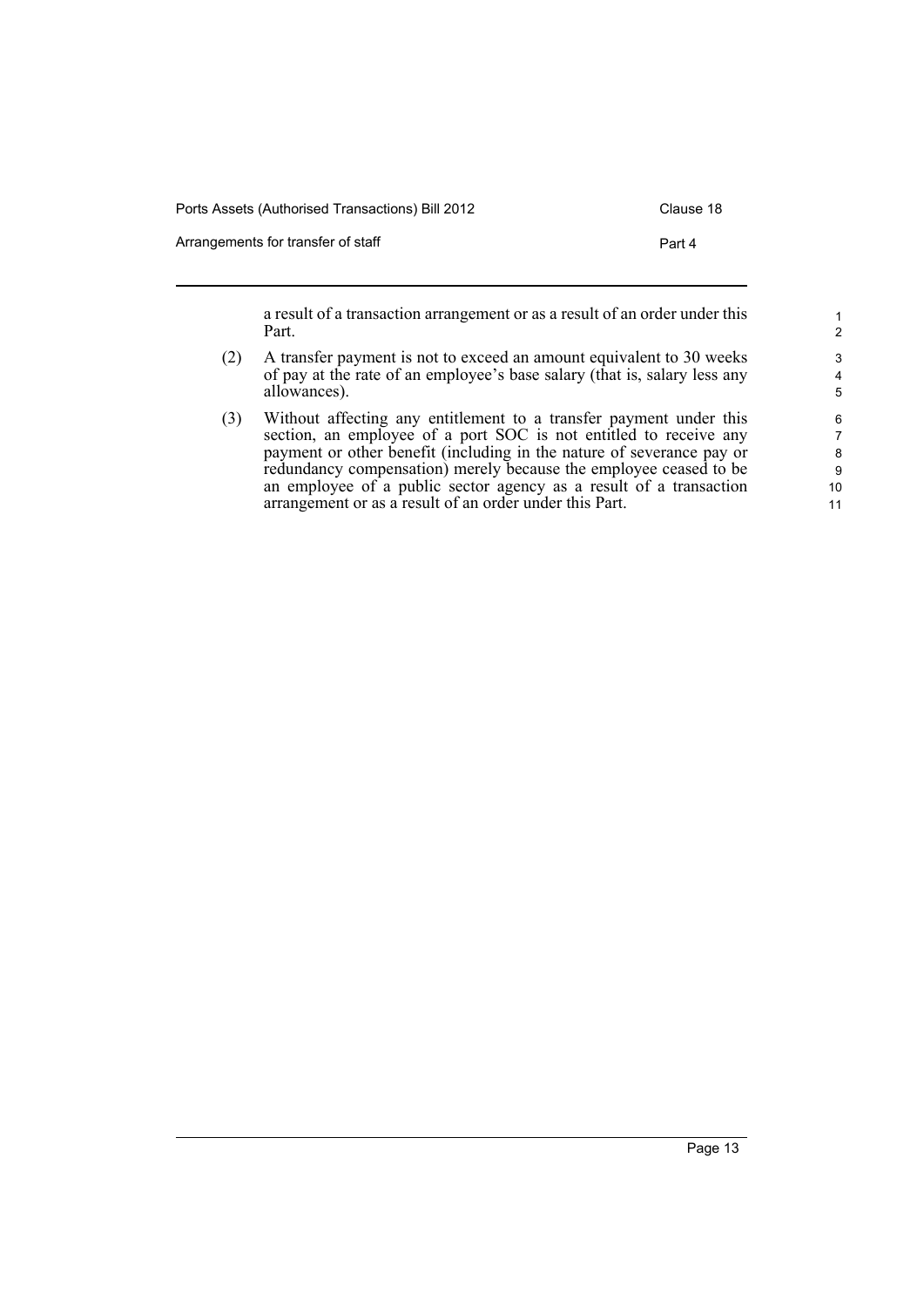a result of a transaction arrangement or as a result of an order under this Part.

(2) A transfer payment is not to exceed an amount equivalent to 30 weeks of pay at the rate of an employee's base salary (that is, salary less any allowances).

(3) Without affecting any entitlement to a transfer payment under this section, an employee of a port SOC is not entitled to receive any payment or other benefit (including in the nature of severance pay or redundancy compensation) merely because the employee ceased to be an employee of a public sector agency as a result of a transaction arrangement or as a result of an order under this Part.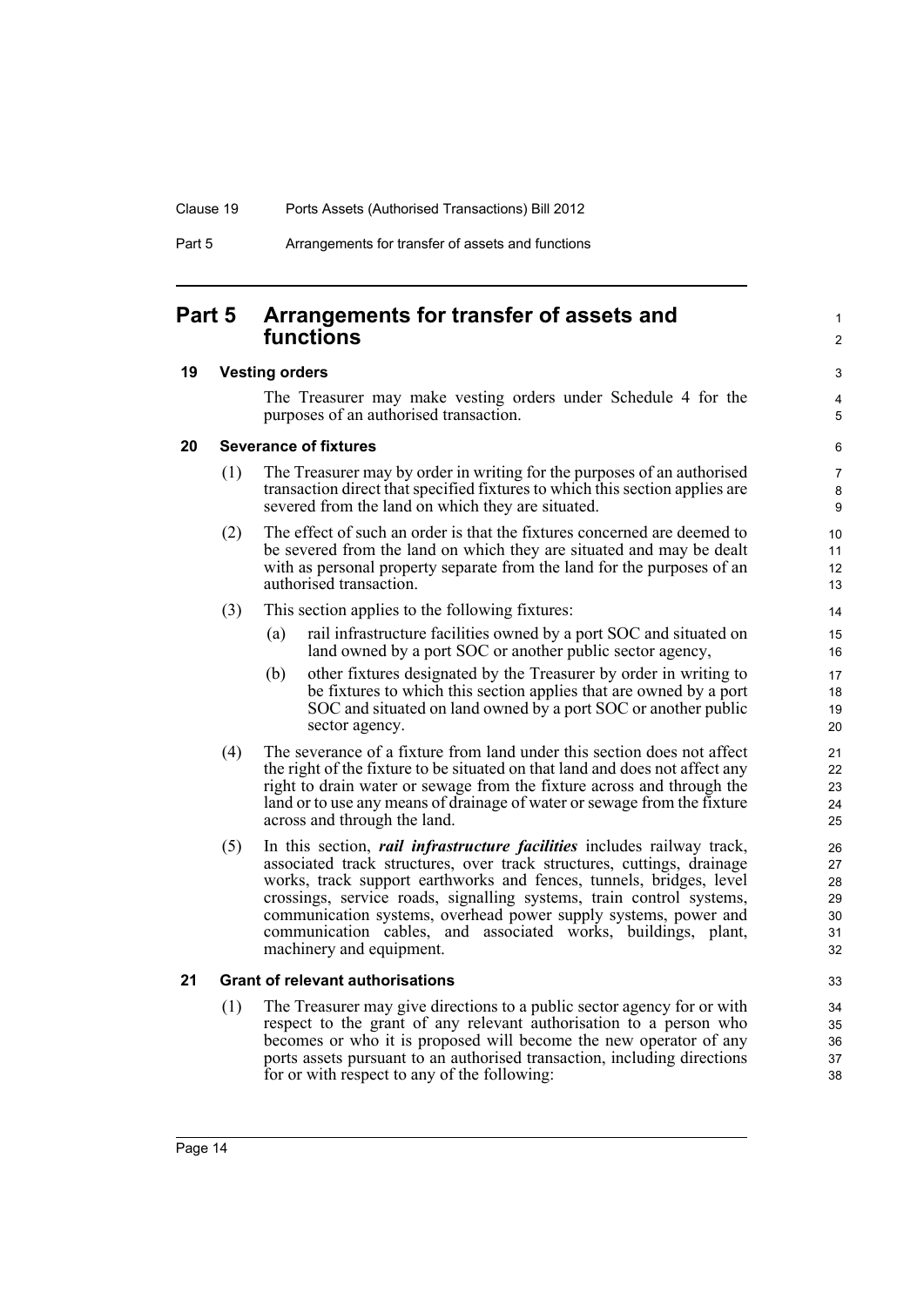## Part 5 Arrangements for transfer of assets and functions

### 19 Vesting orders

The Treasurer may make vesting orders under Schedule 4 for the purposes of an authorised transaction.

### 20 Severance of fixtures

(1) The Treasurer may by order in writing for the purposes of an authorised transaction direct that specified fixtures to which this section applies are severed from the land on which they are situated.

(2) The effect of such an order is that the fixtures concerned are deemed to be severed from the land on which they are situated and may be dealt with as personal property separate from the land for the purposes of an authorised transaction.

(3) This section applies to the following fixtures:

- (a) rail infrastructure facilities owned by a port SOC and situated on land owned by a port SOC or another public sector agency,
- (b) other fixtures designated by the Treasurer by order in writing to be fixtures to which this section applies that are owned by a port SOC and situated on land owned by a port SOC or another public sector agency.

(4) The severance of a fixture from land under this section does not affect the right of the fixture to be situated on that land and does not affect any right to drain water or sewage from the fixture across and through the land or to use any means of drainage of water or sewage from the fixture across and through the land.

(5) In this section, ***rail infrastructure facilities*** includes railway track, associated track structures, over track structures, cuttings, drainage works, track support earthworks and fences, tunnels, bridges, level crossings, service roads, signalling systems, train control systems, communication systems, overhead power supply systems, power and communication cables, and associated works, buildings, plant, machinery and equipment.

### 21 Grant of relevant authorisations

(1) The Treasurer may give directions to a public sector agency for or with respect to the grant of any relevant authorisation to a person who becomes or who it is proposed will become the new operator of any ports assets pursuant to an authorised transaction, including directions for or with respect to any of the following: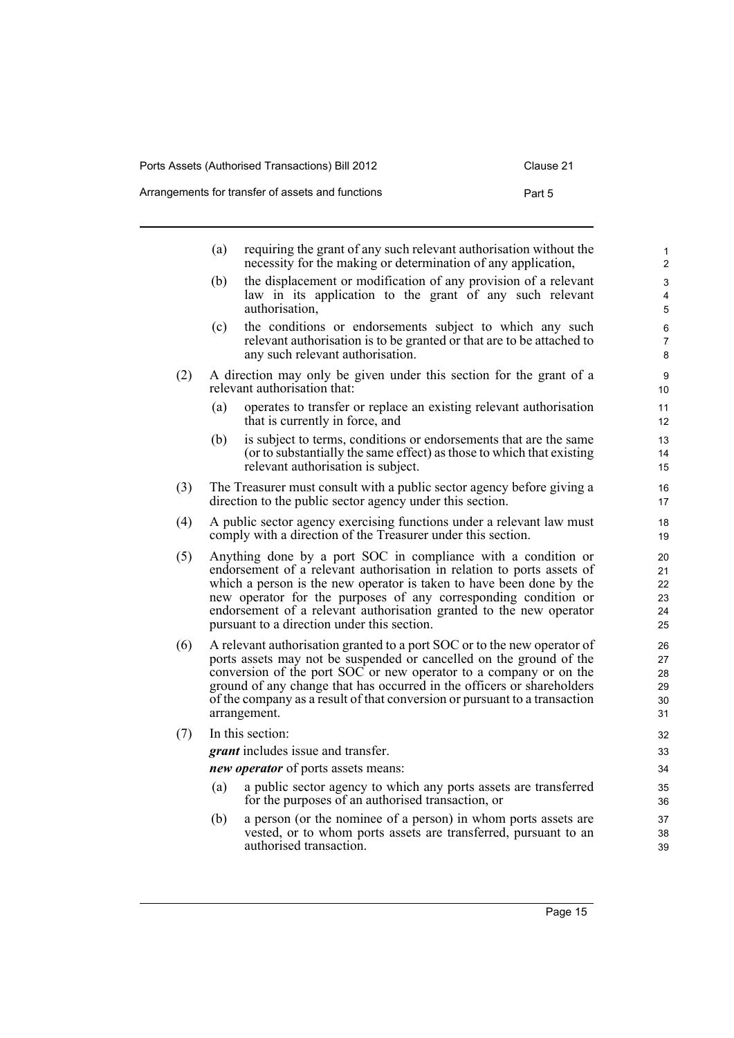(a) requiring the grant of any such relevant authorisation without the necessity for the making or determination of any application,

(b) the displacement or modification of any provision of a relevant law in its application to the grant of any such relevant authorisation,

(c) the conditions or endorsements subject to which any such relevant authorisation is to be granted or that are to be attached to any such relevant authorisation.

(2) A direction may only be given under this section for the grant of a relevant authorisation that:

(a) operates to transfer or replace an existing relevant authorisation that is currently in force, and

(b) is subject to terms, conditions or endorsements that are the same (or to substantially the same effect) as those to which that existing relevant authorisation is subject.

(3) The Treasurer must consult with a public sector agency before giving a direction to the public sector agency under this section.

(4) A public sector agency exercising functions under a relevant law must comply with a direction of the Treasurer under this section.

(5) Anything done by a port SOC in compliance with a condition or endorsement of a relevant authorisation in relation to ports assets of which a person is the new operator is taken to have been done by the new operator for the purposes of any corresponding condition or endorsement of a relevant authorisation granted to the new operator pursuant to a direction under this section.

(6) A relevant authorisation granted to a port SOC or to the new operator of ports assets may not be suspended or cancelled on the ground of the conversion of the port SOC or new operator to a company or on the ground of any change that has occurred in the officers or shareholders of the company as a result of that conversion or pursuant to a transaction arrangement.

(7) In this section:

***grant*** includes issue and transfer.

***new operator*** of ports assets means:

(a) a public sector agency to which any ports assets are transferred for the purposes of an authorised transaction, or

(b) a person (or the nominee of a person) in whom ports assets are vested, or to whom ports assets are transferred, pursuant to an authorised transaction.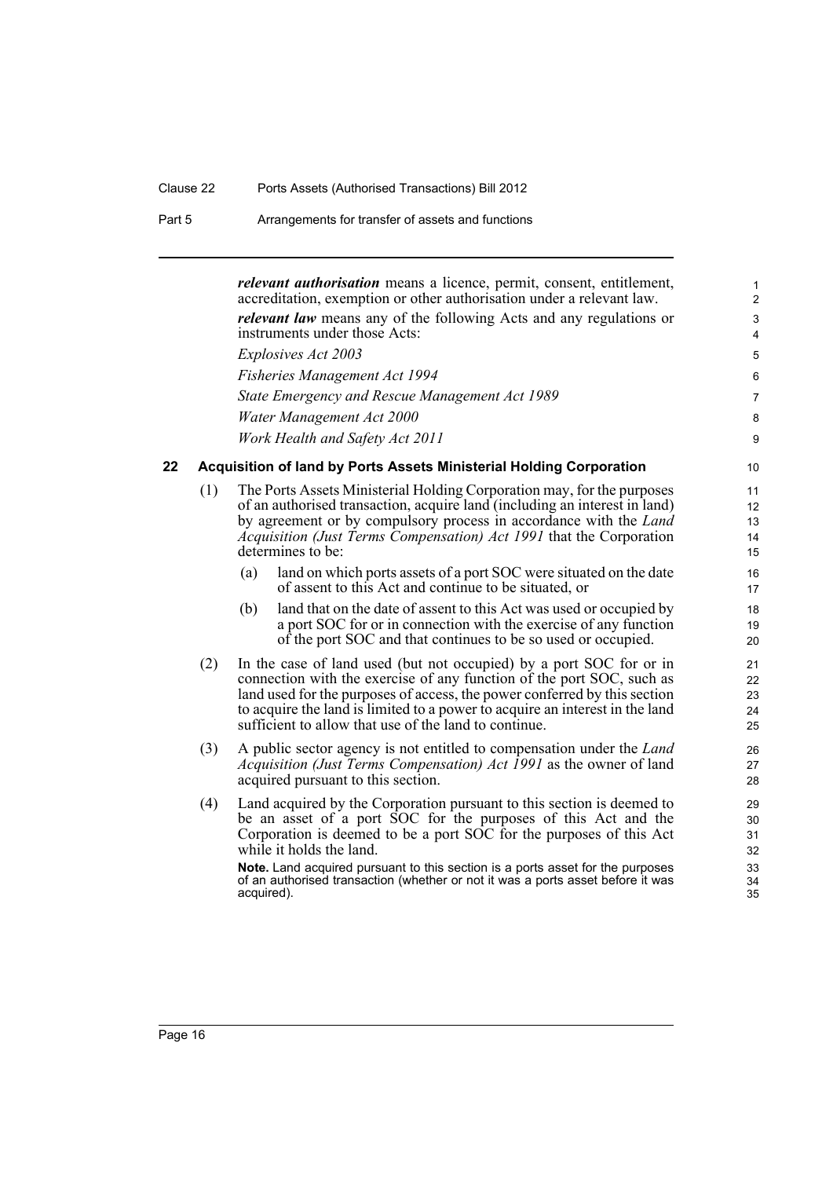***relevant authorisation*** means a licence, permit, consent, entitlement, accreditation, exemption or other authorisation under a relevant law.

***relevant law*** means any of the following Acts and any regulations or instruments under those Acts:

*Explosives Act 2003*

*Fisheries Management Act 1994*

*State Emergency and Rescue Management Act 1989*

*Water Management Act 2000*

*Work Health and Safety Act 2011*

## 22 Acquisition of land by Ports Assets Ministerial Holding Corporation

(1) The Ports Assets Ministerial Holding Corporation may, for the purposes of an authorised transaction, acquire land (including an interest in land) by agreement or by compulsory process in accordance with the *Land Acquisition (Just Terms Compensation) Act 1991* that the Corporation determines to be:

- (a) land on which ports assets of a port SOC were situated on the date of assent to this Act and continue to be situated, or
- (b) land that on the date of assent to this Act was used or occupied by a port SOC for or in connection with the exercise of any function of the port SOC and that continues to be so used or occupied.

(2) In the case of land used (but not occupied) by a port SOC for or in connection with the exercise of any function of the port SOC, such as land used for the purposes of access, the power conferred by this section to acquire the land is limited to a power to acquire an interest in the land sufficient to allow that use of the land to continue.

(3) A public sector agency is not entitled to compensation under the *Land Acquisition (Just Terms Compensation) Act 1991* as the owner of land acquired pursuant to this section.

(4) Land acquired by the Corporation pursuant to this section is deemed to be an asset of a port SOC for the purposes of this Act and the Corporation is deemed to be a port SOC for the purposes of this Act while it holds the land.

**Note.** Land acquired pursuant to this section is a ports asset for the purposes of an authorised transaction (whether or not it was a ports asset before it was acquired).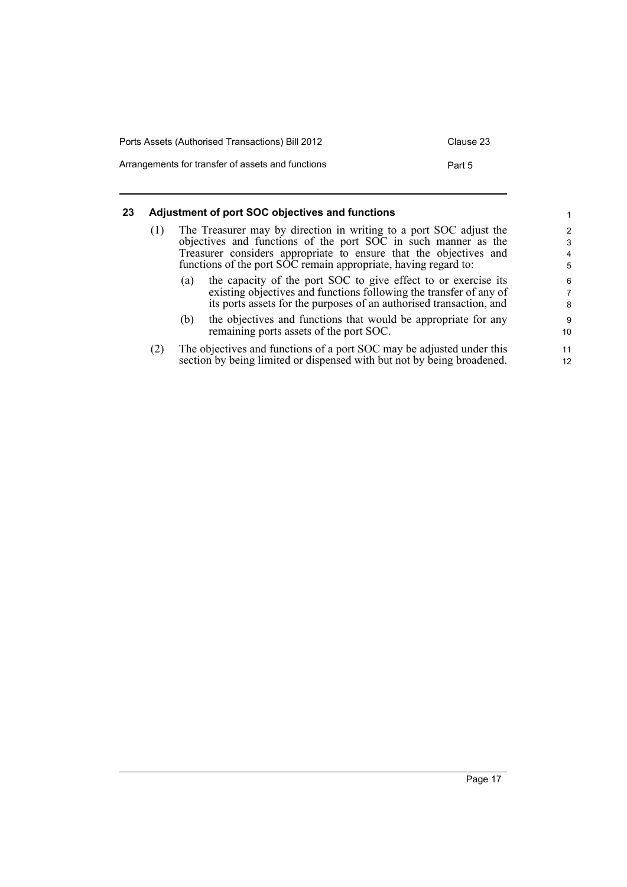### 23 Adjustment of port SOC objectives and functions

(1) The Treasurer may by direction in writing to a port SOC adjust the objectives and functions of the port SOC in such manner as the Treasurer considers appropriate to ensure that the objectives and functions of the port SOC remain appropriate, having regard to:

- (a) the capacity of the port SOC to give effect to or exercise its existing objectives and functions following the transfer of any of its ports assets for the purposes of an authorised transaction, and
- (b) the objectives and functions that would be appropriate for any remaining ports assets of the port SOC.

(2) The objectives and functions of a port SOC may be adjusted under this section by being limited or dispensed with but not by being broadened.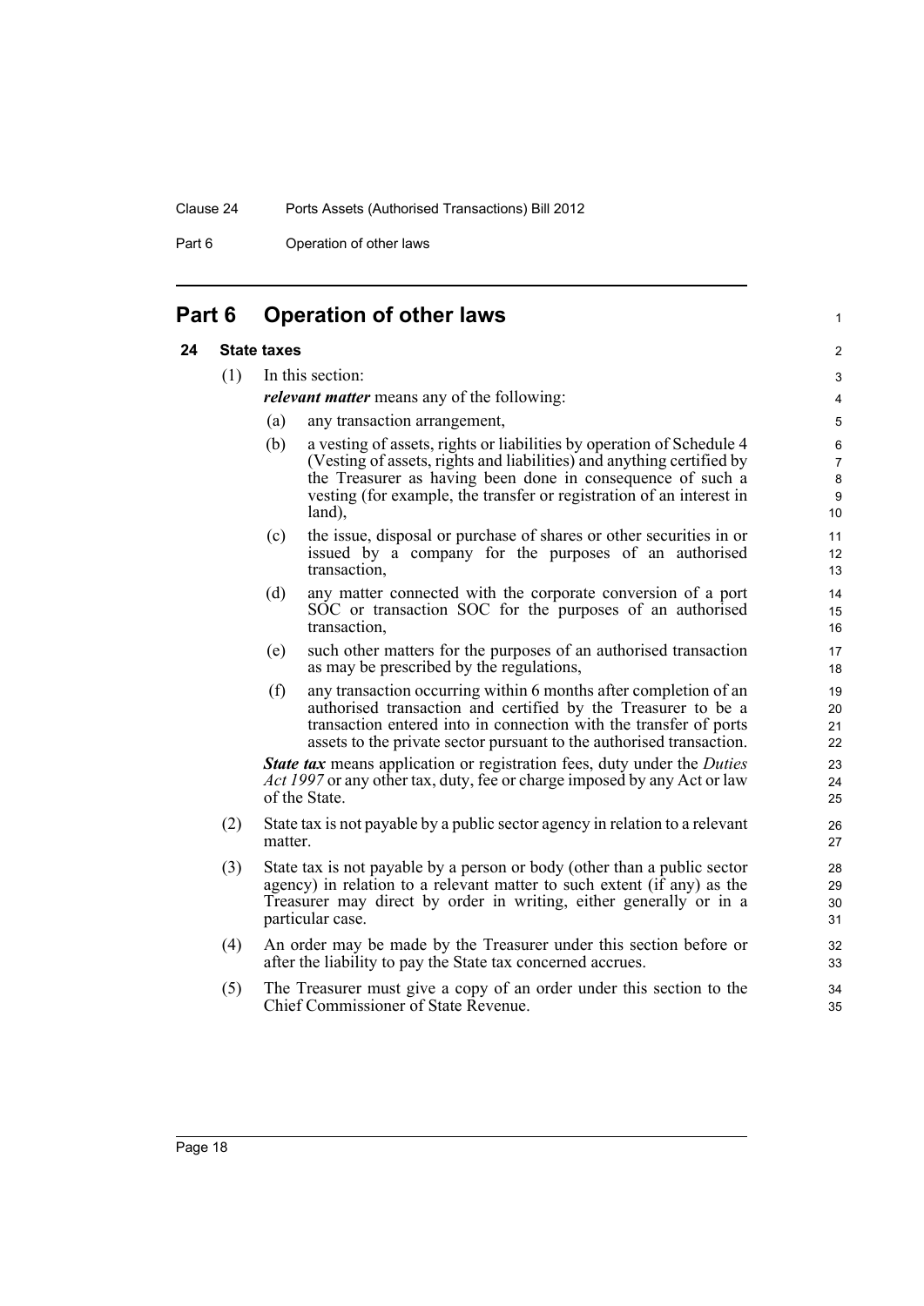# Part 6 Operation of other laws

## 24 State taxes

(1) In this section:

***relevant matter*** means any of the following:

- (a) any transaction arrangement,
- (b) a vesting of assets, rights or liabilities by operation of Schedule 4 (Vesting of assets, rights and liabilities) and anything certified by the Treasurer as having been done in consequence of such a vesting (for example, the transfer or registration of an interest in land),
- (c) the issue, disposal or purchase of shares or other securities in or issued by a company for the purposes of an authorised transaction,
- (d) any matter connected with the corporate conversion of a port SOC or transaction SOC for the purposes of an authorised transaction,
- (e) such other matters for the purposes of an authorised transaction as may be prescribed by the regulations,
- (f) any transaction occurring within 6 months after completion of an authorised transaction and certified by the Treasurer to be a transaction entered into in connection with the transfer of ports assets to the private sector pursuant to the authorised transaction.

***State tax*** means application or registration fees, duty under the *Duties Act 1997* or any other tax, duty, fee or charge imposed by any Act or law of the State.

(2) State tax is not payable by a public sector agency in relation to a relevant matter.

(3) State tax is not payable by a person or body (other than a public sector agency) in relation to a relevant matter to such extent (if any) as the Treasurer may direct by order in writing, either generally or in a particular case.

(4) An order may be made by the Treasurer under this section before or after the liability to pay the State tax concerned accrues.

(5) The Treasurer must give a copy of an order under this section to the Chief Commissioner of State Revenue.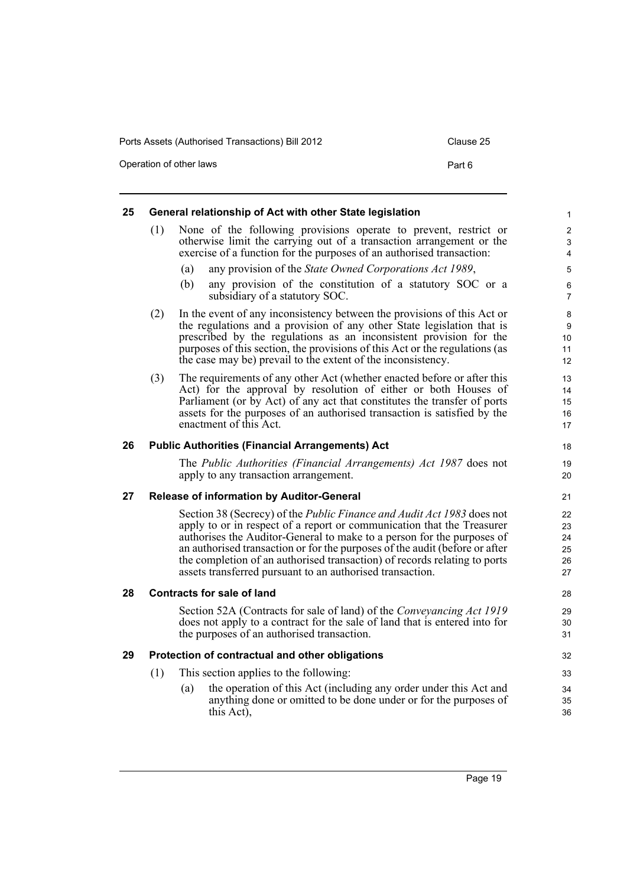## 25 General relationship of Act with other State legislation

(1) None of the following provisions operate to prevent, restrict or otherwise limit the carrying out of a transaction arrangement or the exercise of a function for the purposes of an authorised transaction:

(a) any provision of the *State Owned Corporations Act 1989*,

(b) any provision of the constitution of a statutory SOC or a subsidiary of a statutory SOC.

(2) In the event of any inconsistency between the provisions of this Act or the regulations and a provision of any other State legislation that is prescribed by the regulations as an inconsistent provision for the purposes of this section, the provisions of this Act or the regulations (as the case may be) prevail to the extent of the inconsistency.

(3) The requirements of any other Act (whether enacted before or after this Act) for the approval by resolution of either or both Houses of Parliament (or by Act) of any act that constitutes the transfer of ports assets for the purposes of an authorised transaction is satisfied by the enactment of this Act.

## 26 Public Authorities (Financial Arrangements) Act

The *Public Authorities (Financial Arrangements) Act 1987* does not apply to any transaction arrangement.

## 27 Release of information by Auditor-General

Section 38 (Secrecy) of the *Public Finance and Audit Act 1983* does not apply to or in respect of a report or communication that the Treasurer authorises the Auditor-General to make to a person for the purposes of an authorised transaction or for the purposes of the audit (before or after the completion of an authorised transaction) of records relating to ports assets transferred pursuant to an authorised transaction.

## 28 Contracts for sale of land

Section 52A (Contracts for sale of land) of the *Conveyancing Act 1919* does not apply to a contract for the sale of land that is entered into for the purposes of an authorised transaction.

## 29 Protection of contractual and other obligations

(1) This section applies to the following:

(a) the operation of this Act (including any order under this Act and anything done or omitted to be done under or for the purposes of this Act),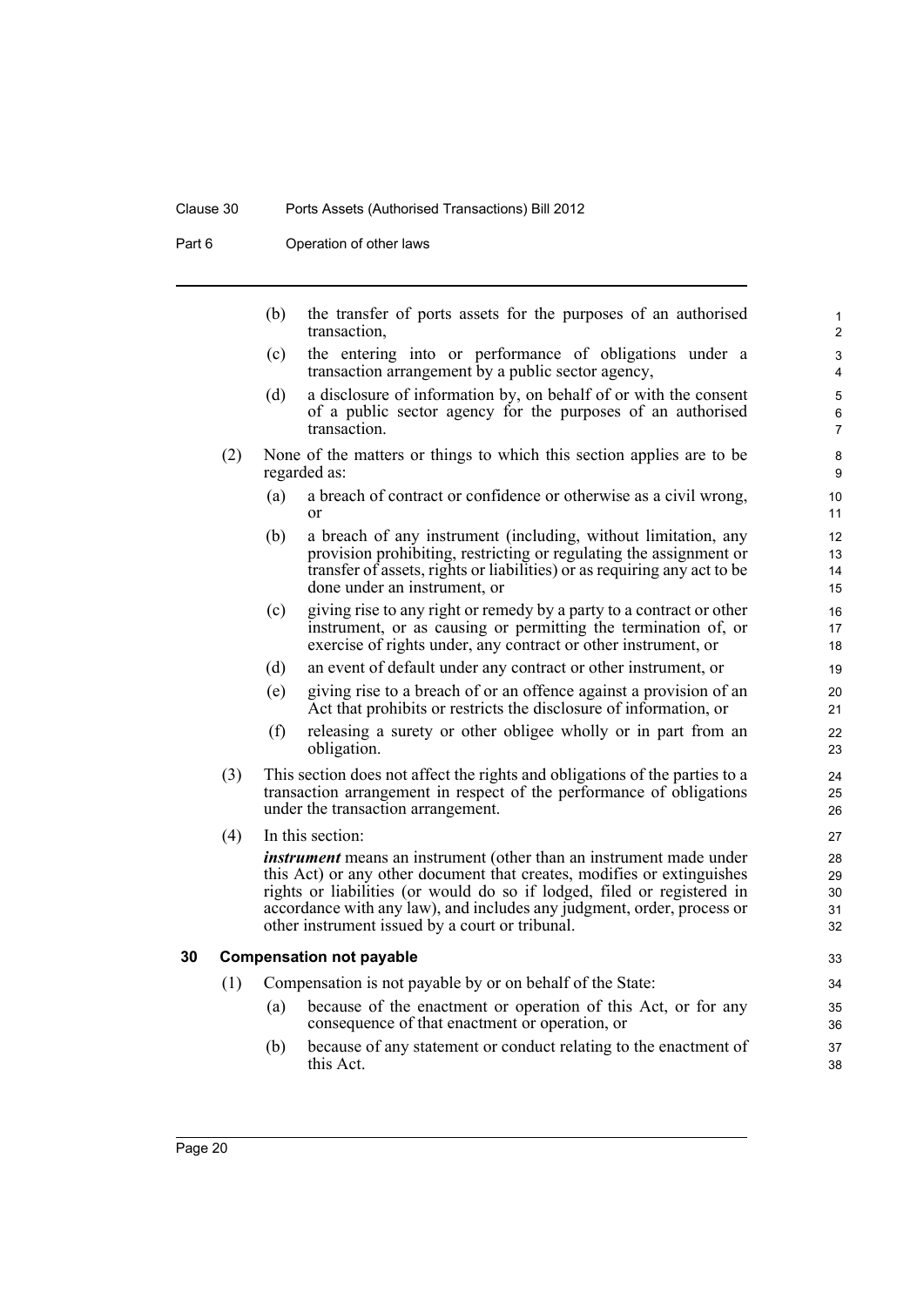(b) the transfer of ports assets for the purposes of an authorised transaction,

(c) the entering into or performance of obligations under a transaction arrangement by a public sector agency,

(d) a disclosure of information by, on behalf of or with the consent of a public sector agency for the purposes of an authorised transaction.

(2) None of the matters or things to which this section applies are to be regarded as:

(a) a breach of contract or confidence or otherwise as a civil wrong, or

(b) a breach of any instrument (including, without limitation, any provision prohibiting, restricting or regulating the assignment or transfer of assets, rights or liabilities) or as requiring any act to be done under an instrument, or

(c) giving rise to any right or remedy by a party to a contract or other instrument, or as causing or permitting the termination of, or exercise of rights under, any contract or other instrument, or

(d) an event of default under any contract or other instrument, or

(e) giving rise to a breach of or an offence against a provision of an Act that prohibits or restricts the disclosure of information, or

(f) releasing a surety or other obligee wholly or in part from an obligation.

(3) This section does not affect the rights and obligations of the parties to a transaction arrangement in respect of the performance of obligations under the transaction arrangement.

(4) In this section:

***instrument*** means an instrument (other than an instrument made under this Act) or any other document that creates, modifies or extinguishes rights or liabilities (or would do so if lodged, filed or registered in accordance with any law), and includes any judgment, order, process or other instrument issued by a court or tribunal.

## 30 Compensation not payable

(1) Compensation is not payable by or on behalf of the State:

(a) because of the enactment or operation of this Act, or for any consequence of that enactment or operation, or

(b) because of any statement or conduct relating to the enactment of this Act.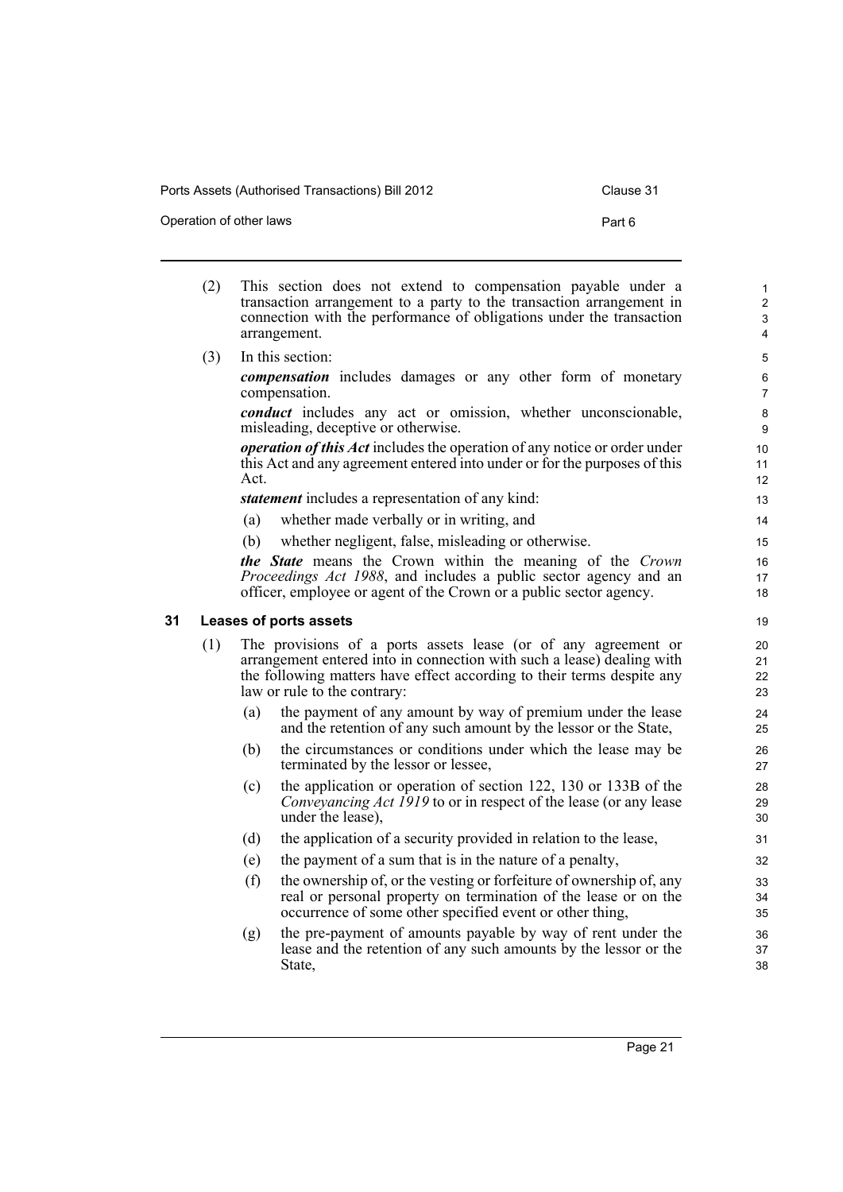(2) This section does not extend to compensation payable under a transaction arrangement to a party to the transaction arrangement in connection with the performance of obligations under the transaction arrangement.

(3) In this section:

***compensation*** includes damages or any other form of monetary compensation.

***conduct*** includes any act or omission, whether unconscionable, misleading, deceptive or otherwise.

***operation of this Act*** includes the operation of any notice or order under this Act and any agreement entered into under or for the purposes of this Act.

***statement*** includes a representation of any kind:

(a) whether made verbally or in writing, and

(b) whether negligent, false, misleading or otherwise.

***the State*** means the Crown within the meaning of the *Crown Proceedings Act 1988*, and includes a public sector agency and an officer, employee or agent of the Crown or a public sector agency.

## 31 Leases of ports assets

(1) The provisions of a ports assets lease (or of any agreement or arrangement entered into in connection with such a lease) dealing with the following matters have effect according to their terms despite any law or rule to the contrary:

(a) the payment of any amount by way of premium under the lease and the retention of any such amount by the lessor or the State,

(b) the circumstances or conditions under which the lease may be terminated by the lessor or lessee,

(c) the application or operation of section 122, 130 or 133B of the *Conveyancing Act 1919* to or in respect of the lease (or any lease under the lease),

(d) the application of a security provided in relation to the lease,

(e) the payment of a sum that is in the nature of a penalty,

(f) the ownership of, or the vesting or forfeiture of ownership of, any real or personal property on termination of the lease or on the occurrence of some other specified event or other thing,

(g) the pre-payment of amounts payable by way of rent under the lease and the retention of any such amounts by the lessor or the State,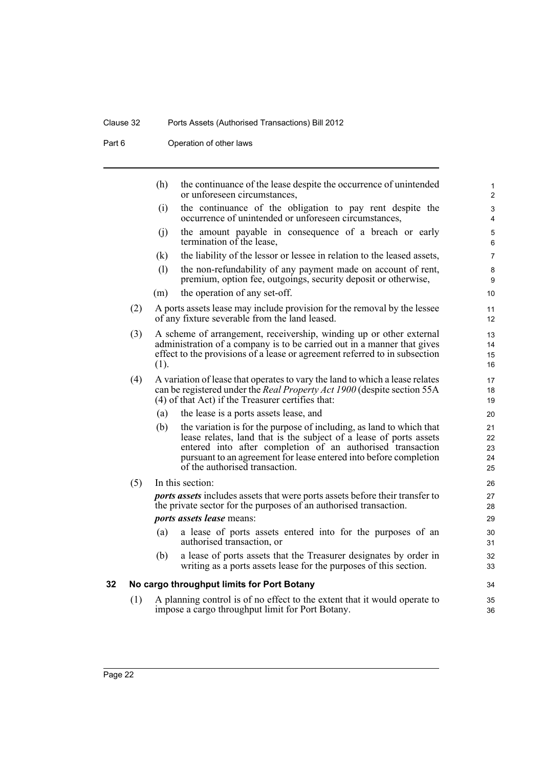(h) the continuance of the lease despite the occurrence of unintended or unforeseen circumstances,

(i) the continuance of the obligation to pay rent despite the occurrence of unintended or unforeseen circumstances,

(j) the amount payable in consequence of a breach or early termination of the lease,

(k) the liability of the lessor or lessee in relation to the leased assets,

(l) the non-refundability of any payment made on account of rent, premium, option fee, outgoings, security deposit or otherwise,

(m) the operation of any set-off.

(2) A ports assets lease may include provision for the removal by the lessee of any fixture severable from the land leased.

(3) A scheme of arrangement, receivership, winding up or other external administration of a company is to be carried out in a manner that gives effect to the provisions of a lease or agreement referred to in subsection (1).

(4) A variation of lease that operates to vary the land to which a lease relates can be registered under the *Real Property Act 1900* (despite section 55A (4) of that Act) if the Treasurer certifies that:

(a) the lease is a ports assets lease, and

(b) the variation is for the purpose of including, as land to which that lease relates, land that is the subject of a lease of ports assets entered into after completion of an authorised transaction pursuant to an agreement for lease entered into before completion of the authorised transaction.

(5) In this section:

***ports assets*** includes assets that were ports assets before their transfer to the private sector for the purposes of an authorised transaction.

***ports assets lease*** means:

(a) a lease of ports assets entered into for the purposes of an authorised transaction, or

(b) a lease of ports assets that the Treasurer designates by order in writing as a ports assets lease for the purposes of this section.

## 32 No cargo throughput limits for Port Botany

(1) A planning control is of no effect to the extent that it would operate to impose a cargo throughput limit for Port Botany.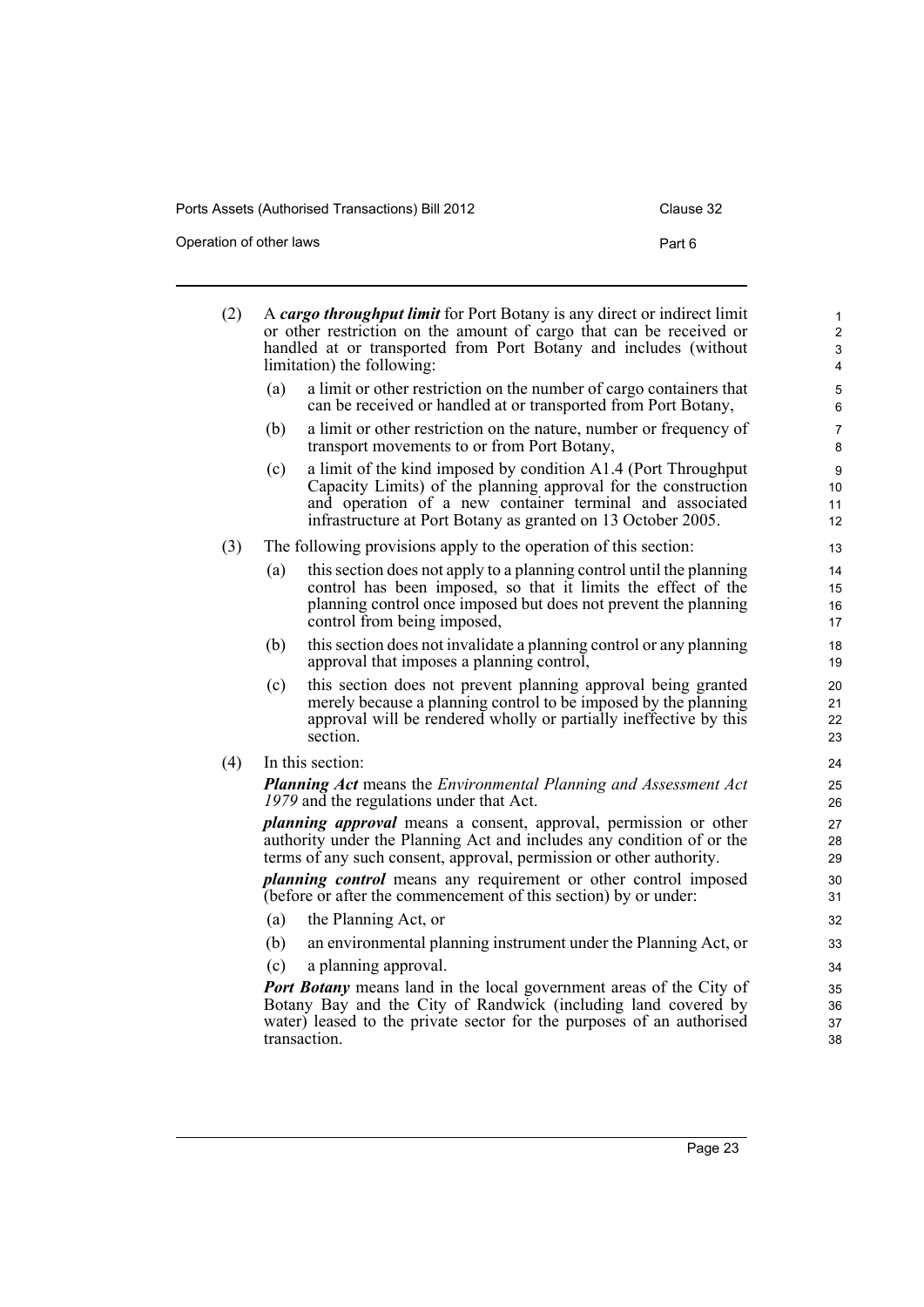(2) A ***cargo throughput limit*** for Port Botany is any direct or indirect limit or other restriction on the amount of cargo that can be received or handled at or transported from Port Botany and includes (without limitation) the following:

(a) a limit or other restriction on the number of cargo containers that can be received or handled at or transported from Port Botany,

(b) a limit or other restriction on the nature, number or frequency of transport movements to or from Port Botany,

(c) a limit of the kind imposed by condition A1.4 (Port Throughput Capacity Limits) of the planning approval for the construction and operation of a new container terminal and associated infrastructure at Port Botany as granted on 13 October 2005.

(3) The following provisions apply to the operation of this section:

(a) this section does not apply to a planning control until the planning control has been imposed, so that it limits the effect of the planning control once imposed but does not prevent the planning control from being imposed,

(b) this section does not invalidate a planning control or any planning approval that imposes a planning control,

(c) this section does not prevent planning approval being granted merely because a planning control to be imposed by the planning approval will be rendered wholly or partially ineffective by this section.

(4) In this section:

***Planning Act*** means the *Environmental Planning and Assessment Act 1979* and the regulations under that Act.

***planning approval*** means a consent, approval, permission or other authority under the Planning Act and includes any condition of or the terms of any such consent, approval, permission or other authority.

***planning control*** means any requirement or other control imposed (before or after the commencement of this section) by or under:

(a) the Planning Act, or

(b) an environmental planning instrument under the Planning Act, or

(c) a planning approval.

***Port Botany*** means land in the local government areas of the City of Botany Bay and the City of Randwick (including land covered by water) leased to the private sector for the purposes of an authorised transaction.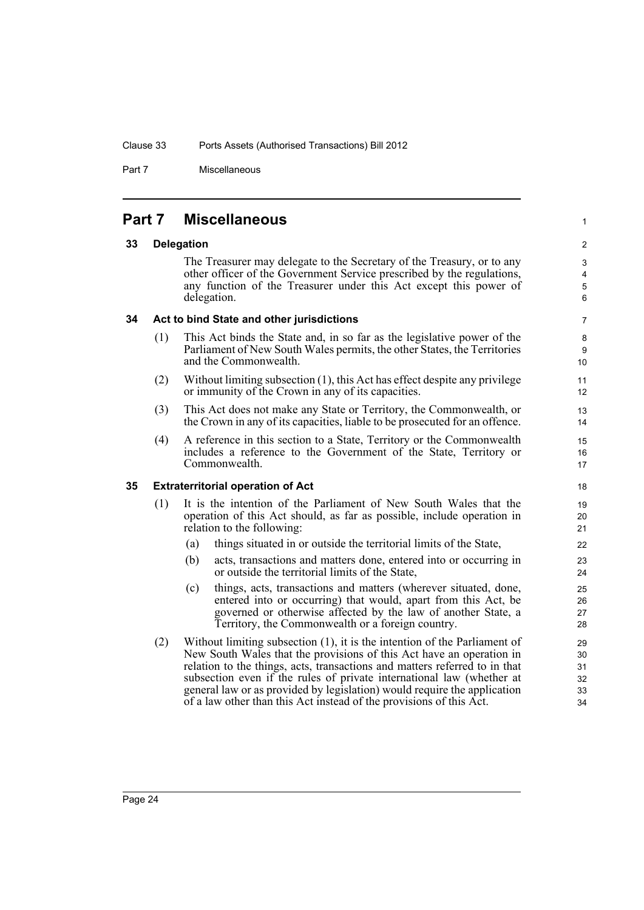# Part 7 Miscellaneous

## 33 Delegation

The Treasurer may delegate to the Secretary of the Treasury, or to any other officer of the Government Service prescribed by the regulations, any function of the Treasurer under this Act except this power of delegation.

## 34 Act to bind State and other jurisdictions

(1) This Act binds the State and, in so far as the legislative power of the Parliament of New South Wales permits, the other States, the Territories and the Commonwealth.

(2) Without limiting subsection (1), this Act has effect despite any privilege or immunity of the Crown in any of its capacities.

(3) This Act does not make any State or Territory, the Commonwealth, or the Crown in any of its capacities, liable to be prosecuted for an offence.

(4) A reference in this section to a State, Territory or the Commonwealth includes a reference to the Government of the State, Territory or Commonwealth.

## 35 Extraterritorial operation of Act

(1) It is the intention of the Parliament of New South Wales that the operation of this Act should, as far as possible, include operation in relation to the following:

- (a) things situated in or outside the territorial limits of the State,
- (b) acts, transactions and matters done, entered into or occurring in or outside the territorial limits of the State,
- (c) things, acts, transactions and matters (wherever situated, done, entered into or occurring) that would, apart from this Act, be governed or otherwise affected by the law of another State, a Territory, the Commonwealth or a foreign country.

(2) Without limiting subsection (1), it is the intention of the Parliament of New South Wales that the provisions of this Act have an operation in relation to the things, acts, transactions and matters referred to in that subsection even if the rules of private international law (whether at general law or as provided by legislation) would require the application of a law other than this Act instead of the provisions of this Act.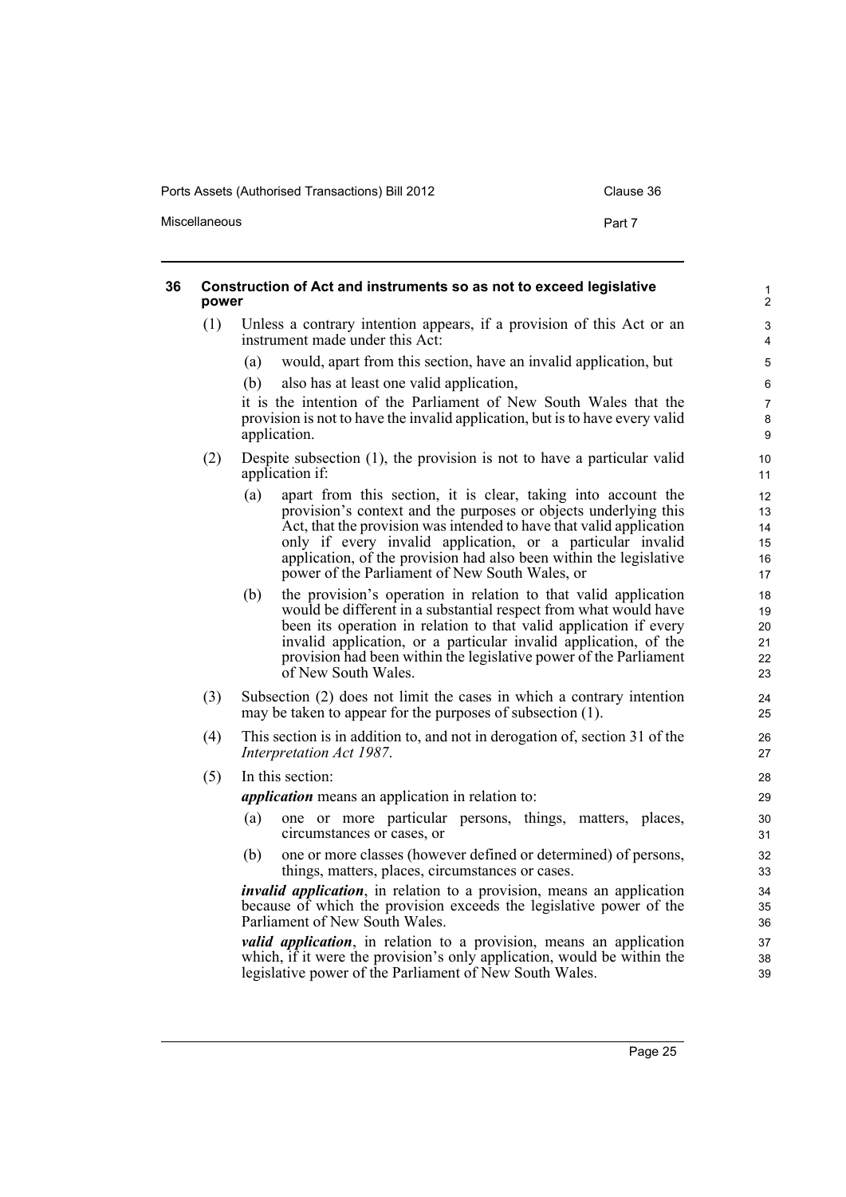## 36 Construction of Act and instruments so as not to exceed legislative power

(1) Unless a contrary intention appears, if a provision of this Act or an instrument made under this Act:

- (a) would, apart from this section, have an invalid application, but
- (b) also has at least one valid application,

it is the intention of the Parliament of New South Wales that the provision is not to have the invalid application, but is to have every valid application.

(2) Despite subsection (1), the provision is not to have a particular valid application if:

- (a) apart from this section, it is clear, taking into account the provision's context and the purposes or objects underlying this Act, that the provision was intended to have that valid application only if every invalid application, or a particular invalid application, of the provision had also been within the legislative power of the Parliament of New South Wales, or
- (b) the provision's operation in relation to that valid application would be different in a substantial respect from what would have been its operation in relation to that valid application if every invalid application, or a particular invalid application, of the provision had been within the legislative power of the Parliament of New South Wales.

(3) Subsection (2) does not limit the cases in which a contrary intention may be taken to appear for the purposes of subsection (1).

(4) This section is in addition to, and not in derogation of, section 31 of the *Interpretation Act 1987*.

(5) In this section:

***application*** means an application in relation to:

- (a) one or more particular persons, things, matters, places, circumstances or cases, or
- (b) one or more classes (however defined or determined) of persons, things, matters, places, circumstances or cases.

***invalid application***, in relation to a provision, means an application because of which the provision exceeds the legislative power of the Parliament of New South Wales.

***valid application***, in relation to a provision, means an application which, if it were the provision's only application, would be within the legislative power of the Parliament of New South Wales.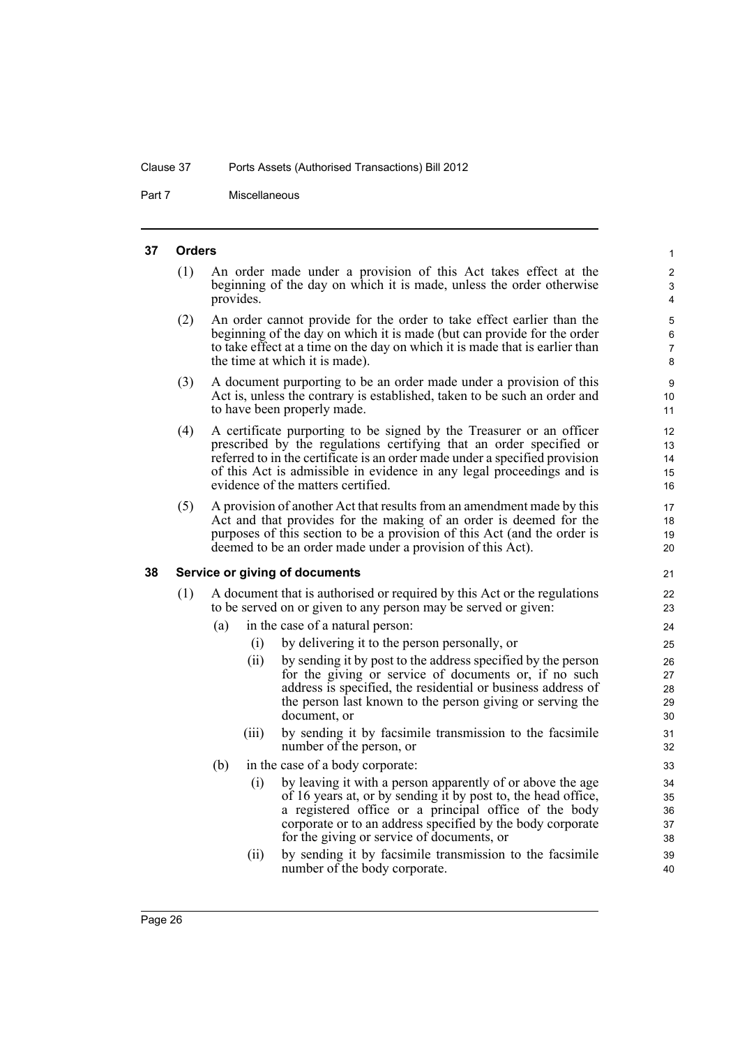### 37 Orders

(1) An order made under a provision of this Act takes effect at the beginning of the day on which it is made, unless the order otherwise provides.

(2) An order cannot provide for the order to take effect earlier than the beginning of the day on which it is made (but can provide for the order to take effect at a time on the day on which it is made that is earlier than the time at which it is made).

(3) A document purporting to be an order made under a provision of this Act is, unless the contrary is established, taken to be such an order and to have been properly made.

(4) A certificate purporting to be signed by the Treasurer or an officer prescribed by the regulations certifying that an order specified or referred to in the certificate is an order made under a specified provision of this Act is admissible in evidence in any legal proceedings and is evidence of the matters certified.

(5) A provision of another Act that results from an amendment made by this Act and that provides for the making of an order is deemed for the purposes of this section to be a provision of this Act (and the order is deemed to be an order made under a provision of this Act).

### 38 Service or giving of documents

(1) A document that is authorised or required by this Act or the regulations to be served on or given to any person may be served or given:

- (a) in the case of a natural person:
  - (i) by delivering it to the person personally, or
  - (ii) by sending it by post to the address specified by the person for the giving or service of documents or, if no such address is specified, the residential or business address of the person last known to the person giving or serving the document, or
  - (iii) by sending it by facsimile transmission to the facsimile number of the person, or
- (b) in the case of a body corporate:
  - (i) by leaving it with a person apparently of or above the age of 16 years at, or by sending it by post to, the head office, a registered office or a principal office of the body corporate or to an address specified by the body corporate for the giving or service of documents, or
  - (ii) by sending it by facsimile transmission to the facsimile number of the body corporate.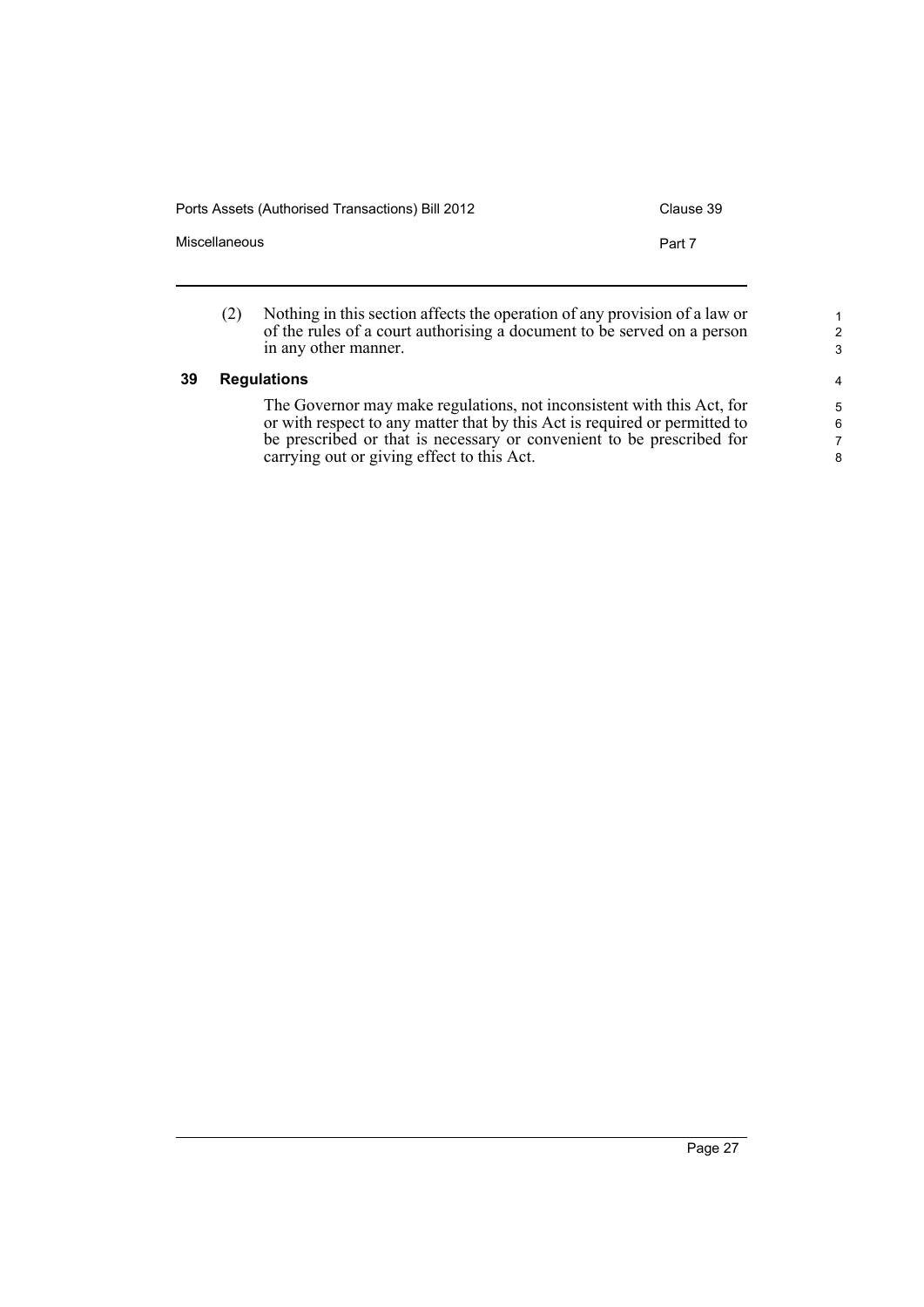(2) Nothing in this section affects the operation of any provision of a law or of the rules of a court authorising a document to be served on a person in any other manner.

### 39 Regulations

The Governor may make regulations, not inconsistent with this Act, for or with respect to any matter that by this Act is required or permitted to be prescribed or that is necessary or convenient to be prescribed for carrying out or giving effect to this Act.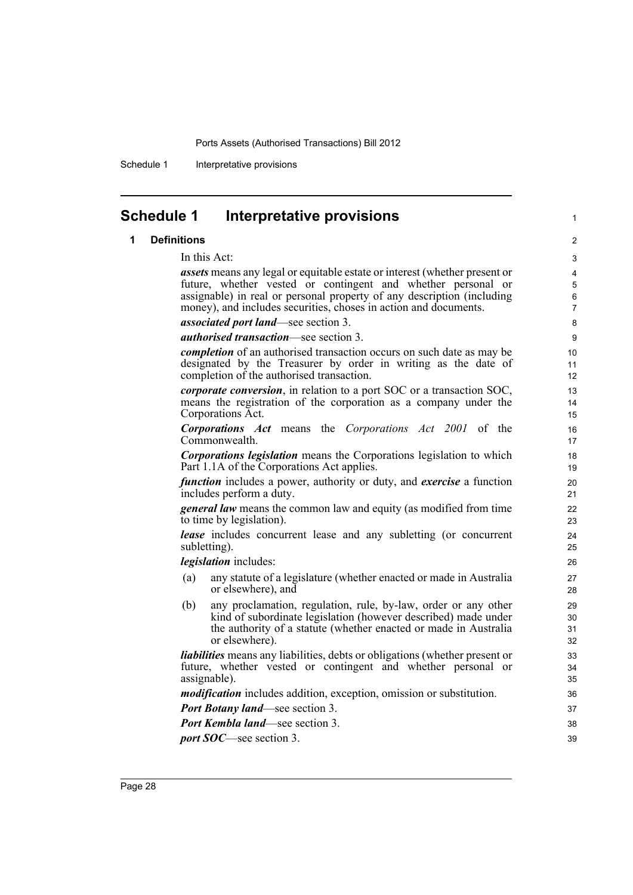# Schedule 1 Interpretative provisions

## 1 Definitions

In this Act:

***assets*** means any legal or equitable estate or interest (whether present or future, whether vested or contingent and whether personal or assignable) in real or personal property of any description (including money), and includes securities, choses in action and documents.

***associated port land***—see section 3.

***authorised transaction***—see section 3.

***completion*** of an authorised transaction occurs on such date as may be designated by the Treasurer by order in writing as the date of completion of the authorised transaction.

***corporate conversion***, in relation to a port SOC or a transaction SOC, means the registration of the corporation as a company under the Corporations Act.

***Corporations Act*** means the *Corporations Act 2001* of the Commonwealth.

***Corporations legislation*** means the Corporations legislation to which Part 1.1A of the Corporations Act applies.

***function*** includes a power, authority or duty, and ***exercise*** a function includes perform a duty.

***general law*** means the common law and equity (as modified from time to time by legislation).

***lease*** includes concurrent lease and any subletting (or concurrent subletting).

***legislation*** includes:

(a) any statute of a legislature (whether enacted or made in Australia or elsewhere), and

(b) any proclamation, regulation, rule, by-law, order or any other kind of subordinate legislation (however described) made under the authority of a statute (whether enacted or made in Australia or elsewhere).

***liabilities*** means any liabilities, debts or obligations (whether present or future, whether vested or contingent and whether personal or assignable).

***modification*** includes addition, exception, omission or substitution.

***Port Botany land***—see section 3.

***Port Kembla land***—see section 3.

***port SOC***—see section 3.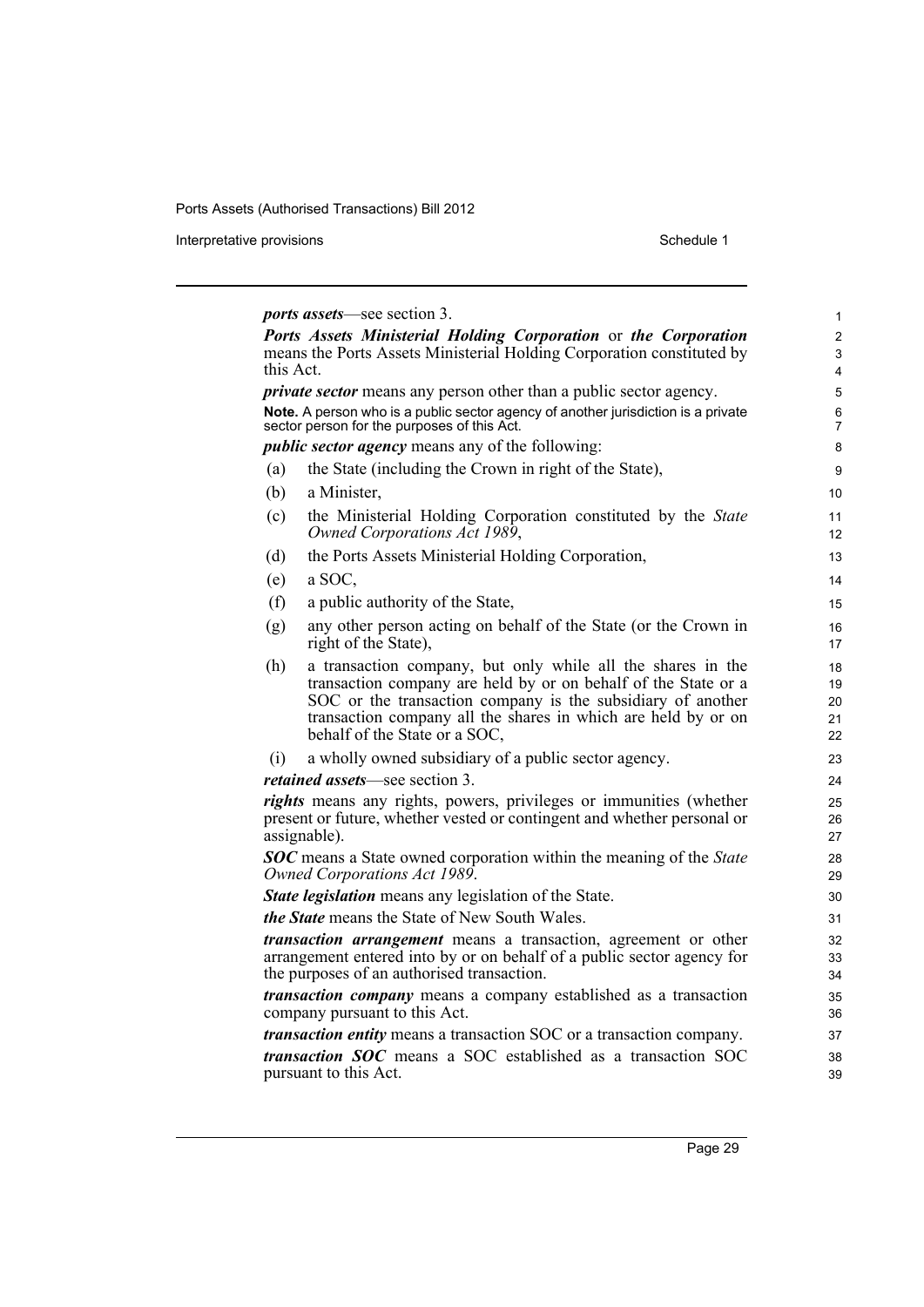***ports assets***—see section 3.

***Ports Assets Ministerial Holding Corporation*** or ***the Corporation*** means the Ports Assets Ministerial Holding Corporation constituted by this Act.

***private sector*** means any person other than a public sector agency.

**Note.** A person who is a public sector agency of another jurisdiction is a private sector person for the purposes of this Act.

***public sector agency*** means any of the following:

(a) the State (including the Crown in right of the State),

(b) a Minister,

(c) the Ministerial Holding Corporation constituted by the *State Owned Corporations Act 1989*,

(d) the Ports Assets Ministerial Holding Corporation,

(e) a SOC,

(f) a public authority of the State,

(g) any other person acting on behalf of the State (or the Crown in right of the State),

(h) a transaction company, but only while all the shares in the transaction company are held by or on behalf of the State or a SOC or the transaction company is the subsidiary of another transaction company all the shares in which are held by or on behalf of the State or a SOC,

(i) a wholly owned subsidiary of a public sector agency.

***retained assets***—see section 3.

***rights*** means any rights, powers, privileges or immunities (whether present or future, whether vested or contingent and whether personal or assignable).

***SOC*** means a State owned corporation within the meaning of the *State Owned Corporations Act 1989*.

***State legislation*** means any legislation of the State.

***the State*** means the State of New South Wales.

***transaction arrangement*** means a transaction, agreement or other arrangement entered into by or on behalf of a public sector agency for the purposes of an authorised transaction.

***transaction company*** means a company established as a transaction company pursuant to this Act.

***transaction entity*** means a transaction SOC or a transaction company.

***transaction SOC*** means a SOC established as a transaction SOC pursuant to this Act.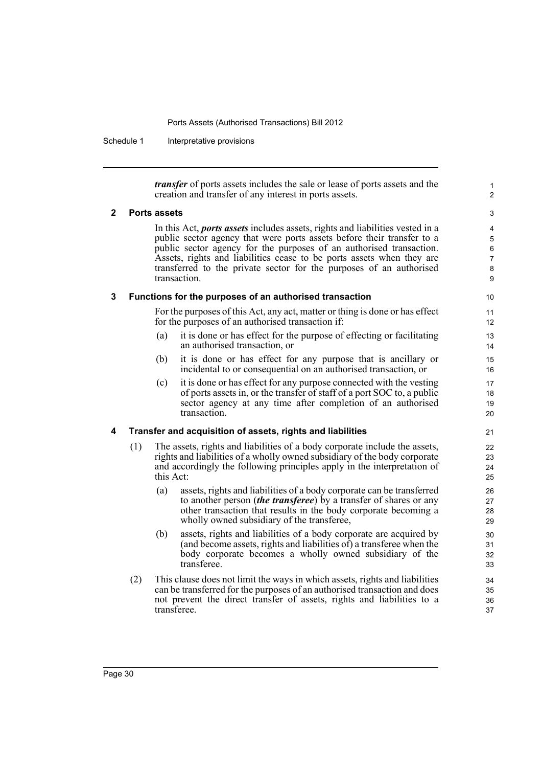***transfer*** of ports assets includes the sale or lease of ports assets and the creation and transfer of any interest in ports assets.

### 2 Ports assets

In this Act, ***ports assets*** includes assets, rights and liabilities vested in a public sector agency that were ports assets before their transfer to a public sector agency for the purposes of an authorised transaction. Assets, rights and liabilities cease to be ports assets when they are transferred to the private sector for the purposes of an authorised transaction.

### 3 Functions for the purposes of an authorised transaction

For the purposes of this Act, any act, matter or thing is done or has effect for the purposes of an authorised transaction if:

- (a) it is done or has effect for the purpose of effecting or facilitating an authorised transaction, or
- (b) it is done or has effect for any purpose that is ancillary or incidental to or consequential on an authorised transaction, or
- (c) it is done or has effect for any purpose connected with the vesting of ports assets in, or the transfer of staff of a port SOC to, a public sector agency at any time after completion of an authorised transaction.

### 4 Transfer and acquisition of assets, rights and liabilities

(1) The assets, rights and liabilities of a body corporate include the assets, rights and liabilities of a wholly owned subsidiary of the body corporate and accordingly the following principles apply in the interpretation of this Act:

- (a) assets, rights and liabilities of a body corporate can be transferred to another person (***the transferee***) by a transfer of shares or any other transaction that results in the body corporate becoming a wholly owned subsidiary of the transferee,
- (b) assets, rights and liabilities of a body corporate are acquired by (and become assets, rights and liabilities of) a transferee when the body corporate becomes a wholly owned subsidiary of the transferee.

(2) This clause does not limit the ways in which assets, rights and liabilities can be transferred for the purposes of an authorised transaction and does not prevent the direct transfer of assets, rights and liabilities to a transferee.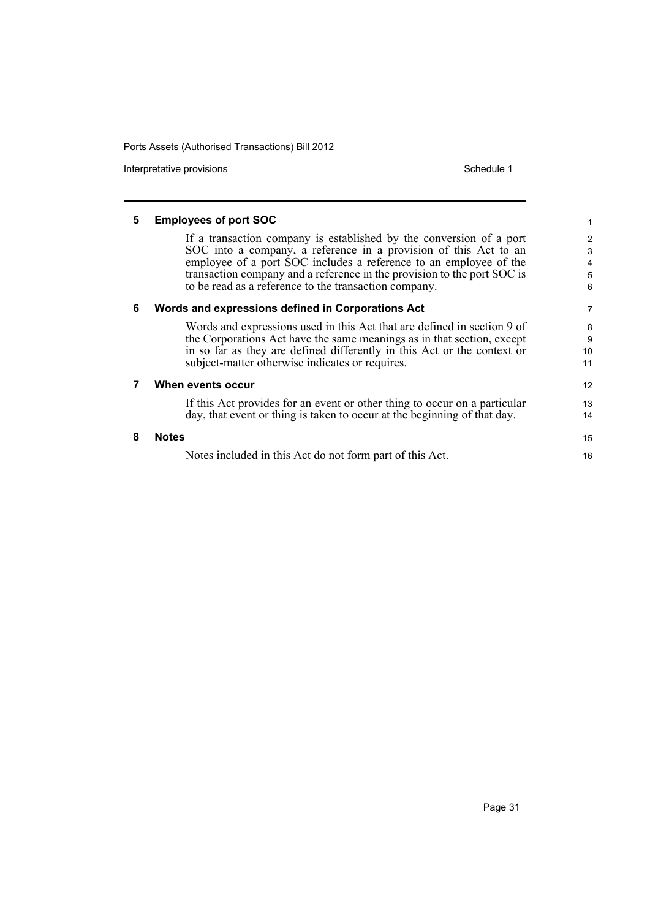### 5 Employees of port SOC

If a transaction company is established by the conversion of a port SOC into a company, a reference in a provision of this Act to an employee of a port SOC includes a reference to an employee of the transaction company and a reference in the provision to the port SOC is to be read as a reference to the transaction company.

### 6 Words and expressions defined in Corporations Act

Words and expressions used in this Act that are defined in section 9 of the Corporations Act have the same meanings as in that section, except in so far as they are defined differently in this Act or the context or subject-matter otherwise indicates or requires.

### 7 When events occur

If this Act provides for an event or other thing to occur on a particular day, that event or thing is taken to occur at the beginning of that day.

### 8 Notes

Notes included in this Act do not form part of this Act.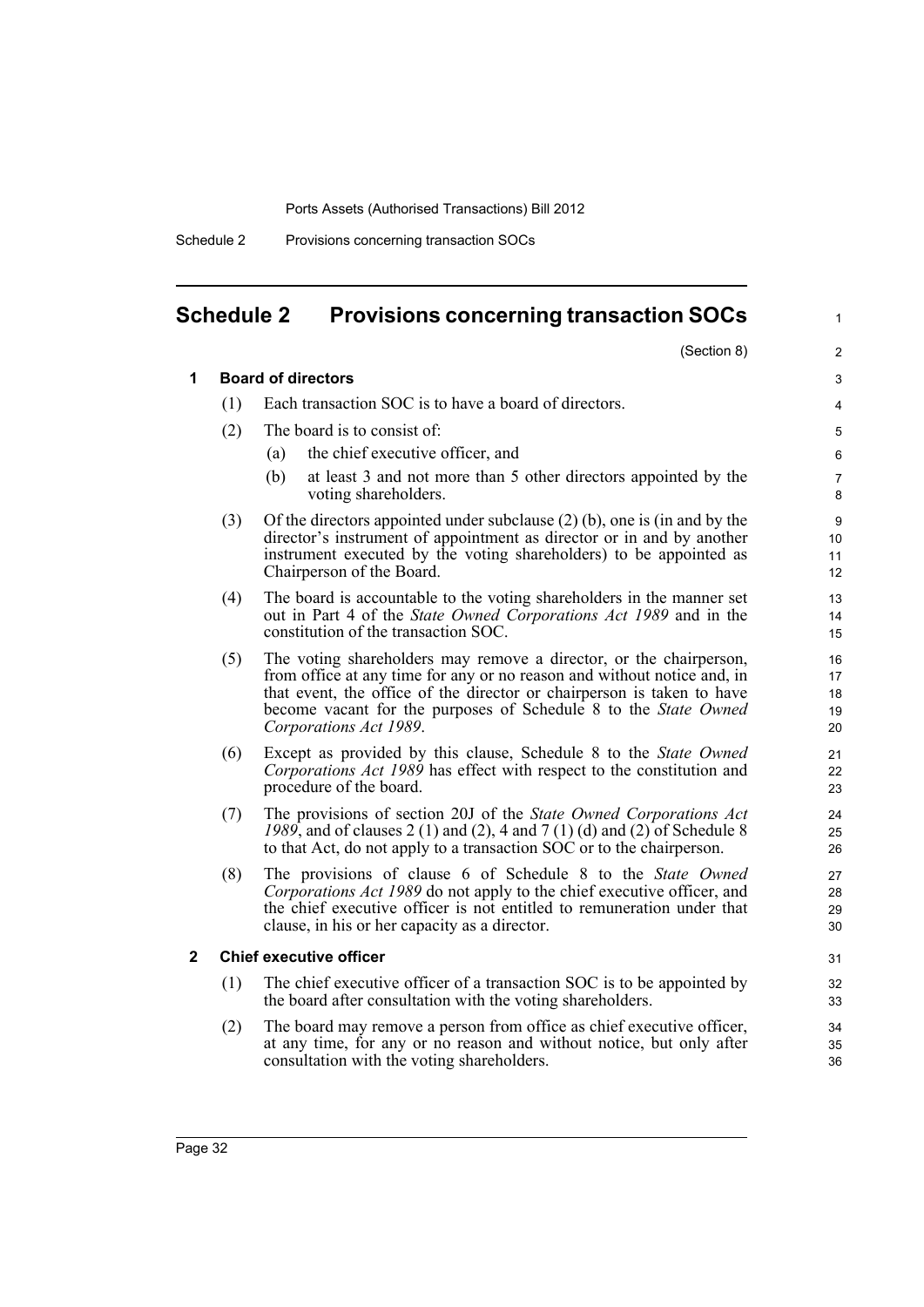# Schedule 2 Provisions concerning transaction SOCs

(Section 8)

## 1 Board of directors

(1) Each transaction SOC is to have a board of directors.

(2) The board is to consist of:

- (a) the chief executive officer, and
- (b) at least 3 and not more than 5 other directors appointed by the voting shareholders.

(3) Of the directors appointed under subclause (2) (b), one is (in and by the director's instrument of appointment as director or in and by another instrument executed by the voting shareholders) to be appointed as Chairperson of the Board.

(4) The board is accountable to the voting shareholders in the manner set out in Part 4 of the *State Owned Corporations Act 1989* and in the constitution of the transaction SOC.

(5) The voting shareholders may remove a director, or the chairperson, from office at any time for any or no reason and without notice and, in that event, the office of the director or chairperson is taken to have become vacant for the purposes of Schedule 8 to the *State Owned Corporations Act 1989*.

(6) Except as provided by this clause, Schedule 8 to the *State Owned Corporations Act 1989* has effect with respect to the constitution and procedure of the board.

(7) The provisions of section 20J of the *State Owned Corporations Act 1989*, and of clauses 2 (1) and (2), 4 and 7 (1) (d) and (2) of Schedule 8 to that Act, do not apply to a transaction SOC or to the chairperson.

(8) The provisions of clause 6 of Schedule 8 to the *State Owned Corporations Act 1989* do not apply to the chief executive officer, and the chief executive officer is not entitled to remuneration under that clause, in his or her capacity as a director.

## 2 Chief executive officer

(1) The chief executive officer of a transaction SOC is to be appointed by the board after consultation with the voting shareholders.

(2) The board may remove a person from office as chief executive officer, at any time, for any or no reason and without notice, but only after consultation with the voting shareholders.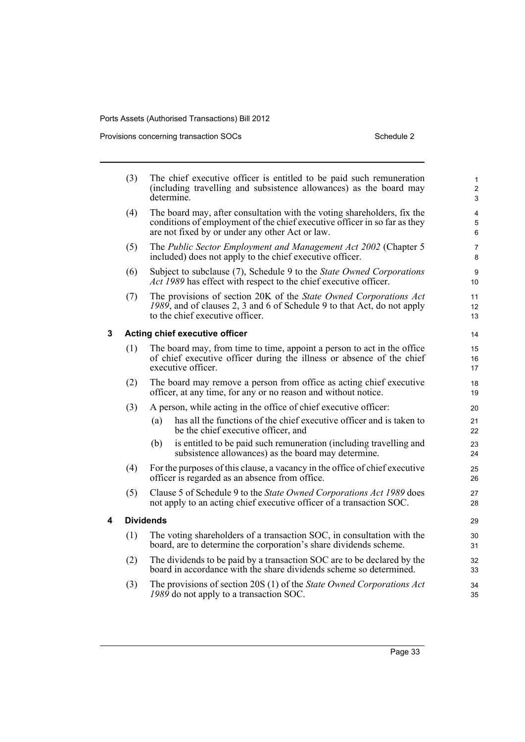(3) The chief executive officer is entitled to be paid such remuneration (including travelling and subsistence allowances) as the board may determine.

(4) The board may, after consultation with the voting shareholders, fix the conditions of employment of the chief executive officer in so far as they are not fixed by or under any other Act or law.

(5) The *Public Sector Employment and Management Act 2002* (Chapter 5 included) does not apply to the chief executive officer.

(6) Subject to subclause (7), Schedule 9 to the *State Owned Corporations Act 1989* has effect with respect to the chief executive officer.

(7) The provisions of section 20K of the *State Owned Corporations Act 1989*, and of clauses 2, 3 and 6 of Schedule 9 to that Act, do not apply to the chief executive officer.

### 3 Acting chief executive officer

(1) The board may, from time to time, appoint a person to act in the office of chief executive officer during the illness or absence of the chief executive officer.

(2) The board may remove a person from office as acting chief executive officer, at any time, for any or no reason and without notice.

(3) A person, while acting in the office of chief executive officer:

- (a) has all the functions of the chief executive officer and is taken to be the chief executive officer, and
- (b) is entitled to be paid such remuneration (including travelling and subsistence allowances) as the board may determine.

(4) For the purposes of this clause, a vacancy in the office of chief executive officer is regarded as an absence from office.

(5) Clause 5 of Schedule 9 to the *State Owned Corporations Act 1989* does not apply to an acting chief executive officer of a transaction SOC.

### 4 Dividends

(1) The voting shareholders of a transaction SOC, in consultation with the board, are to determine the corporation's share dividends scheme.

(2) The dividends to be paid by a transaction SOC are to be declared by the board in accordance with the share dividends scheme so determined.

(3) The provisions of section 20S (1) of the *State Owned Corporations Act 1989* do not apply to a transaction SOC.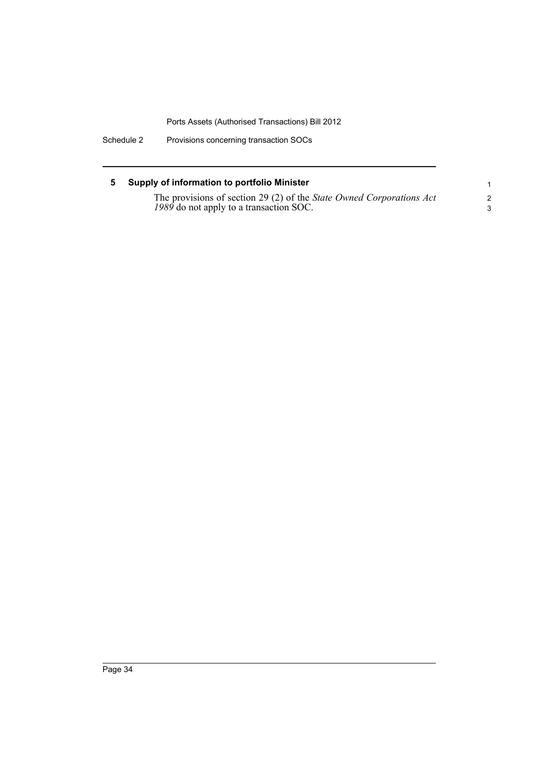### 5 Supply of information to portfolio Minister

The provisions of section 29 (2) of the *State Owned Corporations Act 1989* do not apply to a transaction SOC.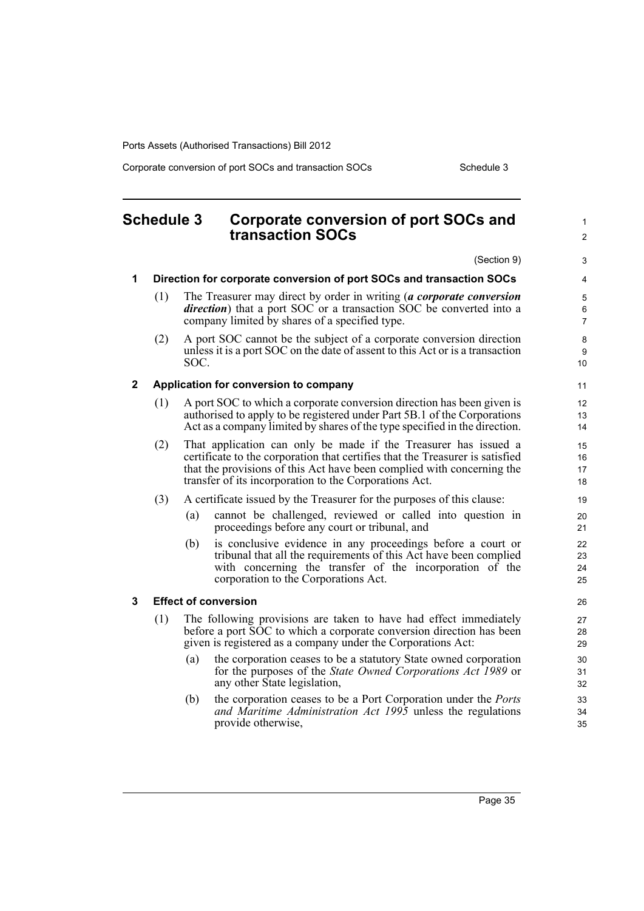## Schedule 3 Corporate conversion of port SOCs and transaction SOCs

(Section 9)

### 1 Direction for corporate conversion of port SOCs and transaction SOCs

(1) The Treasurer may direct by order in writing (***a corporate conversion direction***) that a port SOC or a transaction SOC be converted into a company limited by shares of a specified type.

(2) A port SOC cannot be the subject of a corporate conversion direction unless it is a port SOC on the date of assent to this Act or is a transaction SOC.

### 2 Application for conversion to company

(1) A port SOC to which a corporate conversion direction has been given is authorised to apply to be registered under Part 5B.1 of the Corporations Act as a company limited by shares of the type specified in the direction.

(2) That application can only be made if the Treasurer has issued a certificate to the corporation that certifies that the Treasurer is satisfied that the provisions of this Act have been complied with concerning the transfer of its incorporation to the Corporations Act.

(3) A certificate issued by the Treasurer for the purposes of this clause:

(a) cannot be challenged, reviewed or called into question in proceedings before any court or tribunal, and

(b) is conclusive evidence in any proceedings before a court or tribunal that all the requirements of this Act have been complied with concerning the transfer of the incorporation of the corporation to the Corporations Act.

### 3 Effect of conversion

(1) The following provisions are taken to have had effect immediately before a port SOC to which a corporate conversion direction has been given is registered as a company under the Corporations Act:

(a) the corporation ceases to be a statutory State owned corporation for the purposes of the *State Owned Corporations Act 1989* or any other State legislation,

(b) the corporation ceases to be a Port Corporation under the *Ports and Maritime Administration Act 1995* unless the regulations provide otherwise,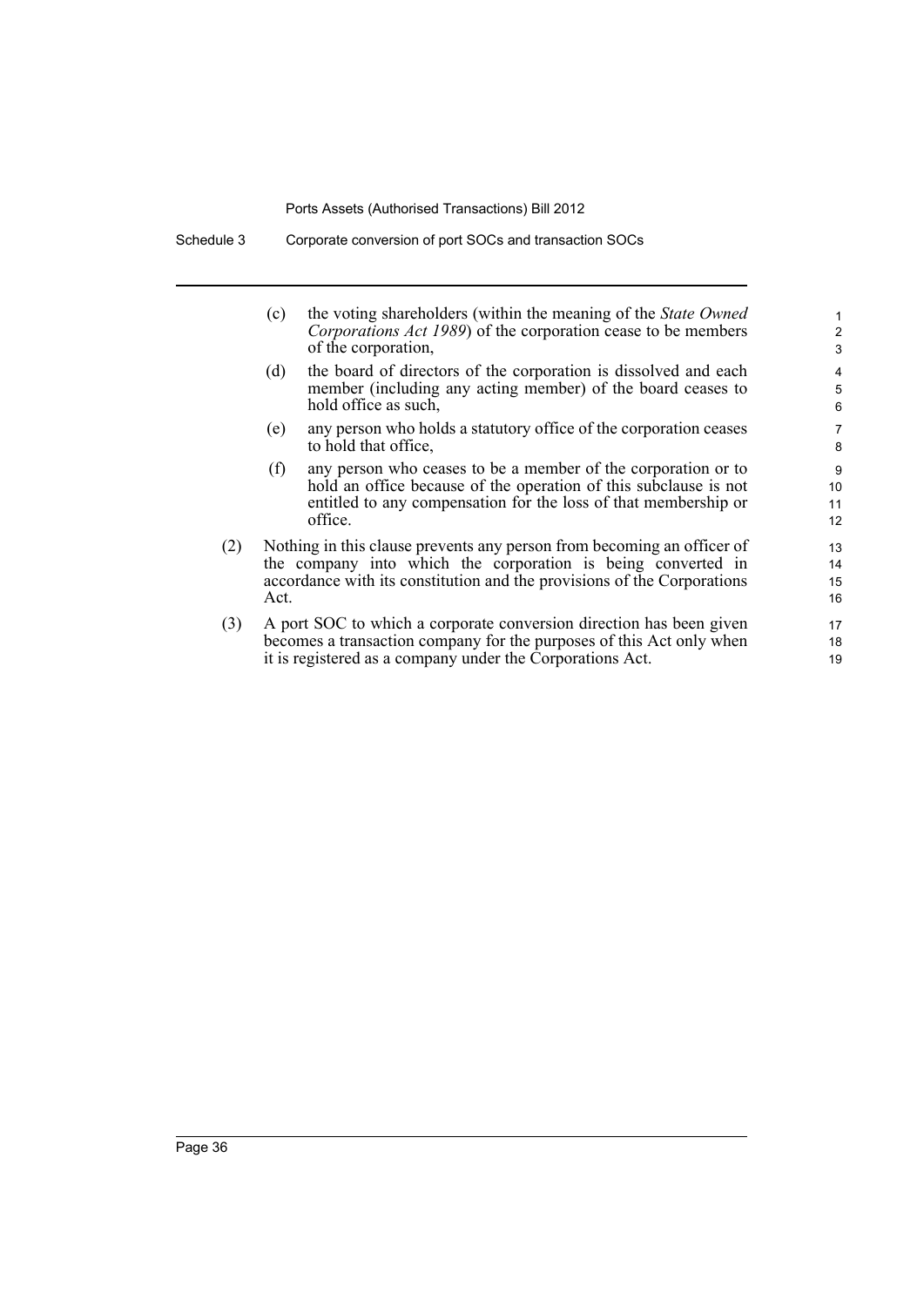(c) the voting shareholders (within the meaning of the *State Owned Corporations Act 1989*) of the corporation cease to be members of the corporation,

(d) the board of directors of the corporation is dissolved and each member (including any acting member) of the board ceases to hold office as such,

(e) any person who holds a statutory office of the corporation ceases to hold that office,

(f) any person who ceases to be a member of the corporation or to hold an office because of the operation of this subclause is not entitled to any compensation for the loss of that membership or office.

(2) Nothing in this clause prevents any person from becoming an officer of the company into which the corporation is being converted in accordance with its constitution and the provisions of the Corporations Act.

(3) A port SOC to which a corporate conversion direction has been given becomes a transaction company for the purposes of this Act only when it is registered as a company under the Corporations Act.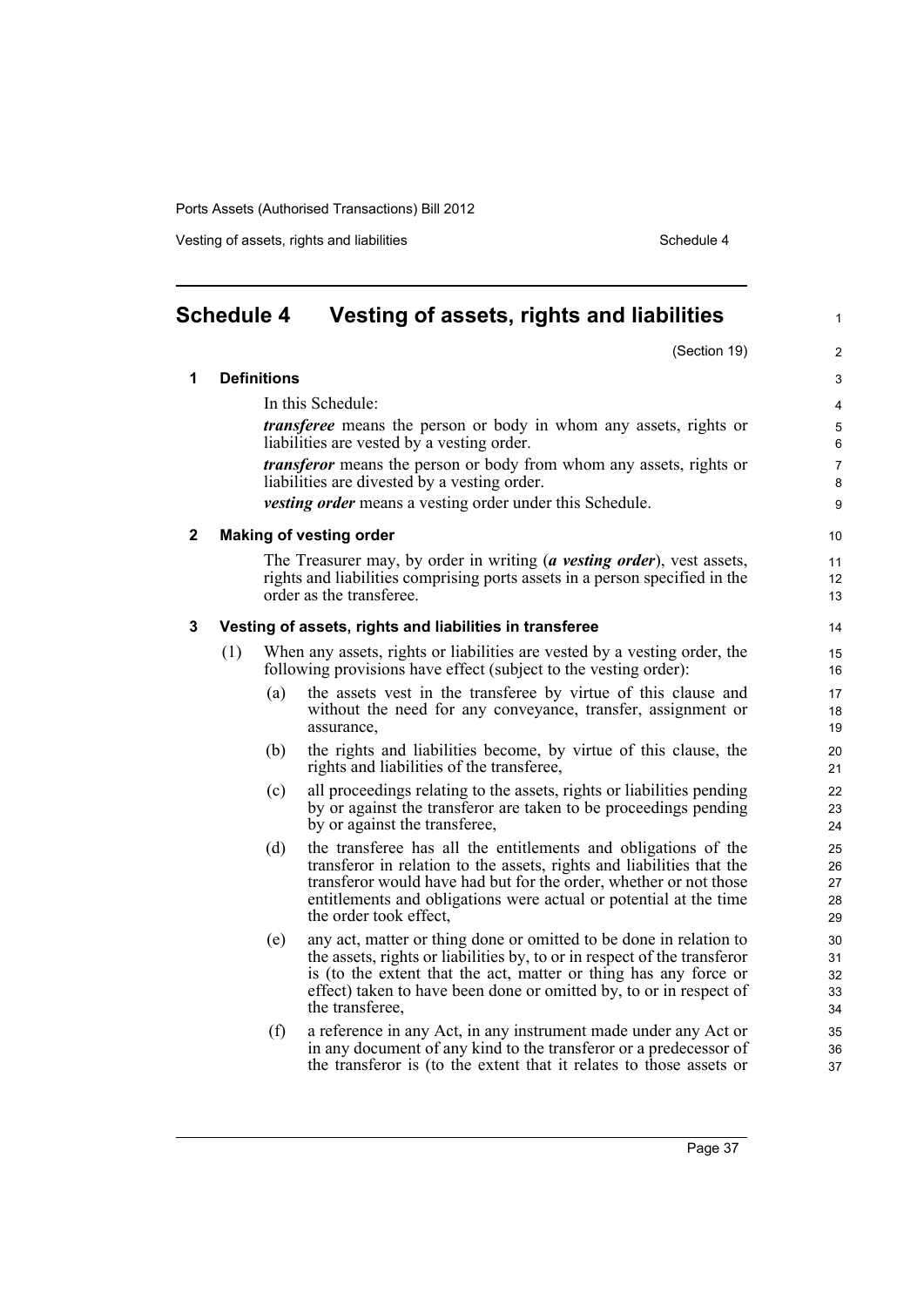# Schedule 4 Vesting of assets, rights and liabilities

(Section 19)

## 1 Definitions

In this Schedule:

***transferee*** means the person or body in whom any assets, rights or liabilities are vested by a vesting order.

***transferor*** means the person or body from whom any assets, rights or liabilities are divested by a vesting order.

***vesting order*** means a vesting order under this Schedule.

## 2 Making of vesting order

The Treasurer may, by order in writing (***a vesting order***), vest assets, rights and liabilities comprising ports assets in a person specified in the order as the transferee.

## 3 Vesting of assets, rights and liabilities in transferee

(1) When any assets, rights or liabilities are vested by a vesting order, the following provisions have effect (subject to the vesting order):

(a) the assets vest in the transferee by virtue of this clause and without the need for any conveyance, transfer, assignment or assurance,

(b) the rights and liabilities become, by virtue of this clause, the rights and liabilities of the transferee,

(c) all proceedings relating to the assets, rights or liabilities pending by or against the transferor are taken to be proceedings pending by or against the transferee,

(d) the transferee has all the entitlements and obligations of the transferor in relation to the assets, rights and liabilities that the transferor would have had but for the order, whether or not those entitlements and obligations were actual or potential at the time the order took effect,

(e) any act, matter or thing done or omitted to be done in relation to the assets, rights or liabilities by, to or in respect of the transferor is (to the extent that the act, matter or thing has any force or effect) taken to have been done or omitted by, to or in respect of the transferee,

(f) a reference in any Act, in any instrument made under any Act or in any document of any kind to the transferor or a predecessor of the transferor is (to the extent that it relates to those assets or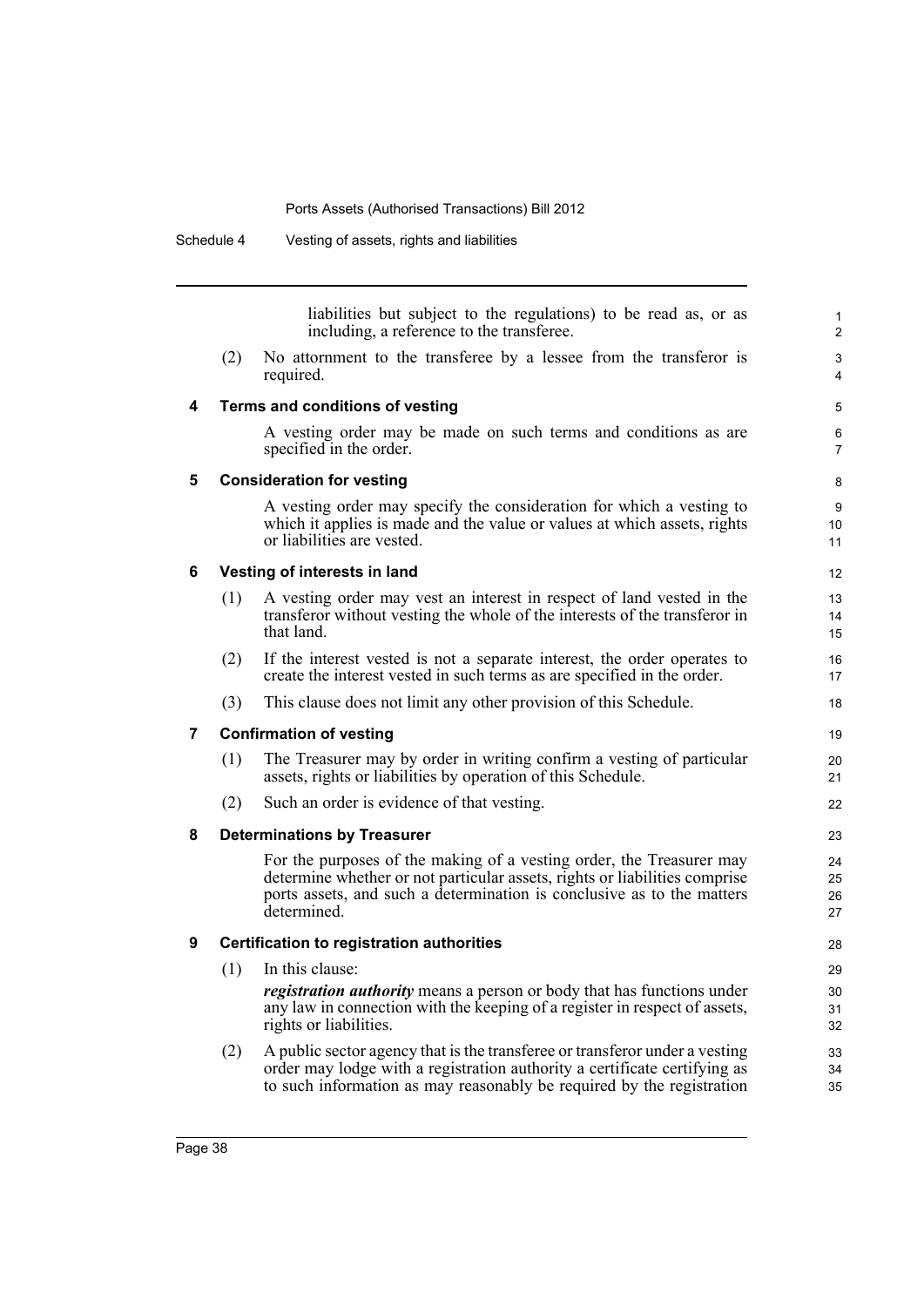liabilities but subject to the regulations) to be read as, or as including, a reference to the transferee.

(2) No attornment to the transferee by a lessee from the transferor is required.

## 4 Terms and conditions of vesting

A vesting order may be made on such terms and conditions as are specified in the order.

## 5 Consideration for vesting

A vesting order may specify the consideration for which a vesting to which it applies is made and the value or values at which assets, rights or liabilities are vested.

## 6 Vesting of interests in land

(1) A vesting order may vest an interest in respect of land vested in the transferor without vesting the whole of the interests of the transferor in that land.

(2) If the interest vested is not a separate interest, the order operates to create the interest vested in such terms as are specified in the order.

(3) This clause does not limit any other provision of this Schedule.

## 7 Confirmation of vesting

(1) The Treasurer may by order in writing confirm a vesting of particular assets, rights or liabilities by operation of this Schedule.

(2) Such an order is evidence of that vesting.

## 8 Determinations by Treasurer

For the purposes of the making of a vesting order, the Treasurer may determine whether or not particular assets, rights or liabilities comprise ports assets, and such a determination is conclusive as to the matters determined.

## 9 Certification to registration authorities

(1) In this clause:

***registration authority*** means a person or body that has functions under any law in connection with the keeping of a register in respect of assets, rights or liabilities.

(2) A public sector agency that is the transferee or transferor under a vesting order may lodge with a registration authority a certificate certifying as to such information as may reasonably be required by the registration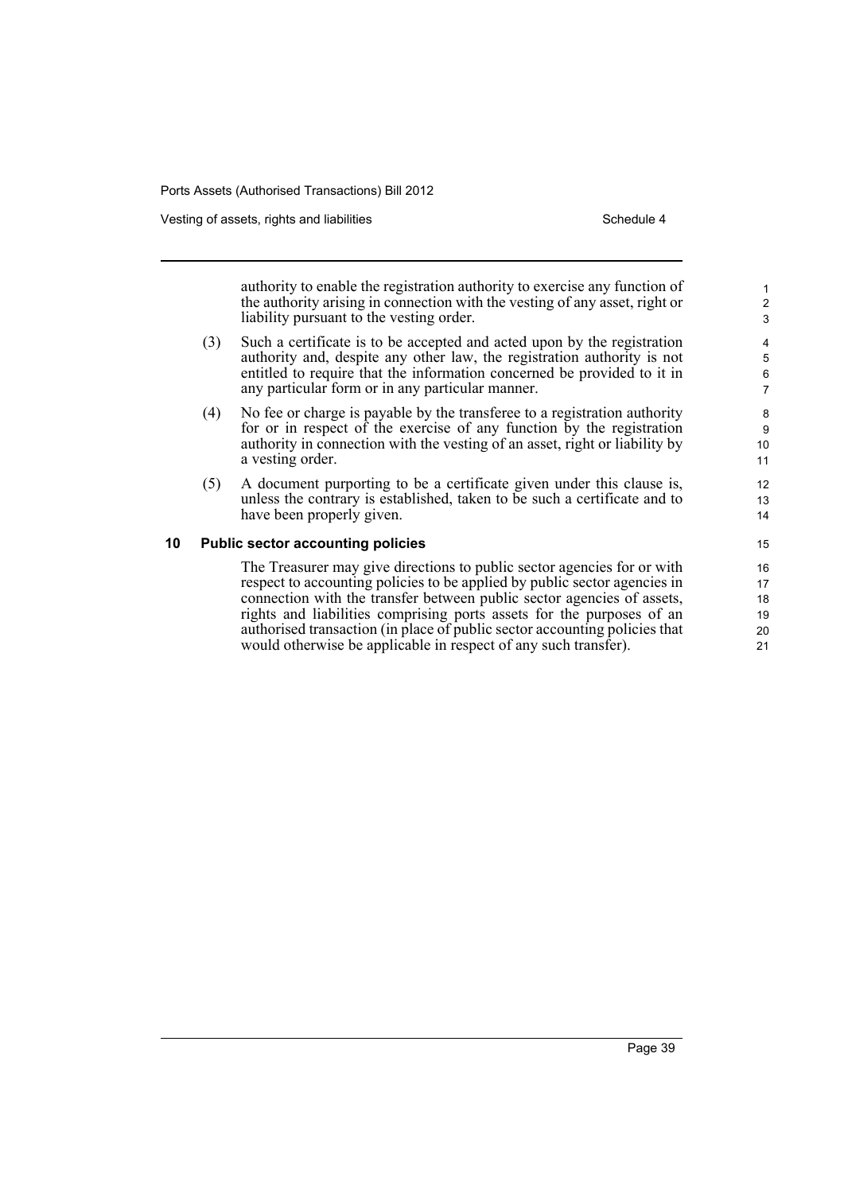authority to enable the registration authority to exercise any function of the authority arising in connection with the vesting of any asset, right or liability pursuant to the vesting order.

(3) Such a certificate is to be accepted and acted upon by the registration authority and, despite any other law, the registration authority is not entitled to require that the information concerned be provided to it in any particular form or in any particular manner.

(4) No fee or charge is payable by the transferee to a registration authority for or in respect of the exercise of any function by the registration authority in connection with the vesting of an asset, right or liability by a vesting order.

(5) A document purporting to be a certificate given under this clause is, unless the contrary is established, taken to be such a certificate and to have been properly given.

### 10 Public sector accounting policies

The Treasurer may give directions to public sector agencies for or with respect to accounting policies to be applied by public sector agencies in connection with the transfer between public sector agencies of assets, rights and liabilities comprising ports assets for the purposes of an authorised transaction (in place of public sector accounting policies that would otherwise be applicable in respect of any such transfer).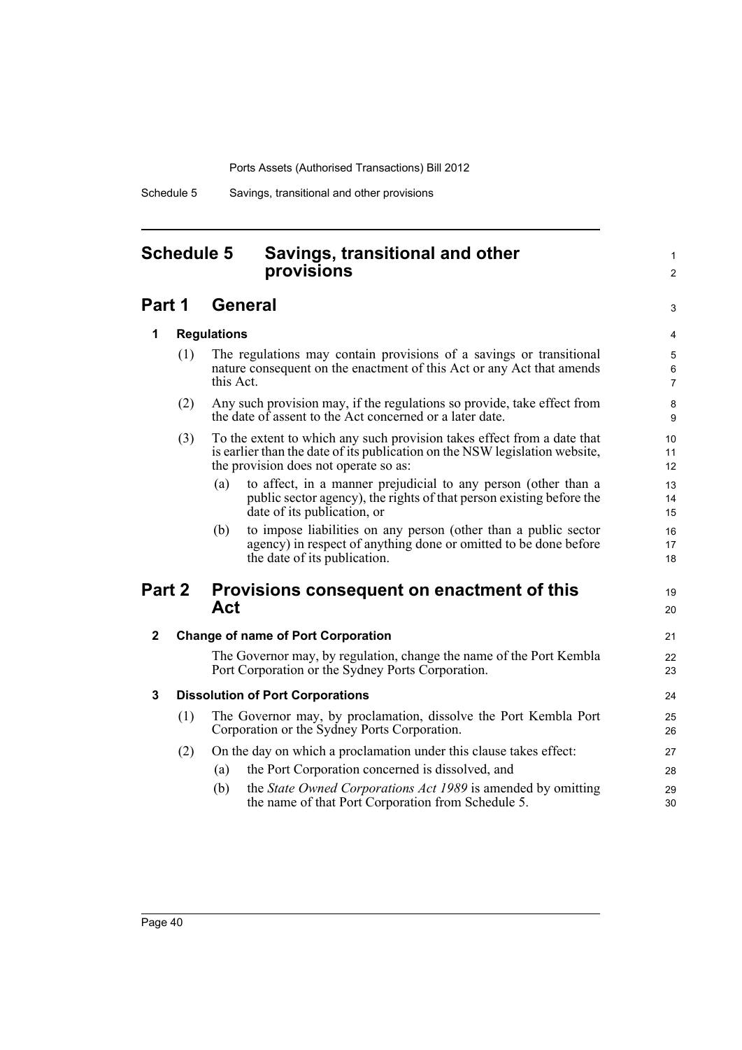# Schedule 5 Savings, transitional and other provisions

## Part 1 General

### 1 Regulations

(1) The regulations may contain provisions of a savings or transitional nature consequent on the enactment of this Act or any Act that amends this Act.

(2) Any such provision may, if the regulations so provide, take effect from the date of assent to the Act concerned or a later date.

(3) To the extent to which any such provision takes effect from a date that is earlier than the date of its publication on the NSW legislation website, the provision does not operate so as:

- (a) to affect, in a manner prejudicial to any person (other than a public sector agency), the rights of that person existing before the date of its publication, or
- (b) to impose liabilities on any person (other than a public sector agency) in respect of anything done or omitted to be done before the date of its publication.

## Part 2 Provisions consequent on enactment of this Act

### 2 Change of name of Port Corporation

The Governor may, by regulation, change the name of the Port Kembla Port Corporation or the Sydney Ports Corporation.

### 3 Dissolution of Port Corporations

(1) The Governor may, by proclamation, dissolve the Port Kembla Port Corporation or the Sydney Ports Corporation.

(2) On the day on which a proclamation under this clause takes effect:

- (a) the Port Corporation concerned is dissolved, and
- (b) the *State Owned Corporations Act 1989* is amended by omitting the name of that Port Corporation from Schedule 5.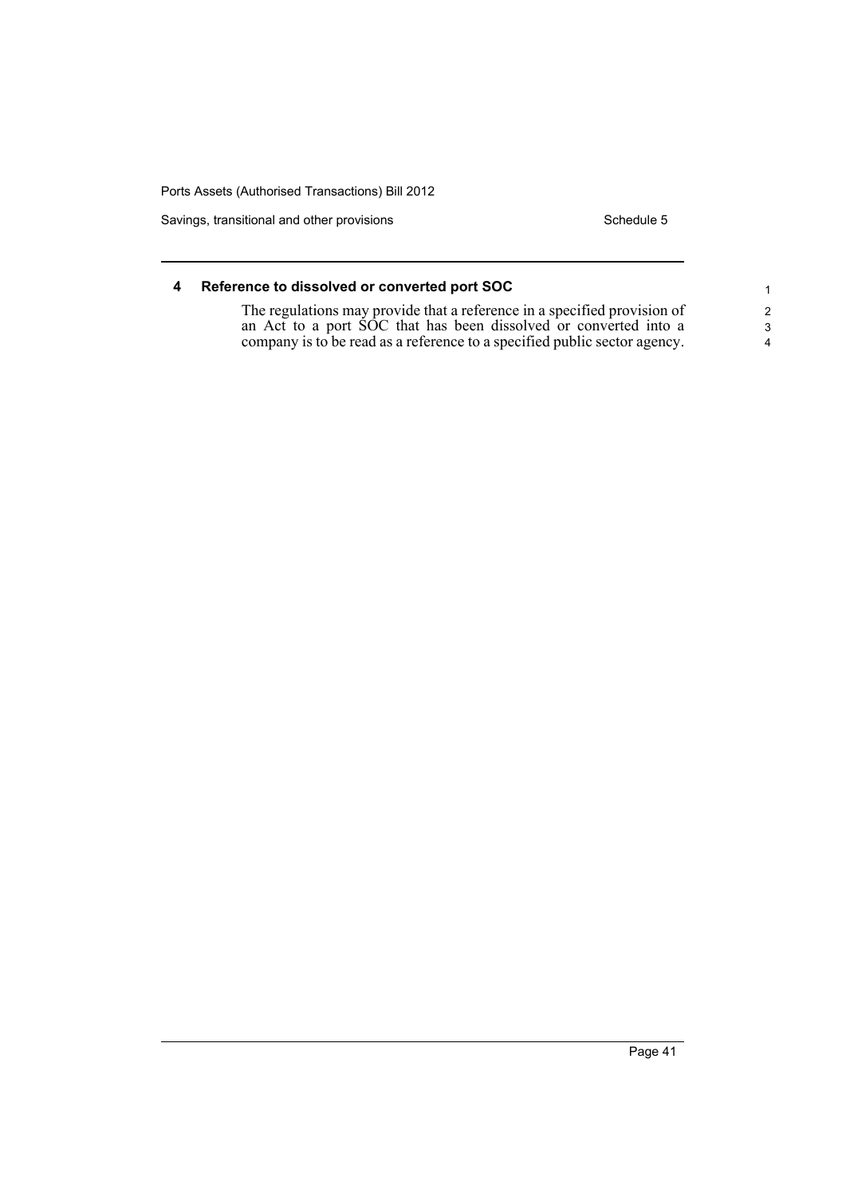## 4 Reference to dissolved or converted port SOC

The regulations may provide that a reference in a specified provision of an Act to a port SOC that has been dissolved or converted into a company is to be read as a reference to a specified public sector agency.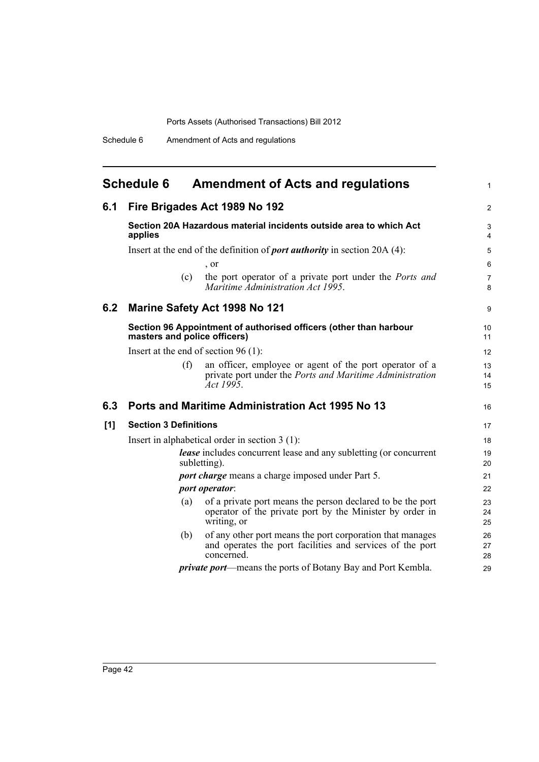# Schedule 6 Amendment of Acts and regulations

## 6.1 Fire Brigades Act 1989 No 192

### Section 20A Hazardous material incidents outside area to which Act applies

Insert at the end of the definition of ***port authority*** in section 20A (4):

, or

(c) the port operator of a private port under the *Ports and Maritime Administration Act 1995*.

## 6.2 Marine Safety Act 1998 No 121

### Section 96 Appointment of authorised officers (other than harbour masters and police officers)

Insert at the end of section 96 (1):

(f) an officer, employee or agent of the port operator of a private port under the *Ports and Maritime Administration Act 1995*.

## 6.3 Ports and Maritime Administration Act 1995 No 13

### [1] Section 3 Definitions

Insert in alphabetical order in section 3 (1):

***lease*** includes concurrent lease and any subletting (or concurrent subletting).

***port charge*** means a charge imposed under Part 5.

***port operator***:

(a) of a private port means the person declared to be the port operator of the private port by the Minister by order in writing, or

(b) of any other port means the port corporation that manages and operates the port facilities and services of the port concerned.

***private port***—means the ports of Botany Bay and Port Kembla.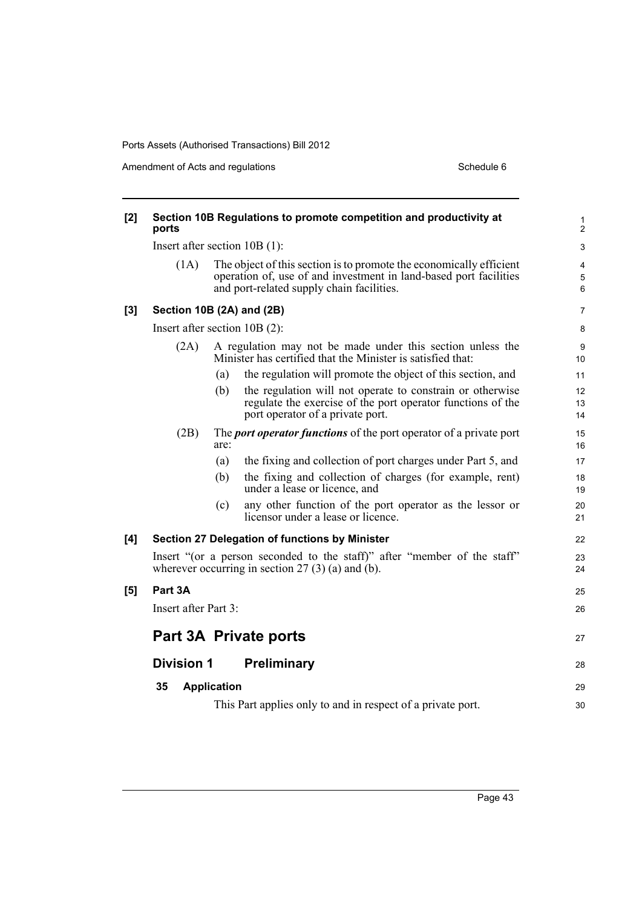**[2] Section 10B Regulations to promote competition and productivity at ports**

Insert after section 10B (1):

(1A) The object of this section is to promote the economically efficient operation of, use of and investment in land-based port facilities and port-related supply chain facilities.

**[3] Section 10B (2A) and (2B)**

Insert after section 10B (2):

(2A) A regulation may not be made under this section unless the Minister has certified that the Minister is satisfied that:

(a) the regulation will promote the object of this section, and

(b) the regulation will not operate to constrain or otherwise regulate the exercise of the port operator functions of the port operator of a private port.

(2B) The ***port operator functions*** of the port operator of a private port are:

(a) the fixing and collection of port charges under Part 5, and

(b) the fixing and collection of charges (for example, rent) under a lease or licence, and

(c) any other function of the port operator as the lessor or licensor under a lease or licence.

**[4] Section 27 Delegation of functions by Minister**

Insert "(or a person seconded to the staff)" after "member of the staff" wherever occurring in section 27 (3) (a) and (b).

**[5] Part 3A**

Insert after Part 3:

## Part 3A Private ports

### Division 1 Preliminary

**35 Application**

This Part applies only to and in respect of a private port.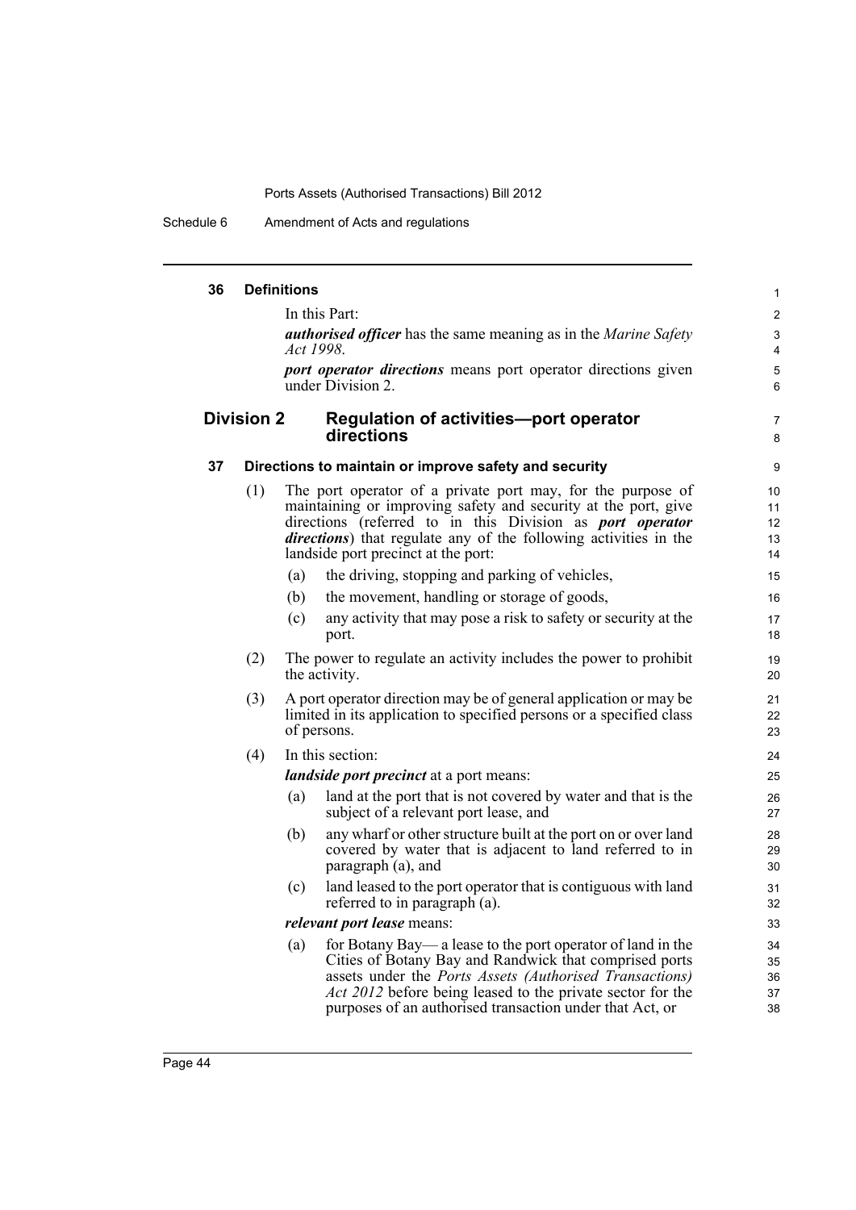### 36 Definitions

In this Part:

***authorised officer*** has the same meaning as in the *Marine Safety Act 1998*.

***port operator directions*** means port operator directions given under Division 2.

## Division 2 Regulation of activities—port operator directions

### 37 Directions to maintain or improve safety and security

(1) The port operator of a private port may, for the purpose of maintaining or improving safety and security at the port, give directions (referred to in this Division as ***port operator directions***) that regulate any of the following activities in the landside port precinct at the port:

(a) the driving, stopping and parking of vehicles,

(b) the movement, handling or storage of goods,

(c) any activity that may pose a risk to safety or security at the port.

(2) The power to regulate an activity includes the power to prohibit the activity.

(3) A port operator direction may be of general application or may be limited in its application to specified persons or a specified class of persons.

(4) In this section:

***landside port precinct*** at a port means:

(a) land at the port that is not covered by water and that is the subject of a relevant port lease, and

(b) any wharf or other structure built at the port on or over land covered by water that is adjacent to land referred to in paragraph (a), and

(c) land leased to the port operator that is contiguous with land referred to in paragraph (a).

***relevant port lease*** means:

(a) for Botany Bay— a lease to the port operator of land in the Cities of Botany Bay and Randwick that comprised ports assets under the *Ports Assets (Authorised Transactions) Act 2012* before being leased to the private sector for the purposes of an authorised transaction under that Act, or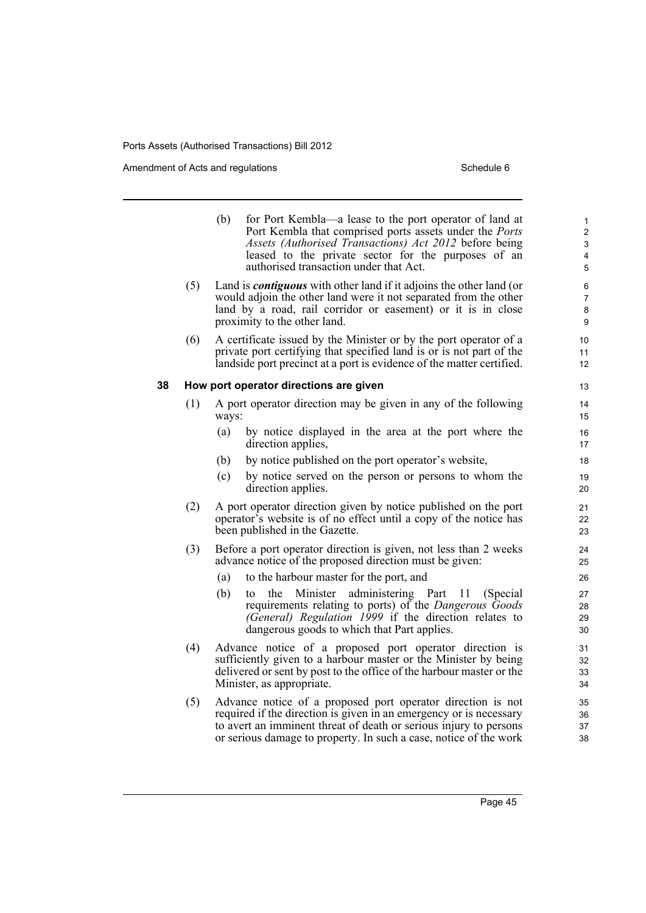(b) for Port Kembla—a lease to the port operator of land at Port Kembla that comprised ports assets under the *Ports Assets (Authorised Transactions) Act 2012* before being leased to the private sector for the purposes of an authorised transaction under that Act.

(5) Land is ***contiguous*** with other land if it adjoins the other land (or would adjoin the other land were it not separated from the other land by a road, rail corridor or easement) or it is in close proximity to the other land.

(6) A certificate issued by the Minister or by the port operator of a private port certifying that specified land is or is not part of the landside port precinct at a port is evidence of the matter certified.

**38 How port operator directions are given**

(1) A port operator direction may be given in any of the following ways:

(a) by notice displayed in the area at the port where the direction applies,

(b) by notice published on the port operator's website,

(c) by notice served on the person or persons to whom the direction applies.

(2) A port operator direction given by notice published on the port operator's website is of no effect until a copy of the notice has been published in the Gazette.

(3) Before a port operator direction is given, not less than 2 weeks advance notice of the proposed direction must be given:

(a) to the harbour master for the port, and

(b) to the Minister administering Part 11 (Special requirements relating to ports) of the *Dangerous Goods (General) Regulation 1999* if the direction relates to dangerous goods to which that Part applies.

(4) Advance notice of a proposed port operator direction is sufficiently given to a harbour master or the Minister by being delivered or sent by post to the office of the harbour master or the Minister, as appropriate.

(5) Advance notice of a proposed port operator direction is not required if the direction is given in an emergency or is necessary to avert an imminent threat of death or serious injury to persons or serious damage to property. In such a case, notice of the work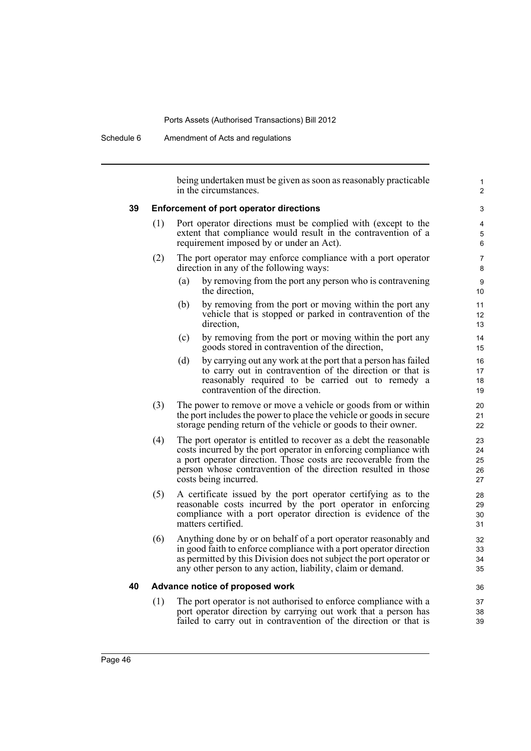being undertaken must be given as soon as reasonably practicable in the circumstances.

### 39 Enforcement of port operator directions

(1) Port operator directions must be complied with (except to the extent that compliance would result in the contravention of a requirement imposed by or under an Act).

(2) The port operator may enforce compliance with a port operator direction in any of the following ways:

(a) by removing from the port any person who is contravening the direction,

(b) by removing from the port or moving within the port any vehicle that is stopped or parked in contravention of the direction,

(c) by removing from the port or moving within the port any goods stored in contravention of the direction,

(d) by carrying out any work at the port that a person has failed to carry out in contravention of the direction or that is reasonably required to be carried out to remedy a contravention of the direction.

(3) The power to remove or move a vehicle or goods from or within the port includes the power to place the vehicle or goods in secure storage pending return of the vehicle or goods to their owner.

(4) The port operator is entitled to recover as a debt the reasonable costs incurred by the port operator in enforcing compliance with a port operator direction. Those costs are recoverable from the person whose contravention of the direction resulted in those costs being incurred.

(5) A certificate issued by the port operator certifying as to the reasonable costs incurred by the port operator in enforcing compliance with a port operator direction is evidence of the matters certified.

(6) Anything done by or on behalf of a port operator reasonably and in good faith to enforce compliance with a port operator direction as permitted by this Division does not subject the port operator or any other person to any action, liability, claim or demand.

### 40 Advance notice of proposed work

(1) The port operator is not authorised to enforce compliance with a port operator direction by carrying out work that a person has failed to carry out in contravention of the direction or that is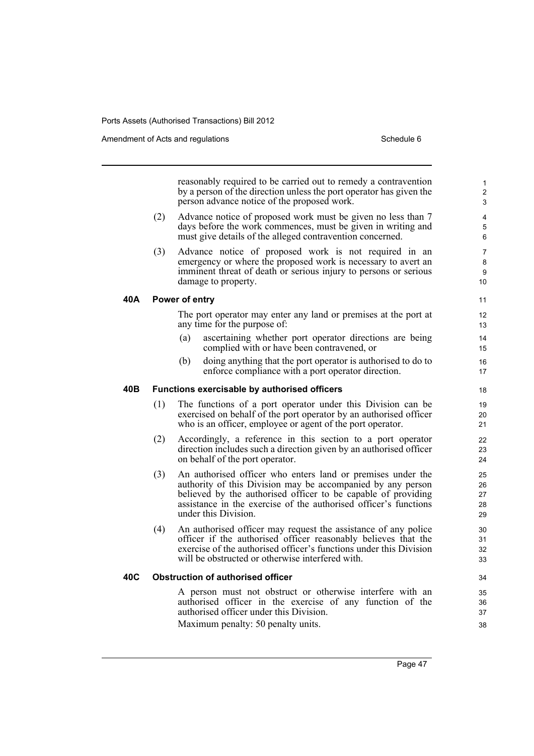reasonably required to be carried out to remedy a contravention by a person of the direction unless the port operator has given the person advance notice of the proposed work.

(2) Advance notice of proposed work must be given no less than 7 days before the work commences, must be given in writing and must give details of the alleged contravention concerned.

(3) Advance notice of proposed work is not required in an emergency or where the proposed work is necessary to avert an imminent threat of death or serious injury to persons or serious damage to property.

### 40A Power of entry

The port operator may enter any land or premises at the port at any time for the purpose of:

(a) ascertaining whether port operator directions are being complied with or have been contravened, or

(b) doing anything that the port operator is authorised to do to enforce compliance with a port operator direction.

### 40B Functions exercisable by authorised officers

(1) The functions of a port operator under this Division can be exercised on behalf of the port operator by an authorised officer who is an officer, employee or agent of the port operator.

(2) Accordingly, a reference in this section to a port operator direction includes such a direction given by an authorised officer on behalf of the port operator.

(3) An authorised officer who enters land or premises under the authority of this Division may be accompanied by any person believed by the authorised officer to be capable of providing assistance in the exercise of the authorised officer's functions under this Division.

(4) An authorised officer may request the assistance of any police officer if the authorised officer reasonably believes that the exercise of the authorised officer's functions under this Division will be obstructed or otherwise interfered with.

### 40C Obstruction of authorised officer

A person must not obstruct or otherwise interfere with an authorised officer in the exercise of any function of the authorised officer under this Division.

Maximum penalty: 50 penalty units.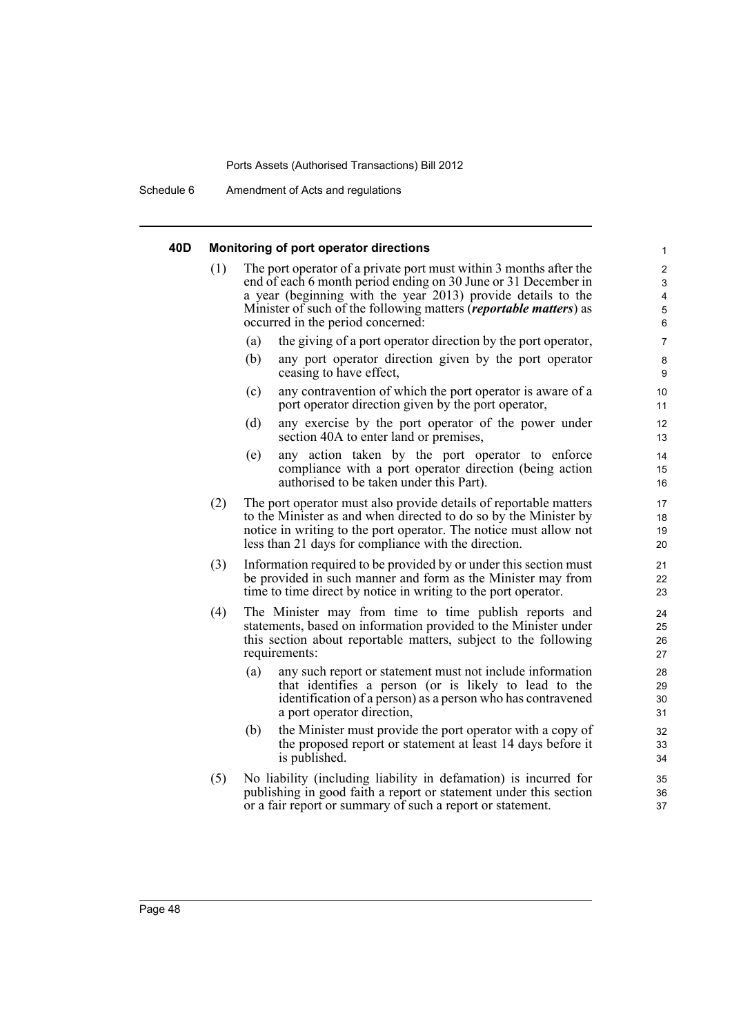#### 40D Monitoring of port operator directions

(1) The port operator of a private port must within 3 months after the end of each 6 month period ending on 30 June or 31 December in a year (beginning with the year 2013) provide details to the Minister of such of the following matters (***reportable matters***) as occurred in the period concerned:

- (a) the giving of a port operator direction by the port operator,
- (b) any port operator direction given by the port operator ceasing to have effect,
- (c) any contravention of which the port operator is aware of a port operator direction given by the port operator,
- (d) any exercise by the port operator of the power under section 40A to enter land or premises,
- (e) any action taken by the port operator to enforce compliance with a port operator direction (being action authorised to be taken under this Part).

(2) The port operator must also provide details of reportable matters to the Minister as and when directed to do so by the Minister by notice in writing to the port operator. The notice must allow not less than 21 days for compliance with the direction.

(3) Information required to be provided by or under this section must be provided in such manner and form as the Minister may from time to time direct by notice in writing to the port operator.

(4) The Minister may from time to time publish reports and statements, based on information provided to the Minister under this section about reportable matters, subject to the following requirements:

- (a) any such report or statement must not include information that identifies a person (or is likely to lead to the identification of a person) as a person who has contravened a port operator direction,
- (b) the Minister must provide the port operator with a copy of the proposed report or statement at least 14 days before it is published.

(5) No liability (including liability in defamation) is incurred for publishing in good faith a report or statement under this section or a fair report or summary of such a report or statement.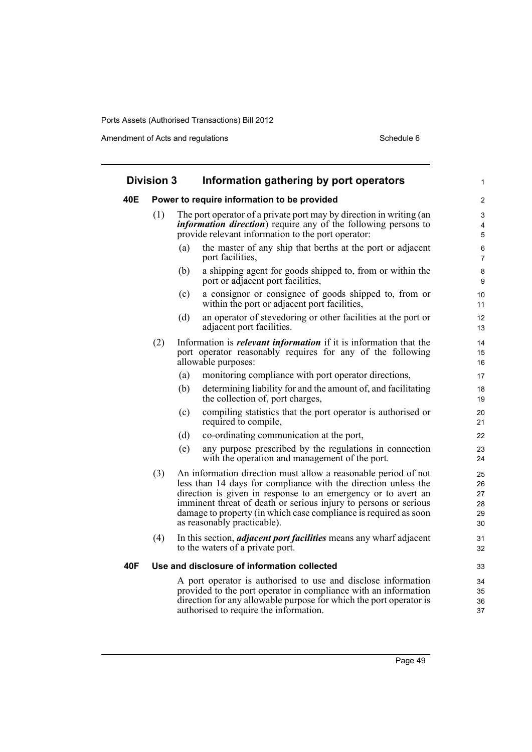## Division 3 Information gathering by port operators

### 40E Power to require information to be provided

(1) The port operator of a private port may by direction in writing (an ***information direction***) require any of the following persons to provide relevant information to the port operator:

- (a) the master of any ship that berths at the port or adjacent port facilities,
- (b) a shipping agent for goods shipped to, from or within the port or adjacent port facilities,
- (c) a consignor or consignee of goods shipped to, from or within the port or adjacent port facilities,
- (d) an operator of stevedoring or other facilities at the port or adjacent port facilities.

(2) Information is ***relevant information*** if it is information that the port operator reasonably requires for any of the following allowable purposes:

- (a) monitoring compliance with port operator directions,
- (b) determining liability for and the amount of, and facilitating the collection of, port charges,
- (c) compiling statistics that the port operator is authorised or required to compile,
- (d) co-ordinating communication at the port,
- (e) any purpose prescribed by the regulations in connection with the operation and management of the port.

(3) An information direction must allow a reasonable period of not less than 14 days for compliance with the direction unless the direction is given in response to an emergency or to avert an imminent threat of death or serious injury to persons or serious damage to property (in which case compliance is required as soon as reasonably practicable).

(4) In this section, ***adjacent port facilities*** means any wharf adjacent to the waters of a private port.

### 40F Use and disclosure of information collected

A port operator is authorised to use and disclose information provided to the port operator in compliance with an information direction for any allowable purpose for which the port operator is authorised to require the information.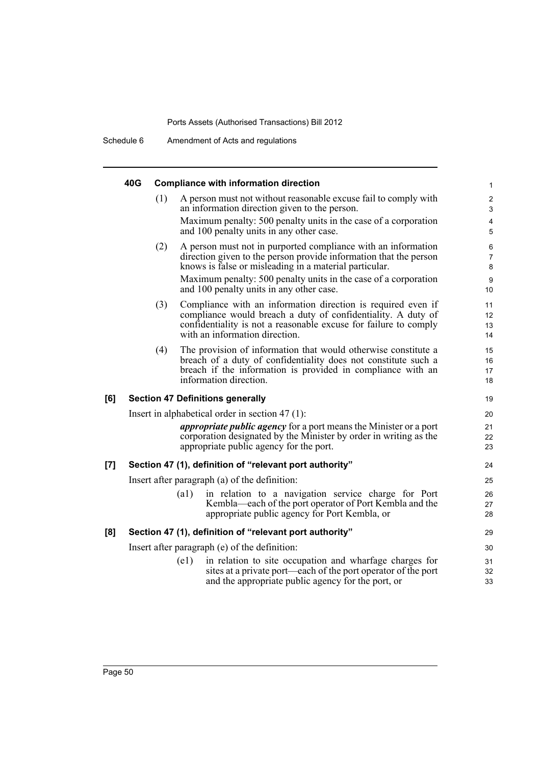#### 40G Compliance with information direction

(1) A person must not without reasonable excuse fail to comply with an information direction given to the person.

Maximum penalty: 500 penalty units in the case of a corporation and 100 penalty units in any other case.

(2) A person must not in purported compliance with an information direction given to the person provide information that the person knows is false or misleading in a material particular.

Maximum penalty: 500 penalty units in the case of a corporation and 100 penalty units in any other case.

(3) Compliance with an information direction is required even if compliance would breach a duty of confidentiality. A duty of confidentiality is not a reasonable excuse for failure to comply with an information direction.

(4) The provision of information that would otherwise constitute a breach of a duty of confidentiality does not constitute such a breach if the information is provided in compliance with an information direction.

### [6] Section 47 Definitions generally

Insert in alphabetical order in section 47 (1):

***appropriate public agency*** for a port means the Minister or a port corporation designated by the Minister by order in writing as the appropriate public agency for the port.

### [7] Section 47 (1), definition of "relevant port authority"

Insert after paragraph (a) of the definition:

(a1) in relation to a navigation service charge for Port Kembla—each of the port operator of Port Kembla and the appropriate public agency for Port Kembla, or

### [8] Section 47 (1), definition of "relevant port authority"

Insert after paragraph (e) of the definition:

(e1) in relation to site occupation and wharfage charges for sites at a private port—each of the port operator of the port and the appropriate public agency for the port, or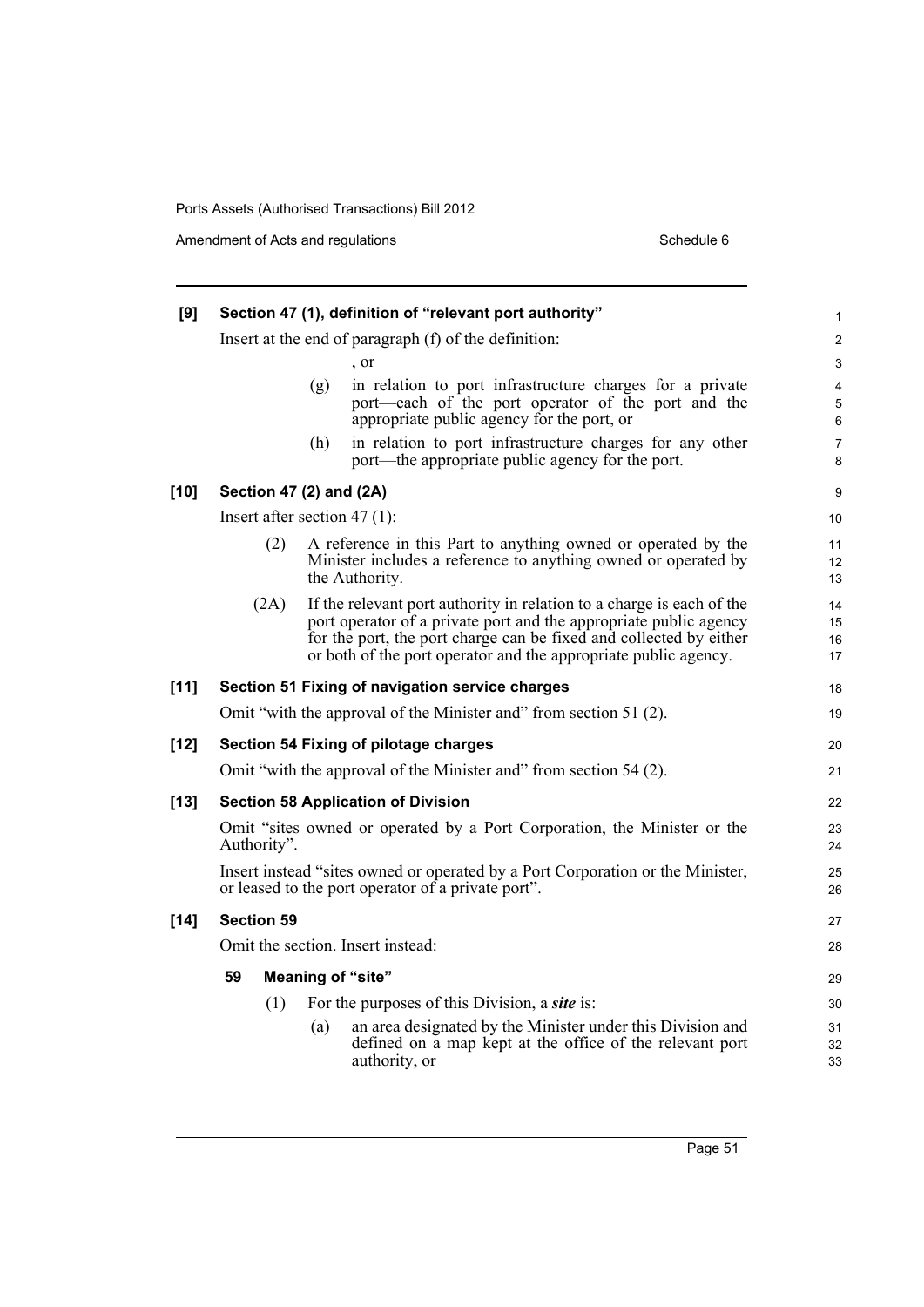**[9] Section 47 (1), definition of "relevant port authority"**

Insert at the end of paragraph (f) of the definition:

, or

(g) in relation to port infrastructure charges for a private port—each of the port operator of the port and the appropriate public agency for the port, or

(h) in relation to port infrastructure charges for any other port—the appropriate public agency for the port.

**[10] Section 47 (2) and (2A)**

Insert after section 47 (1):

(2) A reference in this Part to anything owned or operated by the Minister includes a reference to anything owned or operated by the Authority.

(2A) If the relevant port authority in relation to a charge is each of the port operator of a private port and the appropriate public agency for the port, the port charge can be fixed and collected by either or both of the port operator and the appropriate public agency.

**[11] Section 51 Fixing of navigation service charges**

Omit "with the approval of the Minister and" from section 51 (2).

**[12] Section 54 Fixing of pilotage charges**

Omit "with the approval of the Minister and" from section 54 (2).

**[13] Section 58 Application of Division**

Omit "sites owned or operated by a Port Corporation, the Minister or the Authority".

Insert instead "sites owned or operated by a Port Corporation or the Minister, or leased to the port operator of a private port".

**[14] Section 59**

Omit the section. Insert instead:

**59 Meaning of "site"**

(1) For the purposes of this Division, a ***site*** is:

(a) an area designated by the Minister under this Division and defined on a map kept at the office of the relevant port authority, or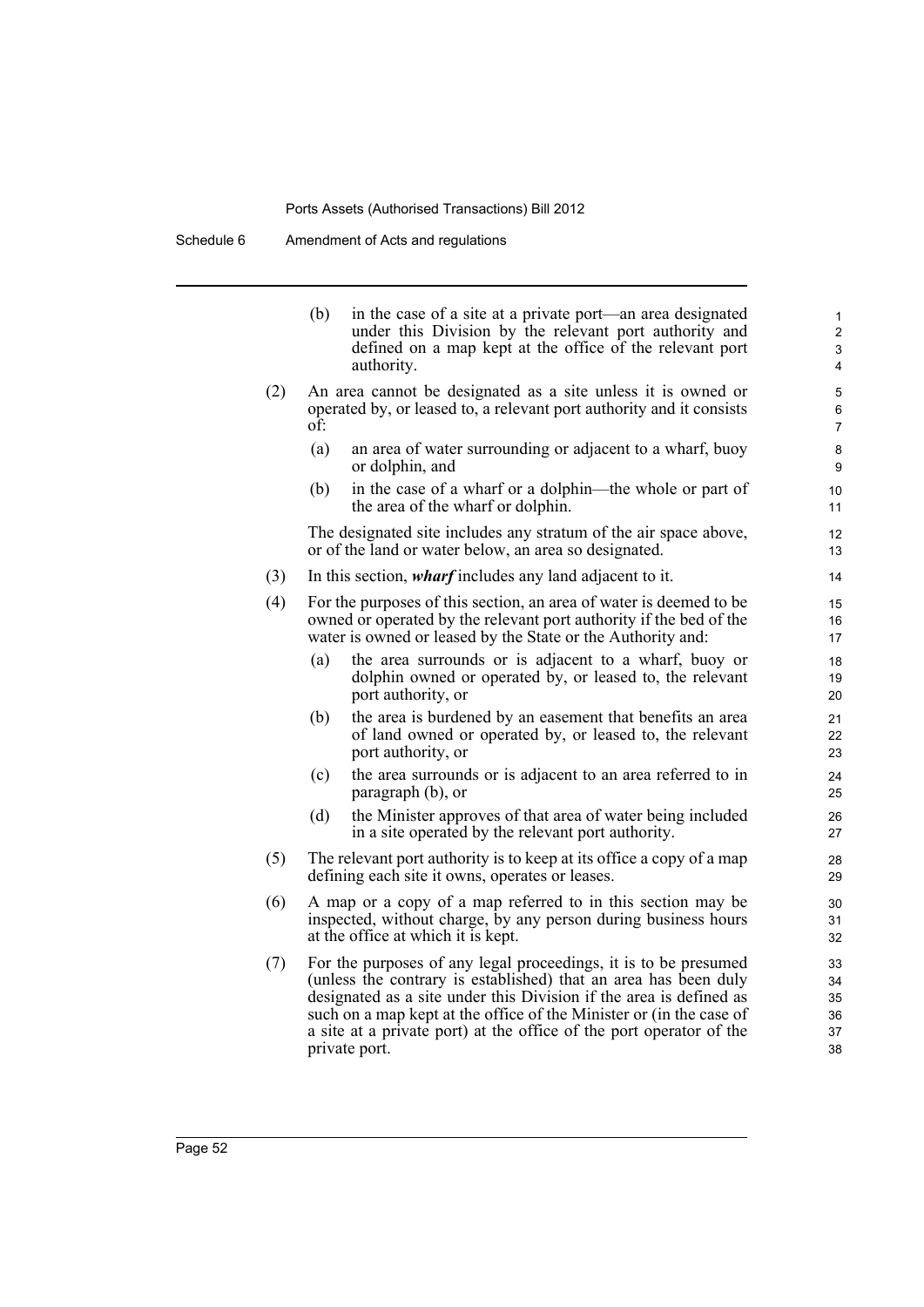(b) in the case of a site at a private port—an area designated under this Division by the relevant port authority and defined on a map kept at the office of the relevant port authority.

(2) An area cannot be designated as a site unless it is owned or operated by, or leased to, a relevant port authority and it consists of:

(a) an area of water surrounding or adjacent to a wharf, buoy or dolphin, and

(b) in the case of a wharf or a dolphin—the whole or part of the area of the wharf or dolphin.

The designated site includes any stratum of the air space above, or of the land or water below, an area so designated.

(3) In this section, ***wharf*** includes any land adjacent to it.

(4) For the purposes of this section, an area of water is deemed to be owned or operated by the relevant port authority if the bed of the water is owned or leased by the State or the Authority and:

(a) the area surrounds or is adjacent to a wharf, buoy or dolphin owned or operated by, or leased to, the relevant port authority, or

(b) the area is burdened by an easement that benefits an area of land owned or operated by, or leased to, the relevant port authority, or

(c) the area surrounds or is adjacent to an area referred to in paragraph (b), or

(d) the Minister approves of that area of water being included in a site operated by the relevant port authority.

(5) The relevant port authority is to keep at its office a copy of a map defining each site it owns, operates or leases.

(6) A map or a copy of a map referred to in this section may be inspected, without charge, by any person during business hours at the office at which it is kept.

(7) For the purposes of any legal proceedings, it is to be presumed (unless the contrary is established) that an area has been duly designated as a site under this Division if the area is defined as such on a map kept at the office of the Minister or (in the case of a site at a private port) at the office of the port operator of the private port.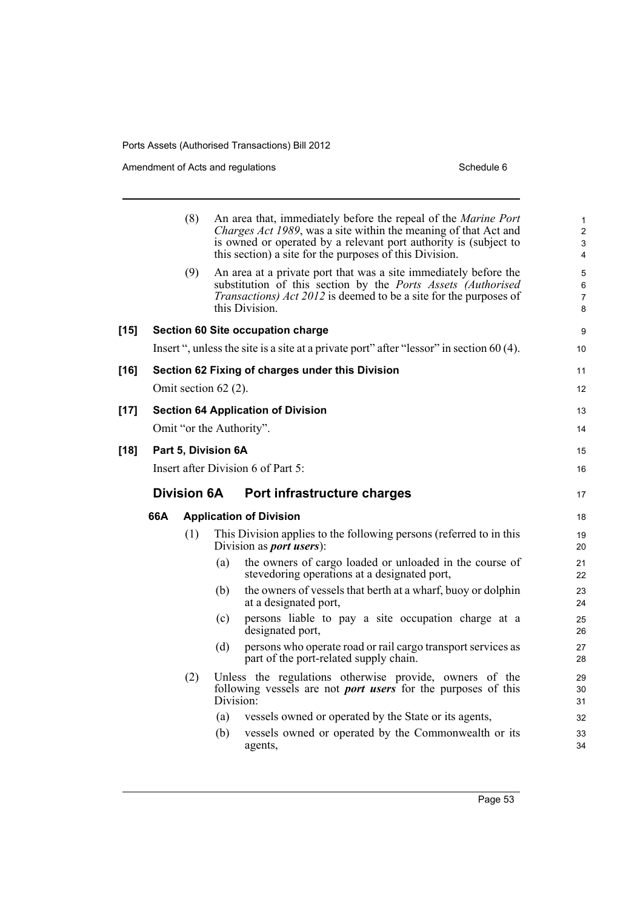(8) An area that, immediately before the repeal of the *Marine Port Charges Act 1989*, was a site within the meaning of that Act and is owned or operated by a relevant port authority is (subject to this section) a site for the purposes of this Division.

(9) An area at a private port that was a site immediately before the substitution of this section by the *Ports Assets (Authorised Transactions) Act 2012* is deemed to be a site for the purposes of this Division.

**[15] Section 60 Site occupation charge**

Insert ", unless the site is a site at a private port" after "lessor" in section 60 (4).

**[16] Section 62 Fixing of charges under this Division**

Omit section 62 (2).

**[17] Section 64 Application of Division**

Omit "or the Authority".

**[18] Part 5, Division 6A**

Insert after Division 6 of Part 5:

## Division 6A Port infrastructure charges

**66A Application of Division**

(1) This Division applies to the following persons (referred to in this Division as ***port users***):

(a) the owners of cargo loaded or unloaded in the course of stevedoring operations at a designated port,

(b) the owners of vessels that berth at a wharf, buoy or dolphin at a designated port,

(c) persons liable to pay a site occupation charge at a designated port,

(d) persons who operate road or rail cargo transport services as part of the port-related supply chain.

(2) Unless the regulations otherwise provide, owners of the following vessels are not ***port users*** for the purposes of this Division:

(a) vessels owned or operated by the State or its agents,

(b) vessels owned or operated by the Commonwealth or its agents,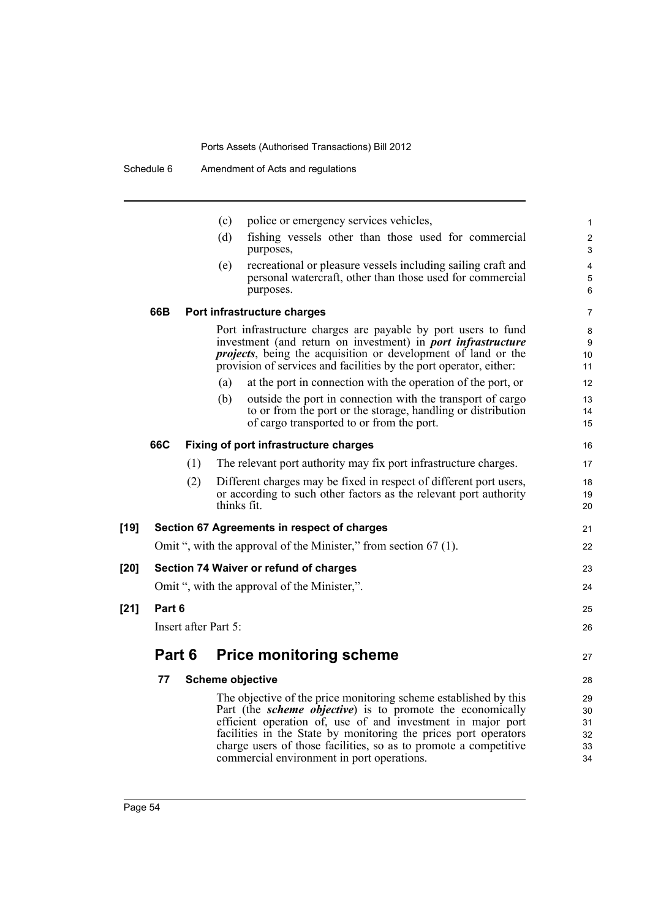(c) police or emergency services vehicles,

(d) fishing vessels other than those used for commercial purposes,

(e) recreational or pleasure vessels including sailing craft and personal watercraft, other than those used for commercial purposes.

#### 66B Port infrastructure charges

Port infrastructure charges are payable by port users to fund investment (and return on investment) in ***port infrastructure projects***, being the acquisition or development of land or the provision of services and facilities by the port operator, either:

(a) at the port in connection with the operation of the port, or

(b) outside the port in connection with the transport of cargo to or from the port or the storage, handling or distribution of cargo transported to or from the port.

#### 66C Fixing of port infrastructure charges

(1) The relevant port authority may fix port infrastructure charges.

(2) Different charges may be fixed in respect of different port users, or according to such other factors as the relevant port authority thinks fit.

### [19] Section 67 Agreements in respect of charges

Omit ", with the approval of the Minister," from section 67 (1).

### [20] Section 74 Waiver or refund of charges

Omit ", with the approval of the Minister,".

### [21] Part 6

Insert after Part 5:

## Part 6 Price monitoring scheme

#### 77 Scheme objective

The objective of the price monitoring scheme established by this Part (the ***scheme objective***) is to promote the economically efficient operation of, use of and investment in major port facilities in the State by monitoring the prices port operators charge users of those facilities, so as to promote a competitive commercial environment in port operations.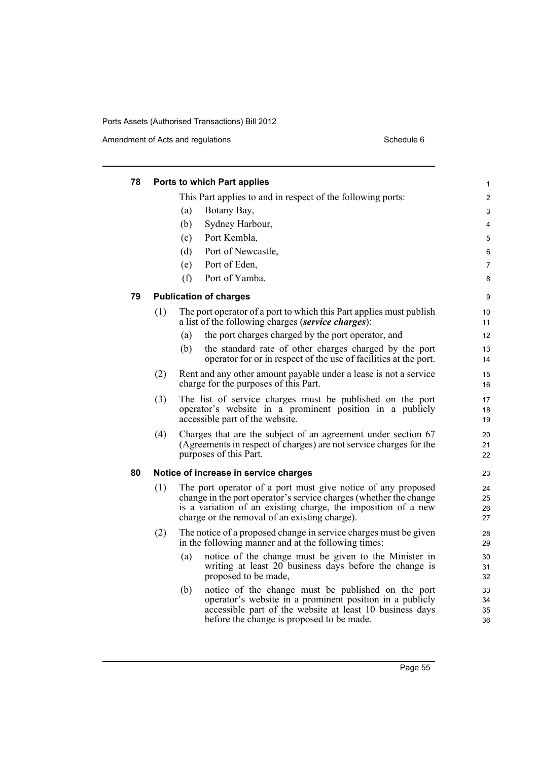### 78 Ports to which Part applies

This Part applies to and in respect of the following ports:

(a) Botany Bay,

(b) Sydney Harbour,

(c) Port Kembla,

(d) Port of Newcastle,

(e) Port of Eden,

(f) Port of Yamba.

### 79 Publication of charges

(1) The port operator of a port to which this Part applies must publish a list of the following charges (***service charges***):

(a) the port charges charged by the port operator, and

(b) the standard rate of other charges charged by the port operator for or in respect of the use of facilities at the port.

(2) Rent and any other amount payable under a lease is not a service charge for the purposes of this Part.

(3) The list of service charges must be published on the port operator's website in a prominent position in a publicly accessible part of the website.

(4) Charges that are the subject of an agreement under section 67 (Agreements in respect of charges) are not service charges for the purposes of this Part.

### 80 Notice of increase in service charges

(1) The port operator of a port must give notice of any proposed change in the port operator's service charges (whether the change is a variation of an existing charge, the imposition of a new charge or the removal of an existing charge).

(2) The notice of a proposed change in service charges must be given in the following manner and at the following times:

(a) notice of the change must be given to the Minister in writing at least 20 business days before the change is proposed to be made,

(b) notice of the change must be published on the port operator's website in a prominent position in a publicly accessible part of the website at least 10 business days before the change is proposed to be made.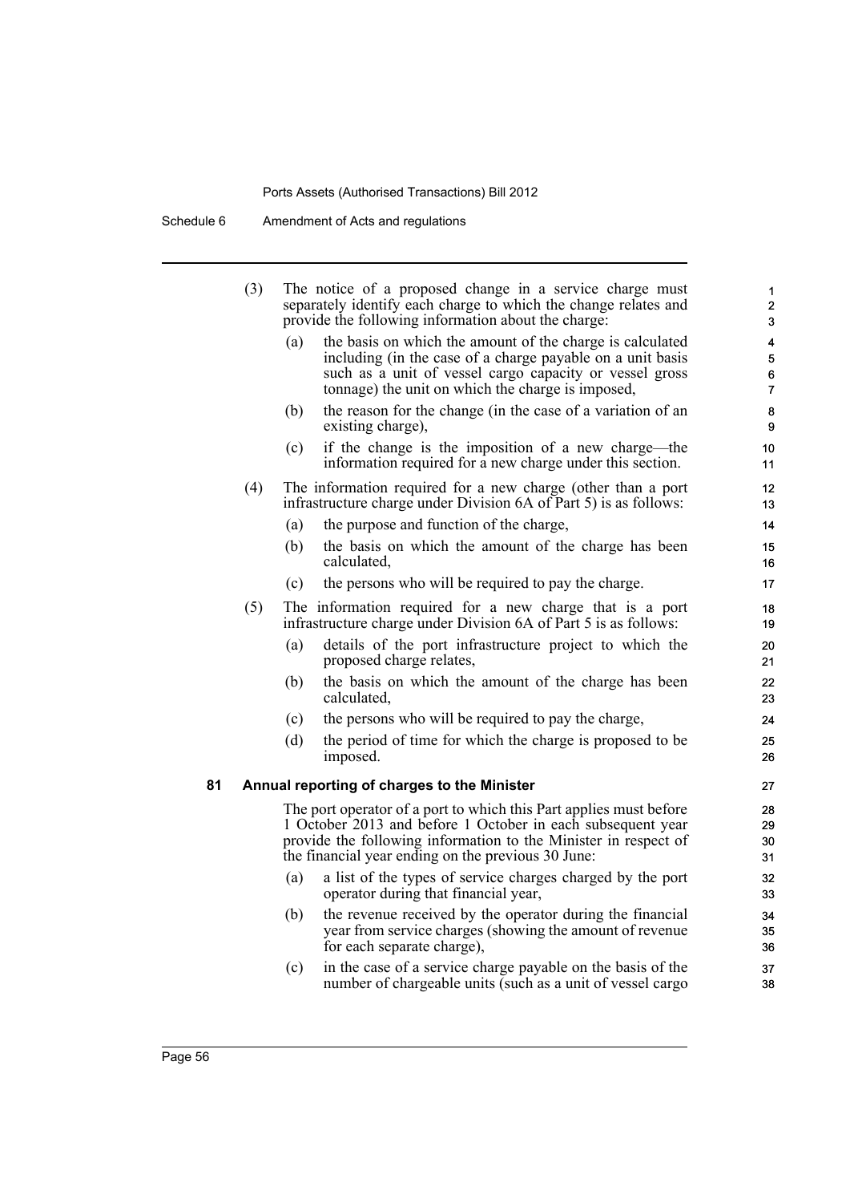(3) The notice of a proposed change in a service charge must separately identify each charge to which the change relates and provide the following information about the charge:

(a) the basis on which the amount of the charge is calculated including (in the case of a charge payable on a unit basis such as a unit of vessel cargo capacity or vessel gross tonnage) the unit on which the charge is imposed,

(b) the reason for the change (in the case of a variation of an existing charge),

(c) if the change is the imposition of a new charge—the information required for a new charge under this section.

(4) The information required for a new charge (other than a port infrastructure charge under Division 6A of Part 5) is as follows:

(a) the purpose and function of the charge,

(b) the basis on which the amount of the charge has been calculated,

(c) the persons who will be required to pay the charge.

(5) The information required for a new charge that is a port infrastructure charge under Division 6A of Part 5 is as follows:

(a) details of the port infrastructure project to which the proposed charge relates,

(b) the basis on which the amount of the charge has been calculated,

(c) the persons who will be required to pay the charge,

(d) the period of time for which the charge is proposed to be imposed.

### 81 Annual reporting of charges to the Minister

The port operator of a port to which this Part applies must before 1 October 2013 and before 1 October in each subsequent year provide the following information to the Minister in respect of the financial year ending on the previous 30 June:

(a) a list of the types of service charges charged by the port operator during that financial year,

(b) the revenue received by the operator during the financial year from service charges (showing the amount of revenue for each separate charge),

(c) in the case of a service charge payable on the basis of the number of chargeable units (such as a unit of vessel cargo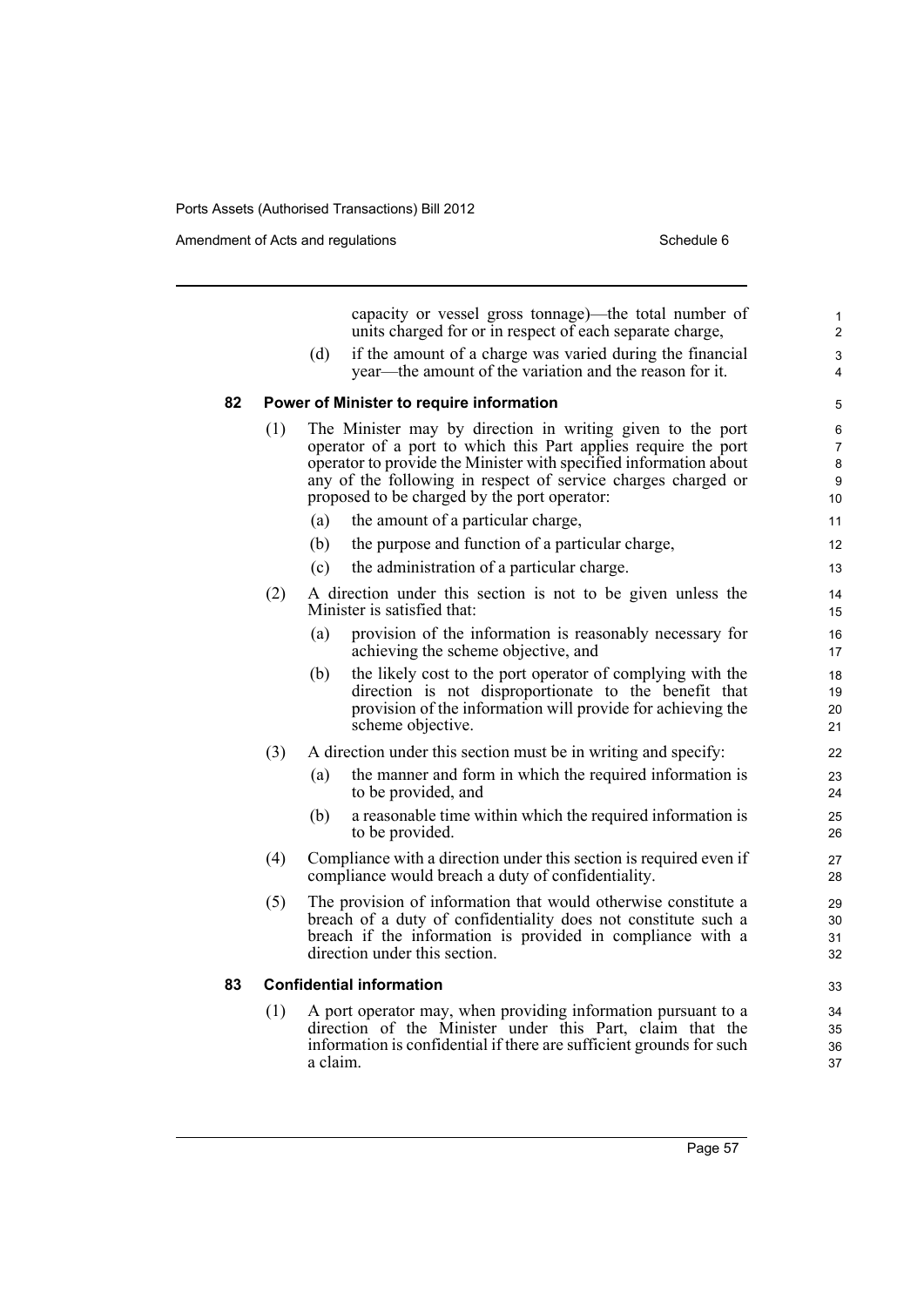capacity or vessel gross tonnage)—the total number of units charged for or in respect of each separate charge,

(d) if the amount of a charge was varied during the financial year—the amount of the variation and the reason for it.

### 82 Power of Minister to require information

(1) The Minister may by direction in writing given to the port operator of a port to which this Part applies require the port operator to provide the Minister with specified information about any of the following in respect of service charges charged or proposed to be charged by the port operator:

(a) the amount of a particular charge,

(b) the purpose and function of a particular charge,

(c) the administration of a particular charge.

(2) A direction under this section is not to be given unless the Minister is satisfied that:

(a) provision of the information is reasonably necessary for achieving the scheme objective, and

(b) the likely cost to the port operator of complying with the direction is not disproportionate to the benefit that provision of the information will provide for achieving the scheme objective.

(3) A direction under this section must be in writing and specify:

(a) the manner and form in which the required information is to be provided, and

(b) a reasonable time within which the required information is to be provided.

(4) Compliance with a direction under this section is required even if compliance would breach a duty of confidentiality.

(5) The provision of information that would otherwise constitute a breach of a duty of confidentiality does not constitute such a breach if the information is provided in compliance with a direction under this section.

### 83 Confidential information

(1) A port operator may, when providing information pursuant to a direction of the Minister under this Part, claim that the information is confidential if there are sufficient grounds for such a claim.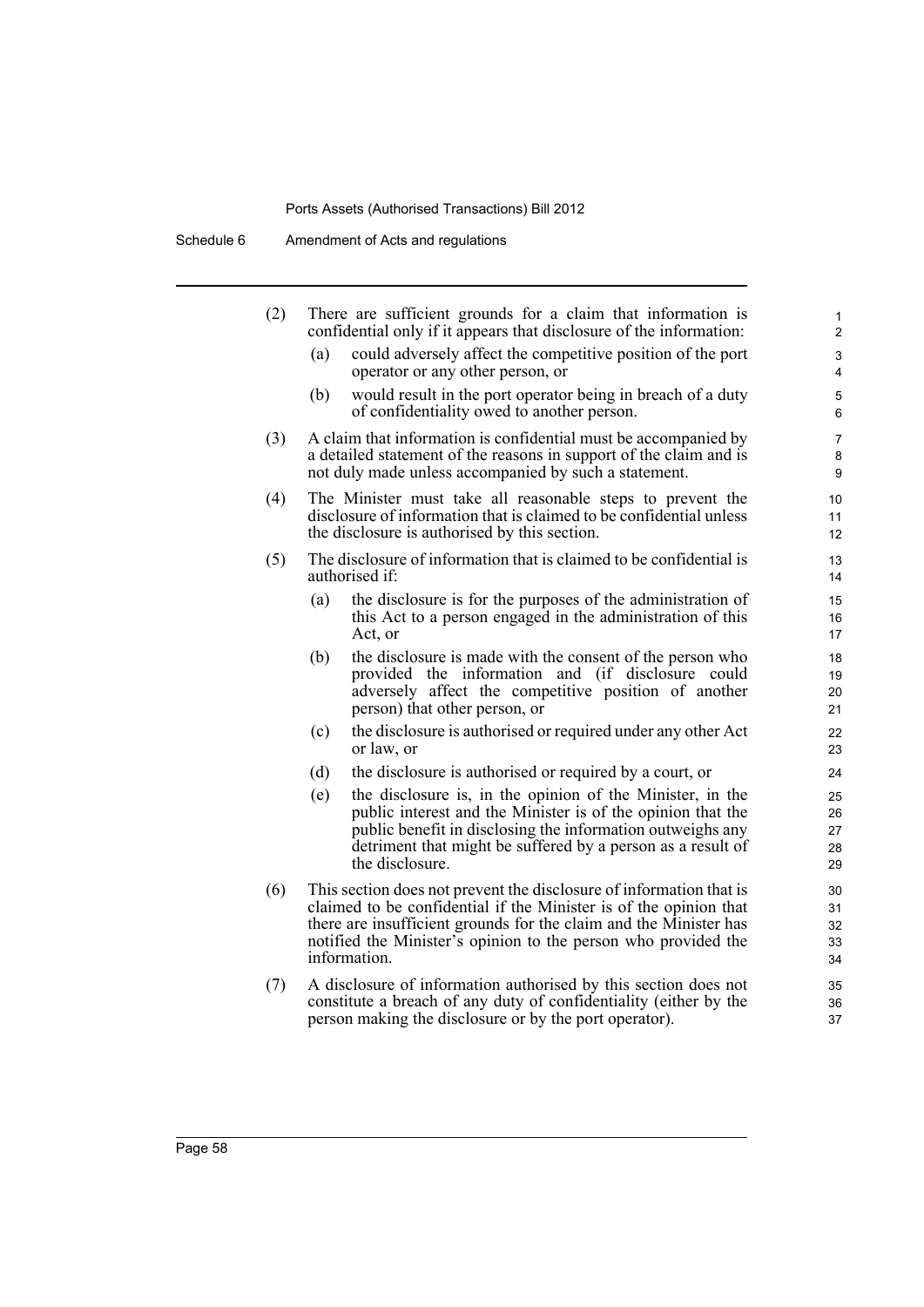(2) There are sufficient grounds for a claim that information is confidential only if it appears that disclosure of the information:

   (a) could adversely affect the competitive position of the port operator or any other person, or

   (b) would result in the port operator being in breach of a duty of confidentiality owed to another person.

(3) A claim that information is confidential must be accompanied by a detailed statement of the reasons in support of the claim and is not duly made unless accompanied by such a statement.

(4) The Minister must take all reasonable steps to prevent the disclosure of information that is claimed to be confidential unless the disclosure is authorised by this section.

(5) The disclosure of information that is claimed to be confidential is authorised if:

   (a) the disclosure is for the purposes of the administration of this Act to a person engaged in the administration of this Act, or

   (b) the disclosure is made with the consent of the person who provided the information and (if disclosure could adversely affect the competitive position of another person) that other person, or

   (c) the disclosure is authorised or required under any other Act or law, or

   (d) the disclosure is authorised or required by a court, or

   (e) the disclosure is, in the opinion of the Minister, in the public interest and the Minister is of the opinion that the public benefit in disclosing the information outweighs any detriment that might be suffered by a person as a result of the disclosure.

(6) This section does not prevent the disclosure of information that is claimed to be confidential if the Minister is of the opinion that there are insufficient grounds for the claim and the Minister has notified the Minister's opinion to the person who provided the information.

(7) A disclosure of information authorised by this section does not constitute a breach of any duty of confidentiality (either by the person making the disclosure or by the port operator).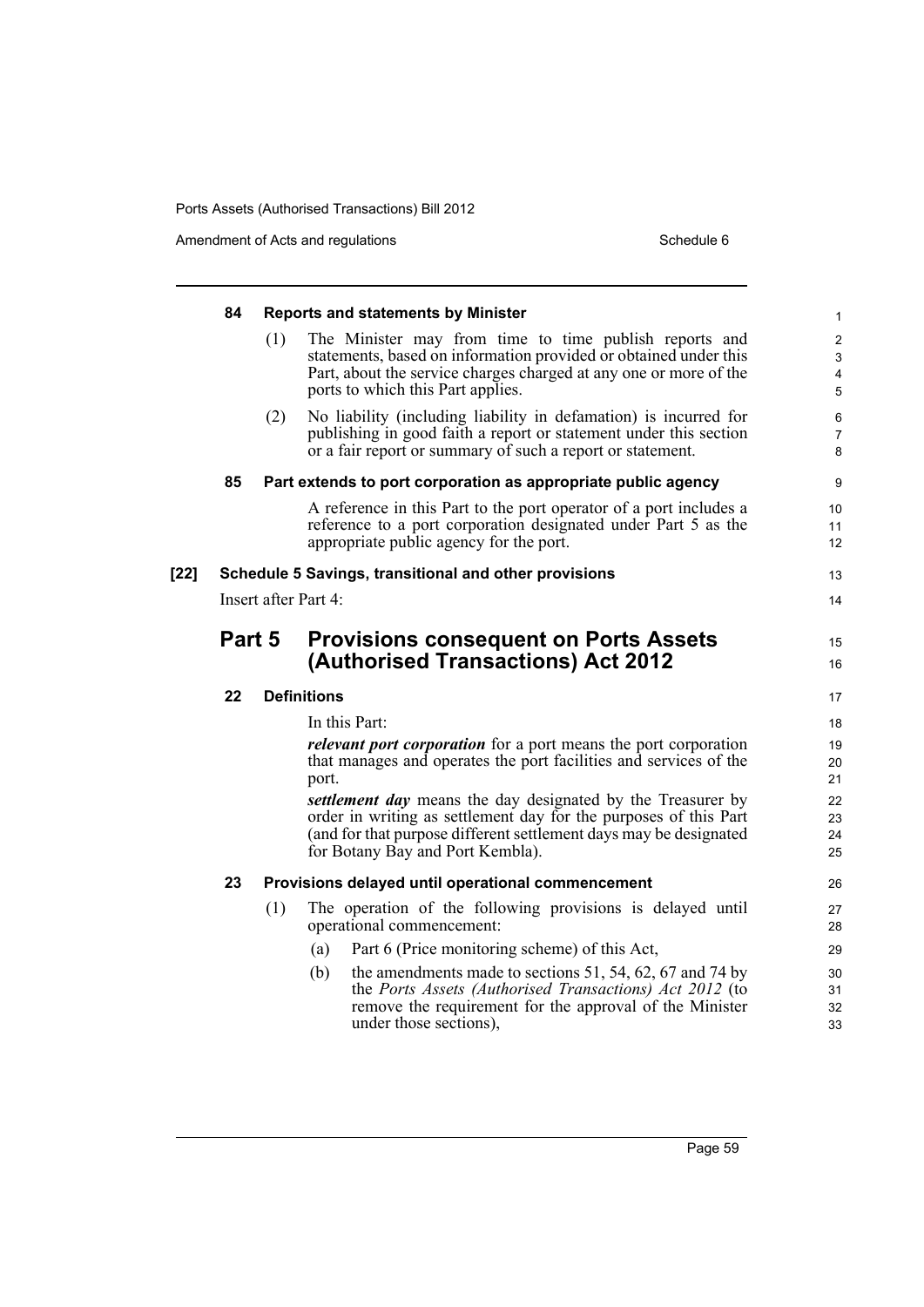#### 84 Reports and statements by Minister

(1) The Minister may from time to time publish reports and statements, based on information provided or obtained under this Part, about the service charges charged at any one or more of the ports to which this Part applies.

(2) No liability (including liability in defamation) is incurred for publishing in good faith a report or statement under this section or a fair report or summary of such a report or statement.

#### 85 Part extends to port corporation as appropriate public agency

A reference in this Part to the port operator of a port includes a reference to a port corporation designated under Part 5 as the appropriate public agency for the port.

#### [22] Schedule 5 Savings, transitional and other provisions

Insert after Part 4:

## Part 5 Provisions consequent on Ports Assets (Authorised Transactions) Act 2012

#### 22 Definitions

In this Part:

***relevant port corporation*** for a port means the port corporation that manages and operates the port facilities and services of the port.

***settlement day*** means the day designated by the Treasurer by order in writing as settlement day for the purposes of this Part (and for that purpose different settlement days may be designated for Botany Bay and Port Kembla).

#### 23 Provisions delayed until operational commencement

(1) The operation of the following provisions is delayed until operational commencement:

- (a) Part 6 (Price monitoring scheme) of this Act,
- (b) the amendments made to sections 51, 54, 62, 67 and 74 by the *Ports Assets (Authorised Transactions) Act 2012* (to remove the requirement for the approval of the Minister under those sections),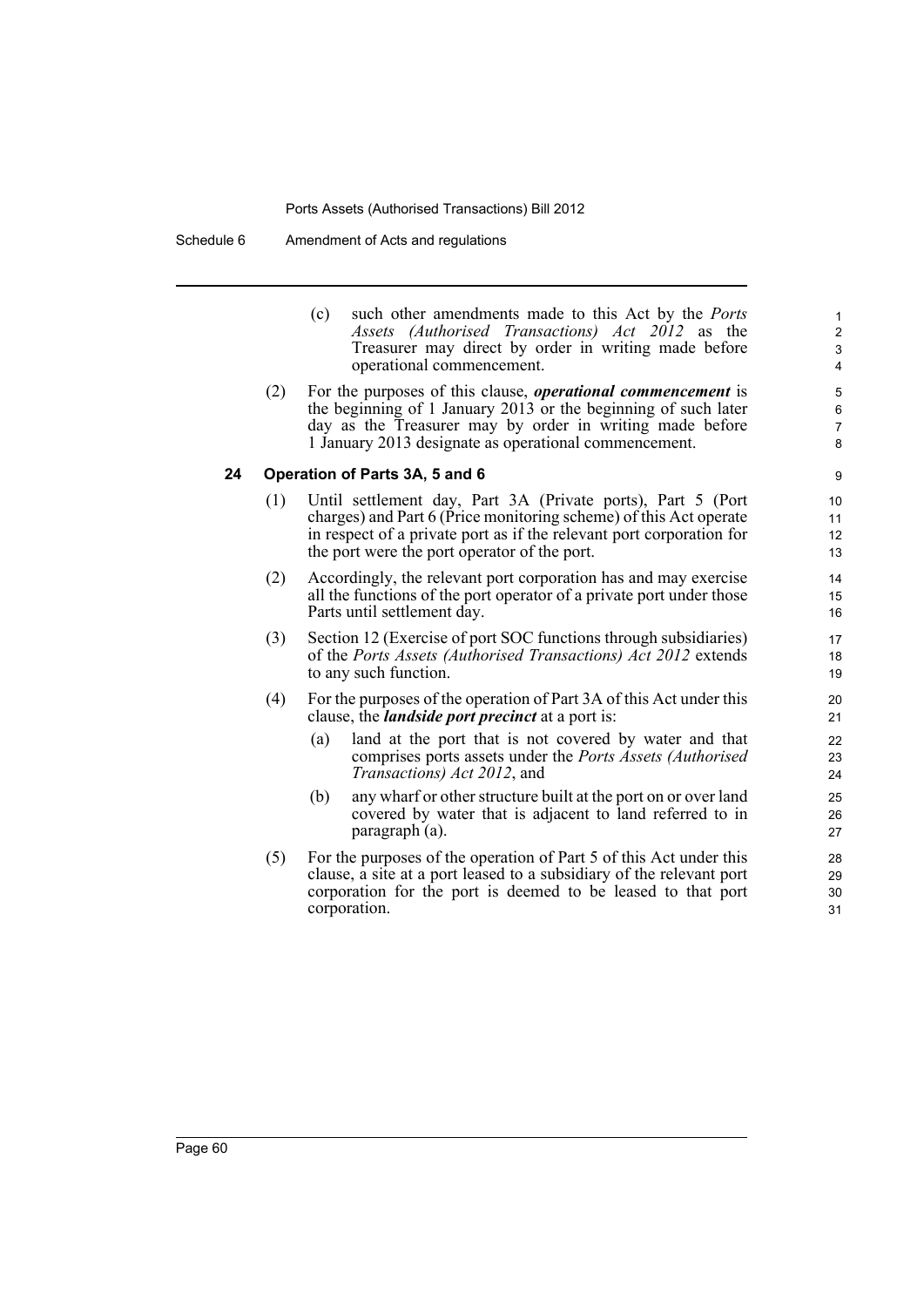(c) such other amendments made to this Act by the *Ports Assets (Authorised Transactions) Act 2012* as the Treasurer may direct by order in writing made before operational commencement.

(2) For the purposes of this clause, ***operational commencement*** is the beginning of 1 January 2013 or the beginning of such later day as the Treasurer may by order in writing made before 1 January 2013 designate as operational commencement.

### 24 Operation of Parts 3A, 5 and 6

(1) Until settlement day, Part 3A (Private ports), Part 5 (Port charges) and Part 6 (Price monitoring scheme) of this Act operate in respect of a private port as if the relevant port corporation for the port were the port operator of the port.

(2) Accordingly, the relevant port corporation has and may exercise all the functions of the port operator of a private port under those Parts until settlement day.

(3) Section 12 (Exercise of port SOC functions through subsidiaries) of the *Ports Assets (Authorised Transactions) Act 2012* extends to any such function.

(4) For the purposes of the operation of Part 3A of this Act under this clause, the ***landside port precinct*** at a port is:

(a) land at the port that is not covered by water and that comprises ports assets under the *Ports Assets (Authorised Transactions) Act 2012*, and

(b) any wharf or other structure built at the port on or over land covered by water that is adjacent to land referred to in paragraph (a).

(5) For the purposes of the operation of Part 5 of this Act under this clause, a site at a port leased to a subsidiary of the relevant port corporation for the port is deemed to be leased to that port corporation.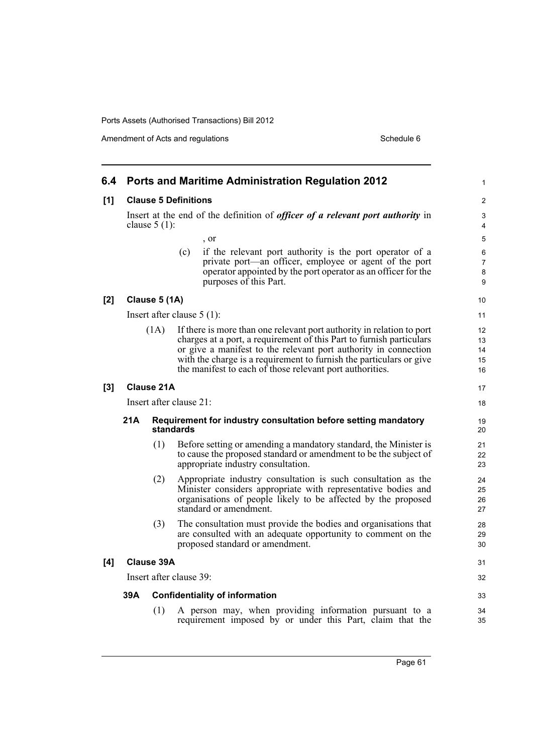## 6.4 Ports and Maritime Administration Regulation 2012

### [1] Clause 5 Definitions

Insert at the end of the definition of ***officer of a relevant port authority*** in clause 5 (1):

, or

(c) if the relevant port authority is the port operator of a private port—an officer, employee or agent of the port operator appointed by the port operator as an officer for the purposes of this Part.

### [2] Clause 5 (1A)

Insert after clause 5 (1):

(1A) If there is more than one relevant port authority in relation to port charges at a port, a requirement of this Part to furnish particulars or give a manifest to the relevant port authority in connection with the charge is a requirement to furnish the particulars or give the manifest to each of those relevant port authorities.

### [3] Clause 21A

Insert after clause 21:

#### 21A Requirement for industry consultation before setting mandatory standards

(1) Before setting or amending a mandatory standard, the Minister is to cause the proposed standard or amendment to be the subject of appropriate industry consultation.

(2) Appropriate industry consultation is such consultation as the Minister considers appropriate with representative bodies and organisations of people likely to be affected by the proposed standard or amendment.

(3) The consultation must provide the bodies and organisations that are consulted with an adequate opportunity to comment on the proposed standard or amendment.

### [4] Clause 39A

Insert after clause 39:

#### 39A Confidentiality of information

(1) A person may, when providing information pursuant to a requirement imposed by or under this Part, claim that the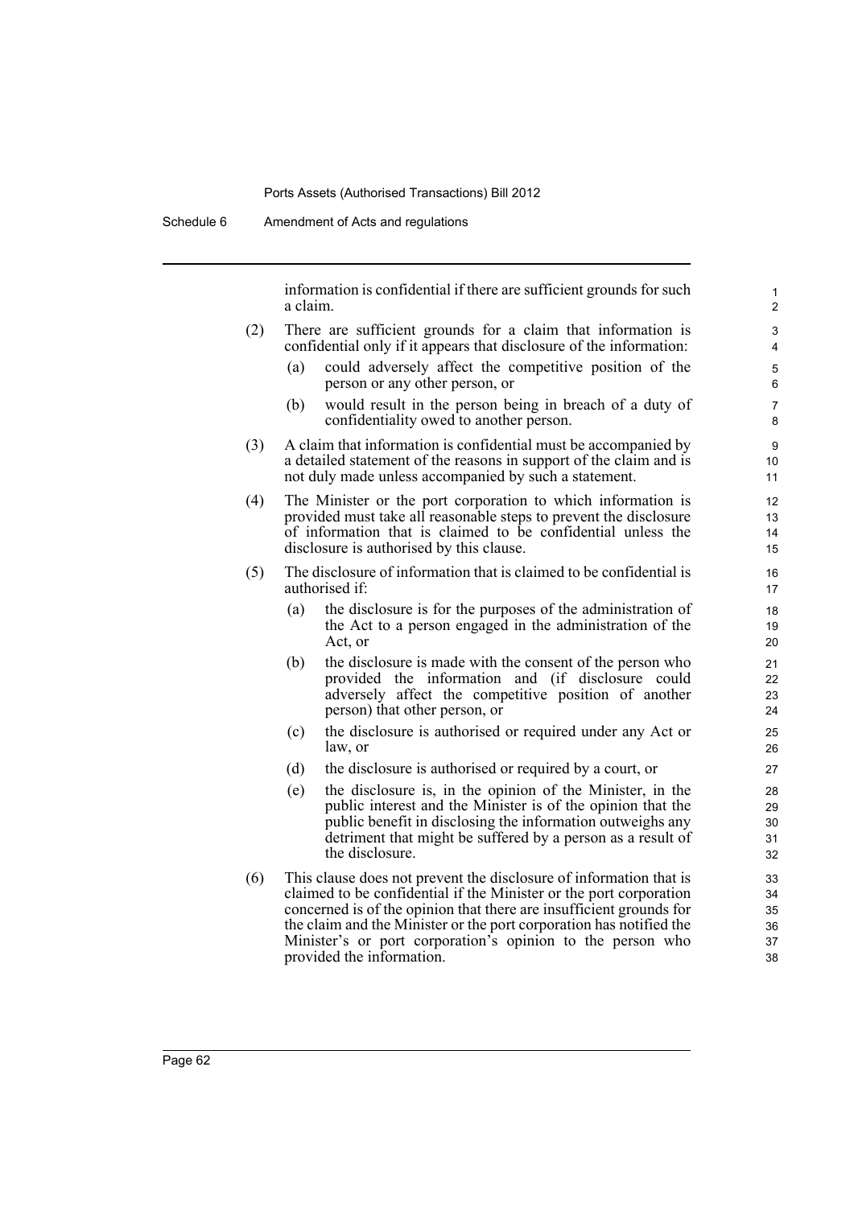information is confidential if there are sufficient grounds for such a claim.

(2) There are sufficient grounds for a claim that information is confidential only if it appears that disclosure of the information:

(a) could adversely affect the competitive position of the person or any other person, or

(b) would result in the person being in breach of a duty of confidentiality owed to another person.

(3) A claim that information is confidential must be accompanied by a detailed statement of the reasons in support of the claim and is not duly made unless accompanied by such a statement.

(4) The Minister or the port corporation to which information is provided must take all reasonable steps to prevent the disclosure of information that is claimed to be confidential unless the disclosure is authorised by this clause.

(5) The disclosure of information that is claimed to be confidential is authorised if:

(a) the disclosure is for the purposes of the administration of the Act to a person engaged in the administration of the Act, or

(b) the disclosure is made with the consent of the person who provided the information and (if disclosure could adversely affect the competitive position of another person) that other person, or

(c) the disclosure is authorised or required under any Act or law, or

(d) the disclosure is authorised or required by a court, or

(e) the disclosure is, in the opinion of the Minister, in the public interest and the Minister is of the opinion that the public benefit in disclosing the information outweighs any detriment that might be suffered by a person as a result of the disclosure.

(6) This clause does not prevent the disclosure of information that is claimed to be confidential if the Minister or the port corporation concerned is of the opinion that there are insufficient grounds for the claim and the Minister or the port corporation has notified the Minister's or port corporation's opinion to the person who provided the information.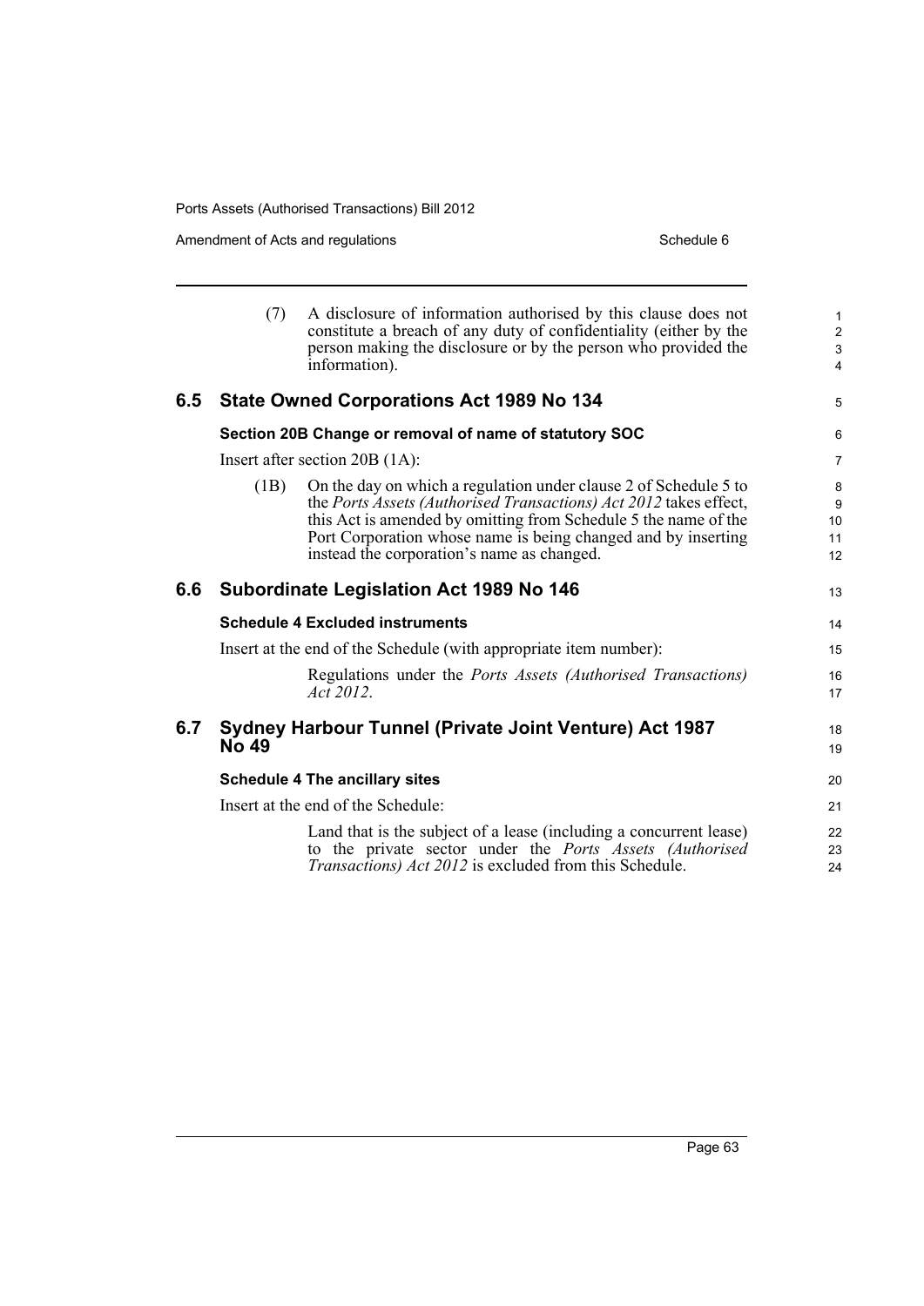(7) A disclosure of information authorised by this clause does not constitute a breach of any duty of confidentiality (either by the person making the disclosure or by the person who provided the information).

## 6.5 State Owned Corporations Act 1989 No 134

### Section 20B Change or removal of name of statutory SOC

Insert after section 20B (1A):

(1B) On the day on which a regulation under clause 2 of Schedule 5 to the *Ports Assets (Authorised Transactions) Act 2012* takes effect, this Act is amended by omitting from Schedule 5 the name of the Port Corporation whose name is being changed and by inserting instead the corporation's name as changed.

## 6.6 Subordinate Legislation Act 1989 No 146

### Schedule 4 Excluded instruments

Insert at the end of the Schedule (with appropriate item number):

Regulations under the *Ports Assets (Authorised Transactions) Act 2012*.

## 6.7 Sydney Harbour Tunnel (Private Joint Venture) Act 1987 No 49

### Schedule 4 The ancillary sites

Insert at the end of the Schedule:

Land that is the subject of a lease (including a concurrent lease) to the private sector under the *Ports Assets (Authorised Transactions) Act 2012* is excluded from this Schedule.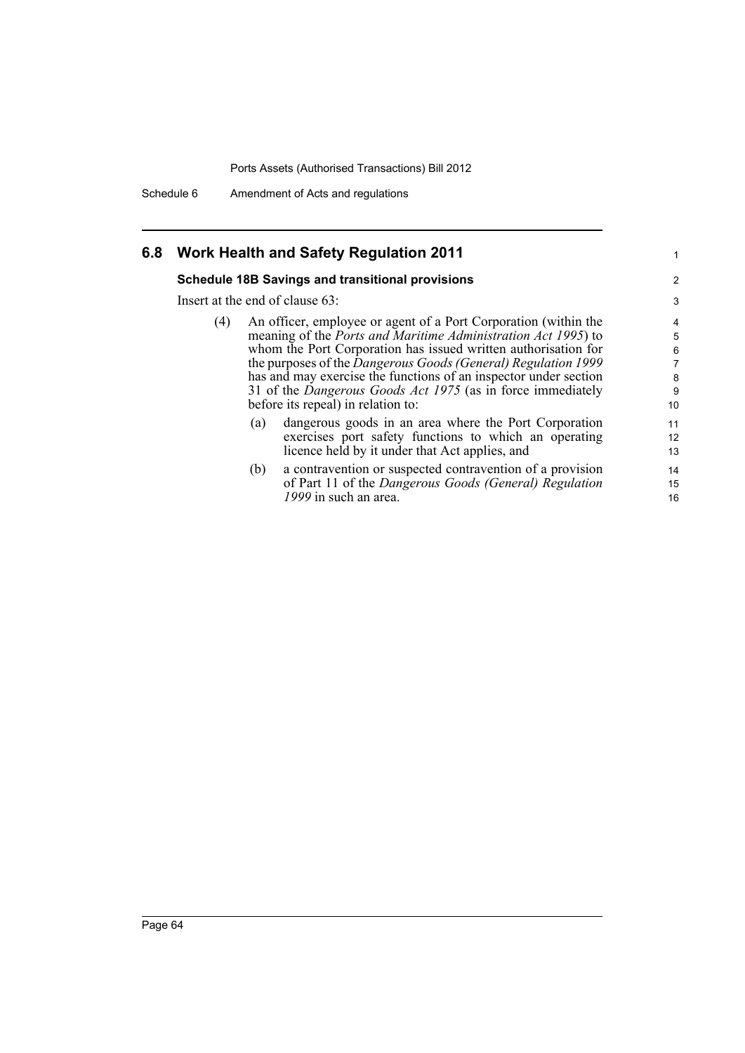## 6.8 Work Health and Safety Regulation 2011

### Schedule 18B Savings and transitional provisions

Insert at the end of clause 63:

(4) An officer, employee or agent of a Port Corporation (within the meaning of the *Ports and Maritime Administration Act 1995*) to whom the Port Corporation has issued written authorisation for the purposes of the *Dangerous Goods (General) Regulation 1999* has and may exercise the functions of an inspector under section 31 of the *Dangerous Goods Act 1975* (as in force immediately before its repeal) in relation to:

- (a) dangerous goods in an area where the Port Corporation exercises port safety functions to which an operating licence held by it under that Act applies, and
- (b) a contravention or suspected contravention of a provision of Part 11 of the *Dangerous Goods (General) Regulation 1999* in such an area.